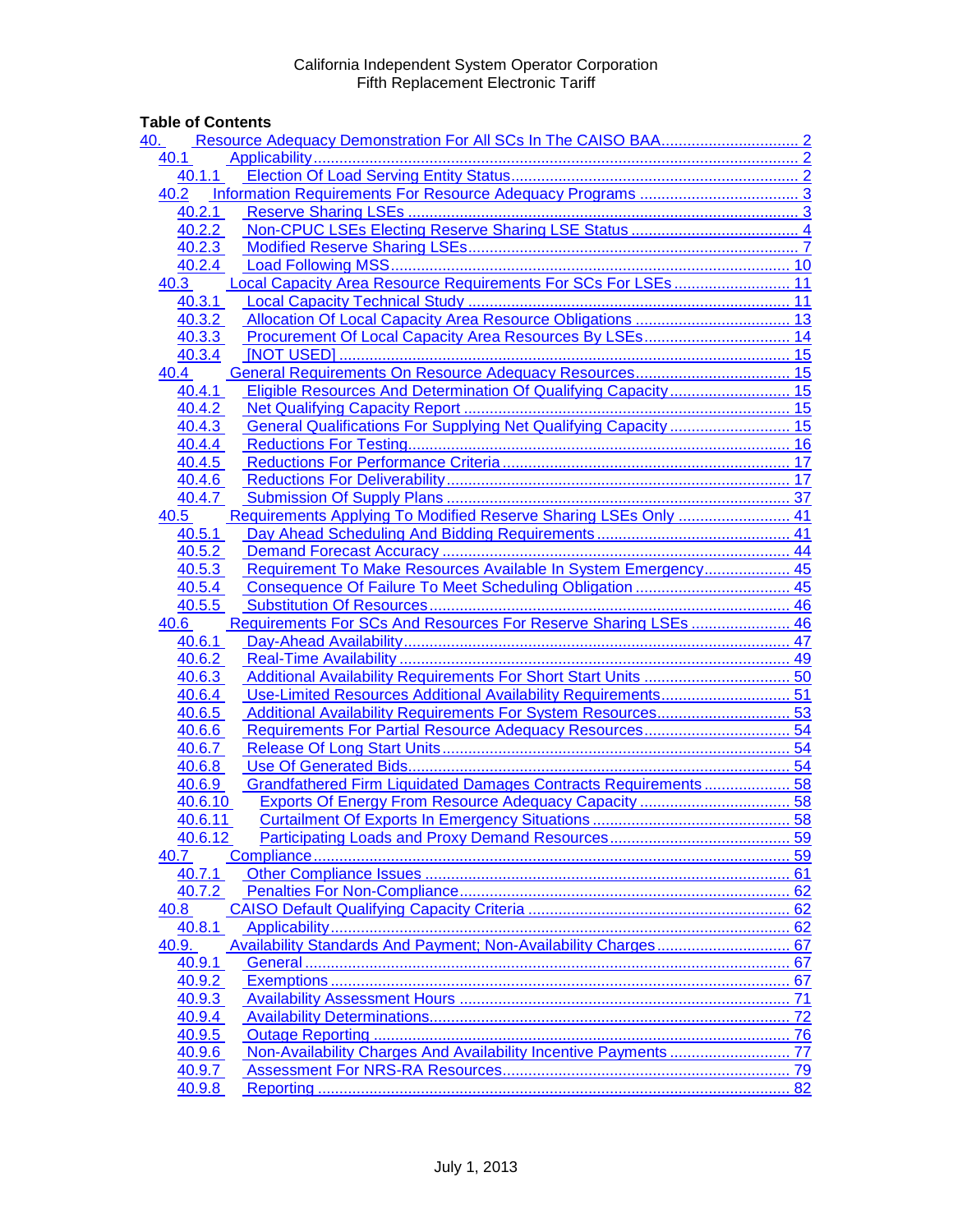California Independent System Operator Corporation
Fifth Replacement Electronic Tariff

**Table of Contents**

- 40. Resource Adequacy Demonstration For All SCs In The CAISO BAA ..... 2
  - 40.1 Applicability ..... 2
    - 40.1.1 Election Of Load Serving Entity Status ..... 2
  - 40.2 Information Requirements For Resource Adequacy Programs ..... 3
    - 40.2.1 Reserve Sharing LSEs ..... 3
    - 40.2.2 Non-CPUC LSEs Electing Reserve Sharing LSE Status ..... 4
    - 40.2.3 Modified Reserve Sharing LSEs ..... 7
    - 40.2.4 Load Following MSS ..... 10
  - 40.3 Local Capacity Area Resource Requirements For SCs For LSEs ..... 11
    - 40.3.1 Local Capacity Technical Study ..... 11
    - 40.3.2 Allocation Of Local Capacity Area Resource Obligations ..... 13
    - 40.3.3 Procurement Of Local Capacity Area Resources By LSEs ..... 14
    - 40.3.4 [NOT USED] ..... 15
  - 40.4 General Requirements On Resource Adequacy Resources ..... 15
    - 40.4.1 Eligible Resources And Determination Of Qualifying Capacity ..... 15
    - 40.4.2 Net Qualifying Capacity Report ..... 15
    - 40.4.3 General Qualifications For Supplying Net Qualifying Capacity ..... 15
    - 40.4.4 Reductions For Testing ..... 16
    - 40.4.5 Reductions For Performance Criteria ..... 17
    - 40.4.6 Reductions For Deliverability ..... 17
    - 40.4.7 Submission Of Supply Plans ..... 37
  - 40.5 Requirements Applying To Modified Reserve Sharing LSEs Only ..... 41
    - 40.5.1 Day Ahead Scheduling And Bidding Requirements ..... 41
    - 40.5.2 Demand Forecast Accuracy ..... 44
    - 40.5.3 Requirement To Make Resources Available In System Emergency ..... 45
    - 40.5.4 Consequence Of Failure To Meet Scheduling Obligation ..... 45
    - 40.5.5 Substitution Of Resources ..... 46
  - 40.6 Requirements For SCs And Resources For Reserve Sharing LSEs ..... 46
    - 40.6.1 Day-Ahead Availability ..... 47
    - 40.6.2 Real-Time Availability ..... 49
    - 40.6.3 Additional Availability Requirements For Short Start Units ..... 50
    - 40.6.4 Use-Limited Resources Additional Availability Requirements ..... 51
    - 40.6.5 Additional Availability Requirements For System Resources ..... 53
    - 40.6.6 Requirements For Partial Resource Adequacy Resources ..... 54
    - 40.6.7 Release Of Long Start Units ..... 54
    - 40.6.8 Use Of Generated Bids ..... 54
    - 40.6.9 Grandfathered Firm Liquidated Damages Contracts Requirements ..... 58
    - 40.6.10 Exports Of Energy From Resource Adequacy Capacity ..... 58
    - 40.6.11 Curtailment Of Exports In Emergency Situations ..... 58
    - 40.6.12 Participating Loads and Proxy Demand Resources ..... 59
  - 40.7 Compliance ..... 59
    - 40.7.1 Other Compliance Issues ..... 61
    - 40.7.2 Penalties For Non-Compliance ..... 62
  - 40.8 CAISO Default Qualifying Capacity Criteria ..... 62
    - 40.8.1 Applicability ..... 62
  - 40.9. Availability Standards And Payment; Non-Availability Charges ..... 67
    - 40.9.1 General ..... 67
    - 40.9.2 Exemptions ..... 67
    - 40.9.3 Availability Assessment Hours ..... 71
    - 40.9.4 Availability Determinations ..... 72
    - 40.9.5 Outage Reporting ..... 76
    - 40.9.6 Non-Availability Charges And Availability Incentive Payments ..... 77
    - 40.9.7 Assessment For NRS-RA Resources ..... 79
    - 40.9.8 Reporting ..... 82

July 1, 2013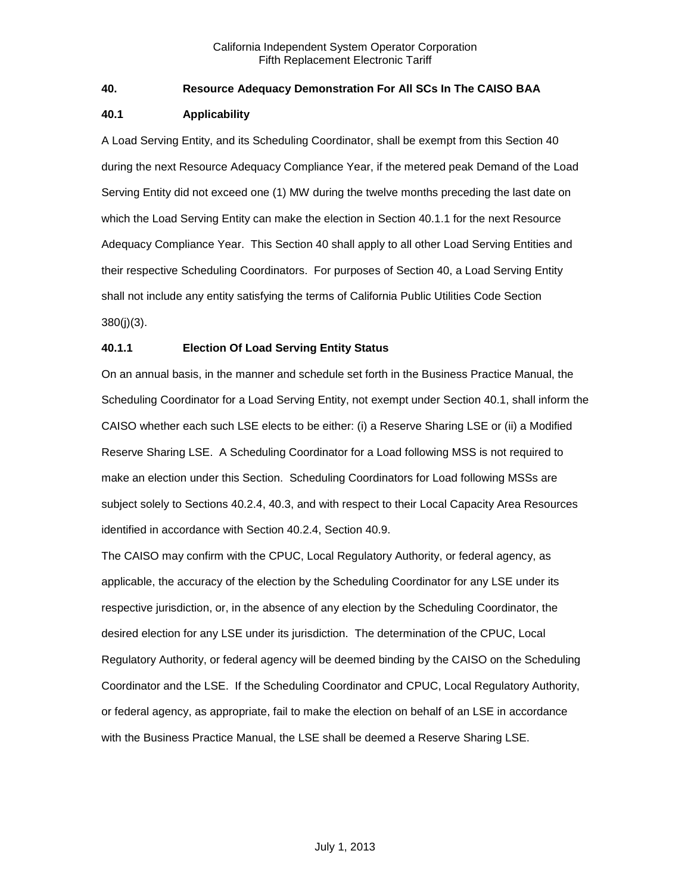## 40. Resource Adequacy Demonstration For All SCs In The CAISO BAA

### 40.1 Applicability

A Load Serving Entity, and its Scheduling Coordinator, shall be exempt from this Section 40 during the next Resource Adequacy Compliance Year, if the metered peak Demand of the Load Serving Entity did not exceed one (1) MW during the twelve months preceding the last date on which the Load Serving Entity can make the election in Section 40.1.1 for the next Resource Adequacy Compliance Year. This Section 40 shall apply to all other Load Serving Entities and their respective Scheduling Coordinators. For purposes of Section 40, a Load Serving Entity shall not include any entity satisfying the terms of California Public Utilities Code Section 380(j)(3).

#### 40.1.1 Election Of Load Serving Entity Status

On an annual basis, in the manner and schedule set forth in the Business Practice Manual, the Scheduling Coordinator for a Load Serving Entity, not exempt under Section 40.1, shall inform the CAISO whether each such LSE elects to be either: (i) a Reserve Sharing LSE or (ii) a Modified Reserve Sharing LSE. A Scheduling Coordinator for a Load following MSS is not required to make an election under this Section. Scheduling Coordinators for Load following MSSs are subject solely to Sections 40.2.4, 40.3, and with respect to their Local Capacity Area Resources identified in accordance with Section 40.2.4, Section 40.9.

The CAISO may confirm with the CPUC, Local Regulatory Authority, or federal agency, as applicable, the accuracy of the election by the Scheduling Coordinator for any LSE under its respective jurisdiction, or, in the absence of any election by the Scheduling Coordinator, the desired election for any LSE under its jurisdiction. The determination of the CPUC, Local Regulatory Authority, or federal agency will be deemed binding by the CAISO on the Scheduling Coordinator and the LSE. If the Scheduling Coordinator and CPUC, Local Regulatory Authority, or federal agency, as appropriate, fail to make the election on behalf of an LSE in accordance with the Business Practice Manual, the LSE shall be deemed a Reserve Sharing LSE.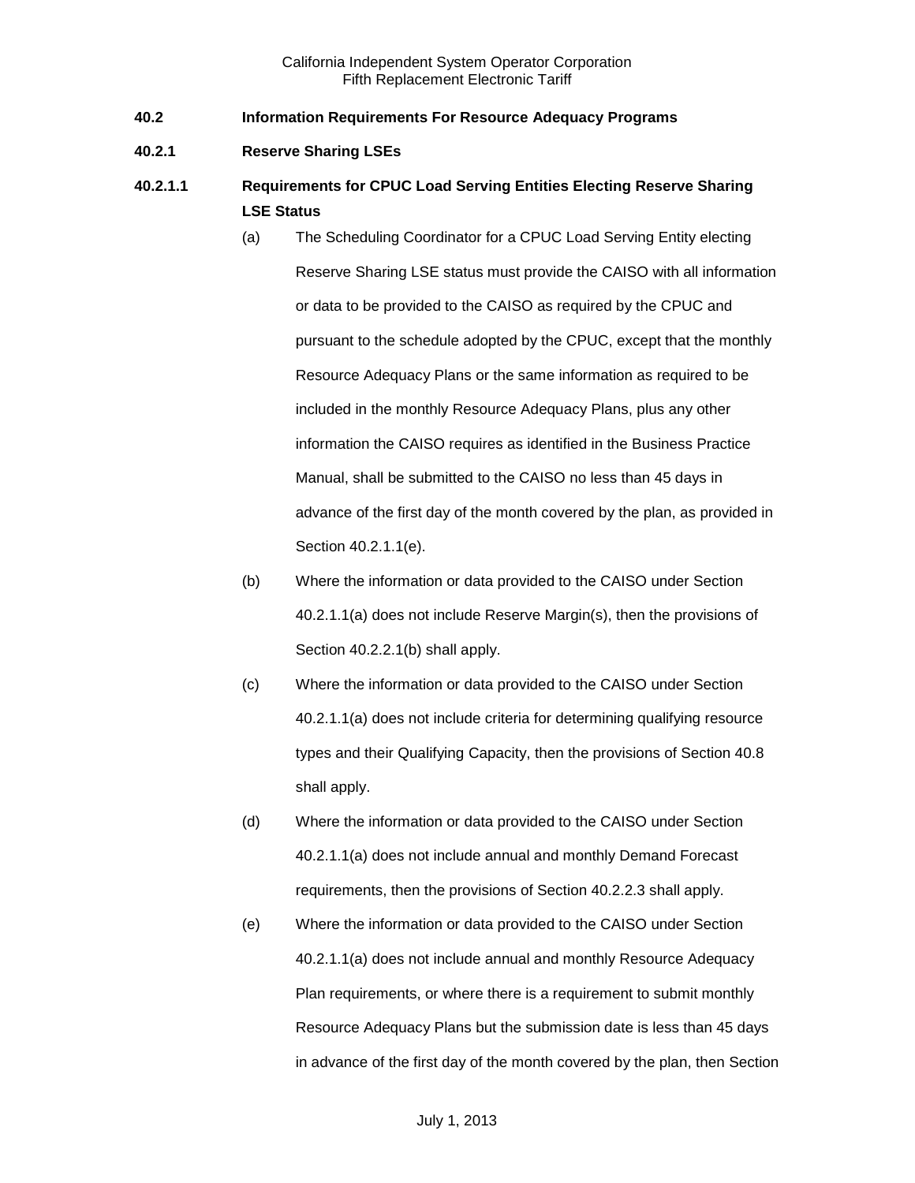## 40.2 Information Requirements For Resource Adequacy Programs

### 40.2.1 Reserve Sharing LSEs

#### 40.2.1.1 Requirements for CPUC Load Serving Entities Electing Reserve Sharing LSE Status

(a) The Scheduling Coordinator for a CPUC Load Serving Entity electing Reserve Sharing LSE status must provide the CAISO with all information or data to be provided to the CAISO as required by the CPUC and pursuant to the schedule adopted by the CPUC, except that the monthly Resource Adequacy Plans or the same information as required to be included in the monthly Resource Adequacy Plans, plus any other information the CAISO requires as identified in the Business Practice Manual, shall be submitted to the CAISO no less than 45 days in advance of the first day of the month covered by the plan, as provided in Section 40.2.1.1(e).

(b) Where the information or data provided to the CAISO under Section 40.2.1.1(a) does not include Reserve Margin(s), then the provisions of Section 40.2.2.1(b) shall apply.

(c) Where the information or data provided to the CAISO under Section 40.2.1.1(a) does not include criteria for determining qualifying resource types and their Qualifying Capacity, then the provisions of Section 40.8 shall apply.

(d) Where the information or data provided to the CAISO under Section 40.2.1.1(a) does not include annual and monthly Demand Forecast requirements, then the provisions of Section 40.2.2.3 shall apply.

(e) Where the information or data provided to the CAISO under Section 40.2.1.1(a) does not include annual and monthly Resource Adequacy Plan requirements, or where there is a requirement to submit monthly Resource Adequacy Plans but the submission date is less than 45 days in advance of the first day of the month covered by the plan, then Section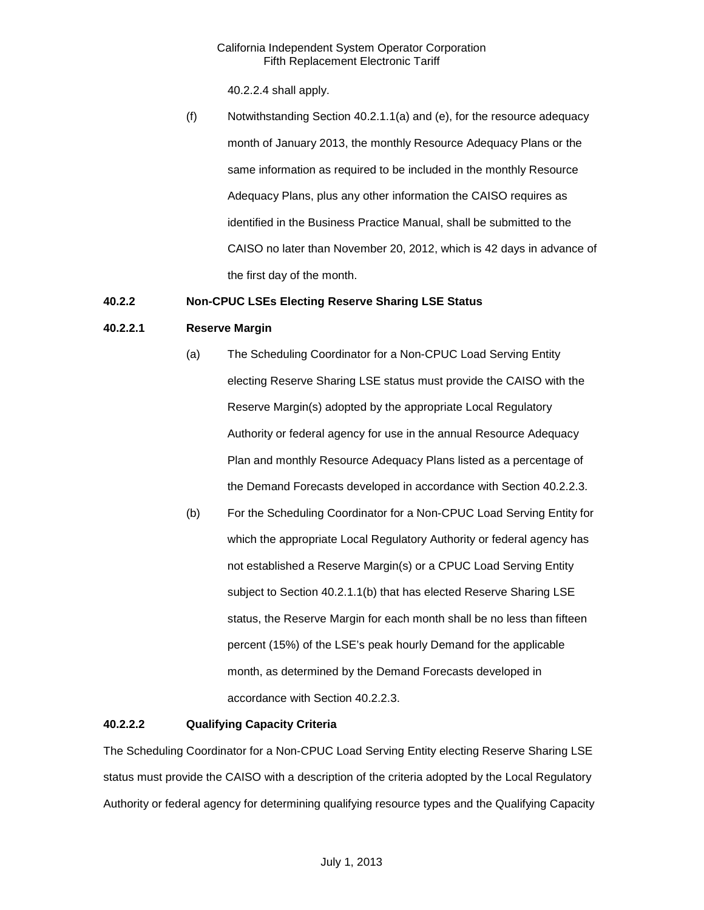40.2.2.4 shall apply.

(f) Notwithstanding Section 40.2.1.1(a) and (e), for the resource adequacy month of January 2013, the monthly Resource Adequacy Plans or the same information as required to be included in the monthly Resource Adequacy Plans, plus any other information the CAISO requires as identified in the Business Practice Manual, shall be submitted to the CAISO no later than November 20, 2012, which is 42 days in advance of the first day of the month.

**40.2.2 Non-CPUC LSEs Electing Reserve Sharing LSE Status**

**40.2.2.1 Reserve Margin**

(a) The Scheduling Coordinator for a Non-CPUC Load Serving Entity electing Reserve Sharing LSE status must provide the CAISO with the Reserve Margin(s) adopted by the appropriate Local Regulatory Authority or federal agency for use in the annual Resource Adequacy Plan and monthly Resource Adequacy Plans listed as a percentage of the Demand Forecasts developed in accordance with Section 40.2.2.3.

(b) For the Scheduling Coordinator for a Non-CPUC Load Serving Entity for which the appropriate Local Regulatory Authority or federal agency has not established a Reserve Margin(s) or a CPUC Load Serving Entity subject to Section 40.2.1.1(b) that has elected Reserve Sharing LSE status, the Reserve Margin for each month shall be no less than fifteen percent (15%) of the LSE's peak hourly Demand for the applicable month, as determined by the Demand Forecasts developed in accordance with Section 40.2.2.3.

**40.2.2.2 Qualifying Capacity Criteria**

The Scheduling Coordinator for a Non-CPUC Load Serving Entity electing Reserve Sharing LSE status must provide the CAISO with a description of the criteria adopted by the Local Regulatory Authority or federal agency for determining qualifying resource types and the Qualifying Capacity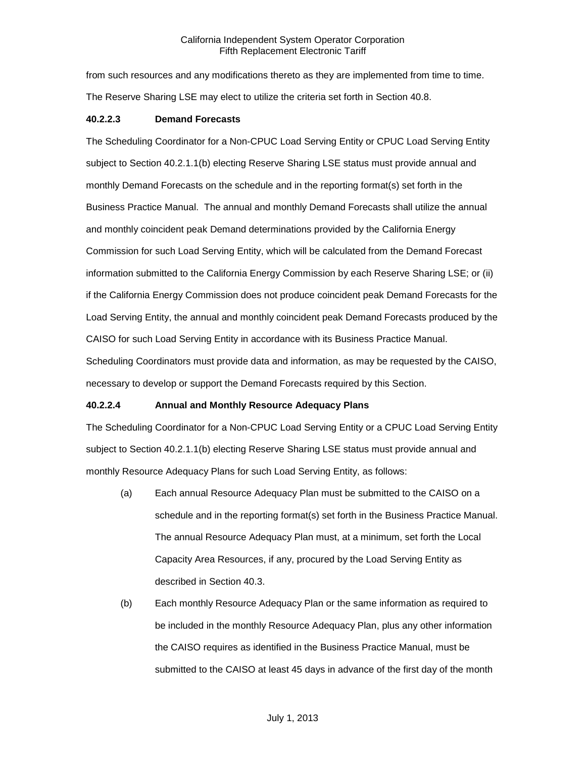from such resources and any modifications thereto as they are implemented from time to time. The Reserve Sharing LSE may elect to utilize the criteria set forth in Section 40.8.

**40.2.2.3 Demand Forecasts**

The Scheduling Coordinator for a Non-CPUC Load Serving Entity or CPUC Load Serving Entity subject to Section 40.2.1.1(b) electing Reserve Sharing LSE status must provide annual and monthly Demand Forecasts on the schedule and in the reporting format(s) set forth in the Business Practice Manual. The annual and monthly Demand Forecasts shall utilize the annual and monthly coincident peak Demand determinations provided by the California Energy Commission for such Load Serving Entity, which will be calculated from the Demand Forecast information submitted to the California Energy Commission by each Reserve Sharing LSE; or (ii) if the California Energy Commission does not produce coincident peak Demand Forecasts for the Load Serving Entity, the annual and monthly coincident peak Demand Forecasts produced by the CAISO for such Load Serving Entity in accordance with its Business Practice Manual. Scheduling Coordinators must provide data and information, as may be requested by the CAISO, necessary to develop or support the Demand Forecasts required by this Section.

**40.2.2.4 Annual and Monthly Resource Adequacy Plans**

The Scheduling Coordinator for a Non-CPUC Load Serving Entity or a CPUC Load Serving Entity subject to Section 40.2.1.1(b) electing Reserve Sharing LSE status must provide annual and monthly Resource Adequacy Plans for such Load Serving Entity, as follows:

(a) Each annual Resource Adequacy Plan must be submitted to the CAISO on a schedule and in the reporting format(s) set forth in the Business Practice Manual. The annual Resource Adequacy Plan must, at a minimum, set forth the Local Capacity Area Resources, if any, procured by the Load Serving Entity as described in Section 40.3.

(b) Each monthly Resource Adequacy Plan or the same information as required to be included in the monthly Resource Adequacy Plan, plus any other information the CAISO requires as identified in the Business Practice Manual, must be submitted to the CAISO at least 45 days in advance of the first day of the month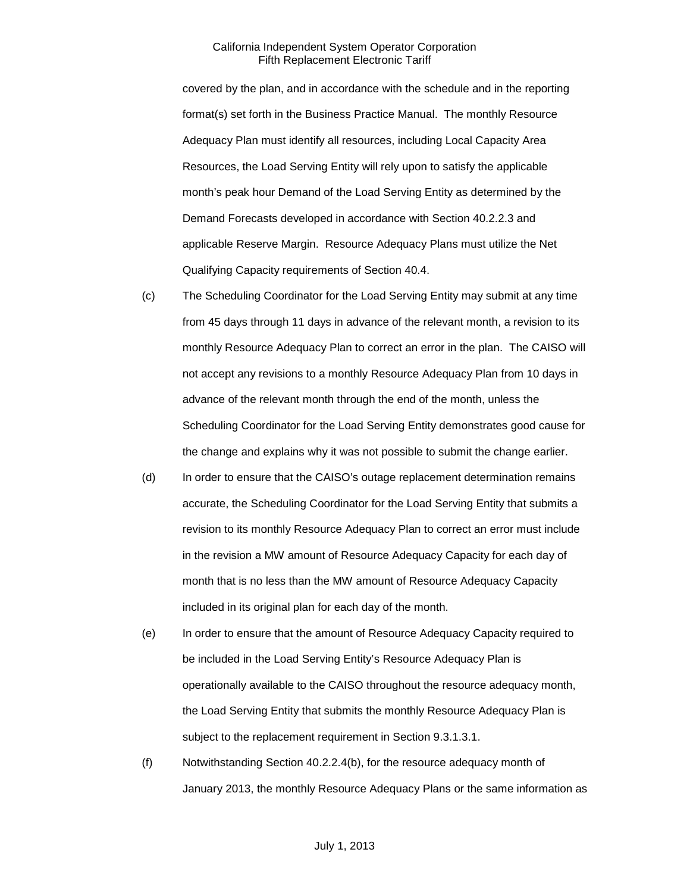covered by the plan, and in accordance with the schedule and in the reporting format(s) set forth in the Business Practice Manual. The monthly Resource Adequacy Plan must identify all resources, including Local Capacity Area Resources, the Load Serving Entity will rely upon to satisfy the applicable month's peak hour Demand of the Load Serving Entity as determined by the Demand Forecasts developed in accordance with Section 40.2.2.3 and applicable Reserve Margin. Resource Adequacy Plans must utilize the Net Qualifying Capacity requirements of Section 40.4.

(c) The Scheduling Coordinator for the Load Serving Entity may submit at any time from 45 days through 11 days in advance of the relevant month, a revision to its monthly Resource Adequacy Plan to correct an error in the plan. The CAISO will not accept any revisions to a monthly Resource Adequacy Plan from 10 days in advance of the relevant month through the end of the month, unless the Scheduling Coordinator for the Load Serving Entity demonstrates good cause for the change and explains why it was not possible to submit the change earlier.

(d) In order to ensure that the CAISO's outage replacement determination remains accurate, the Scheduling Coordinator for the Load Serving Entity that submits a revision to its monthly Resource Adequacy Plan to correct an error must include in the revision a MW amount of Resource Adequacy Capacity for each day of month that is no less than the MW amount of Resource Adequacy Capacity included in its original plan for each day of the month.

(e) In order to ensure that the amount of Resource Adequacy Capacity required to be included in the Load Serving Entity's Resource Adequacy Plan is operationally available to the CAISO throughout the resource adequacy month, the Load Serving Entity that submits the monthly Resource Adequacy Plan is subject to the replacement requirement in Section 9.3.1.3.1.

(f) Notwithstanding Section 40.2.2.4(b), for the resource adequacy month of January 2013, the monthly Resource Adequacy Plans or the same information as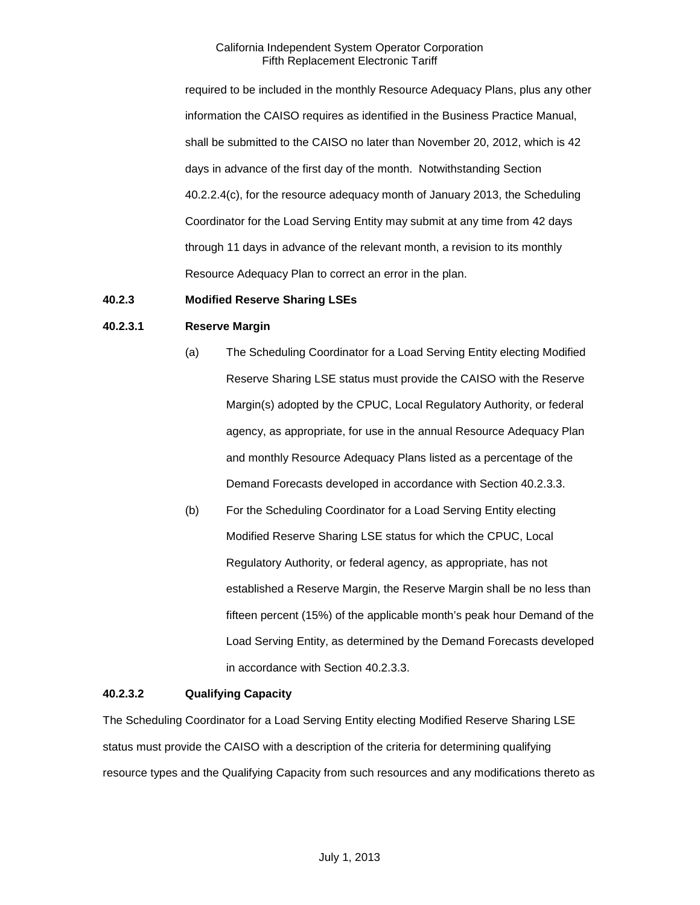required to be included in the monthly Resource Adequacy Plans, plus any other information the CAISO requires as identified in the Business Practice Manual, shall be submitted to the CAISO no later than November 20, 2012, which is 42 days in advance of the first day of the month. Notwithstanding Section 40.2.2.4(c), for the resource adequacy month of January 2013, the Scheduling Coordinator for the Load Serving Entity may submit at any time from 42 days through 11 days in advance of the relevant month, a revision to its monthly Resource Adequacy Plan to correct an error in the plan.

**40.2.3 Modified Reserve Sharing LSEs**

**40.2.3.1 Reserve Margin**

(a) The Scheduling Coordinator for a Load Serving Entity electing Modified Reserve Sharing LSE status must provide the CAISO with the Reserve Margin(s) adopted by the CPUC, Local Regulatory Authority, or federal agency, as appropriate, for use in the annual Resource Adequacy Plan and monthly Resource Adequacy Plans listed as a percentage of the Demand Forecasts developed in accordance with Section 40.2.3.3.

(b) For the Scheduling Coordinator for a Load Serving Entity electing Modified Reserve Sharing LSE status for which the CPUC, Local Regulatory Authority, or federal agency, as appropriate, has not established a Reserve Margin, the Reserve Margin shall be no less than fifteen percent (15%) of the applicable month's peak hour Demand of the Load Serving Entity, as determined by the Demand Forecasts developed in accordance with Section 40.2.3.3.

**40.2.3.2 Qualifying Capacity**

The Scheduling Coordinator for a Load Serving Entity electing Modified Reserve Sharing LSE status must provide the CAISO with a description of the criteria for determining qualifying resource types and the Qualifying Capacity from such resources and any modifications thereto as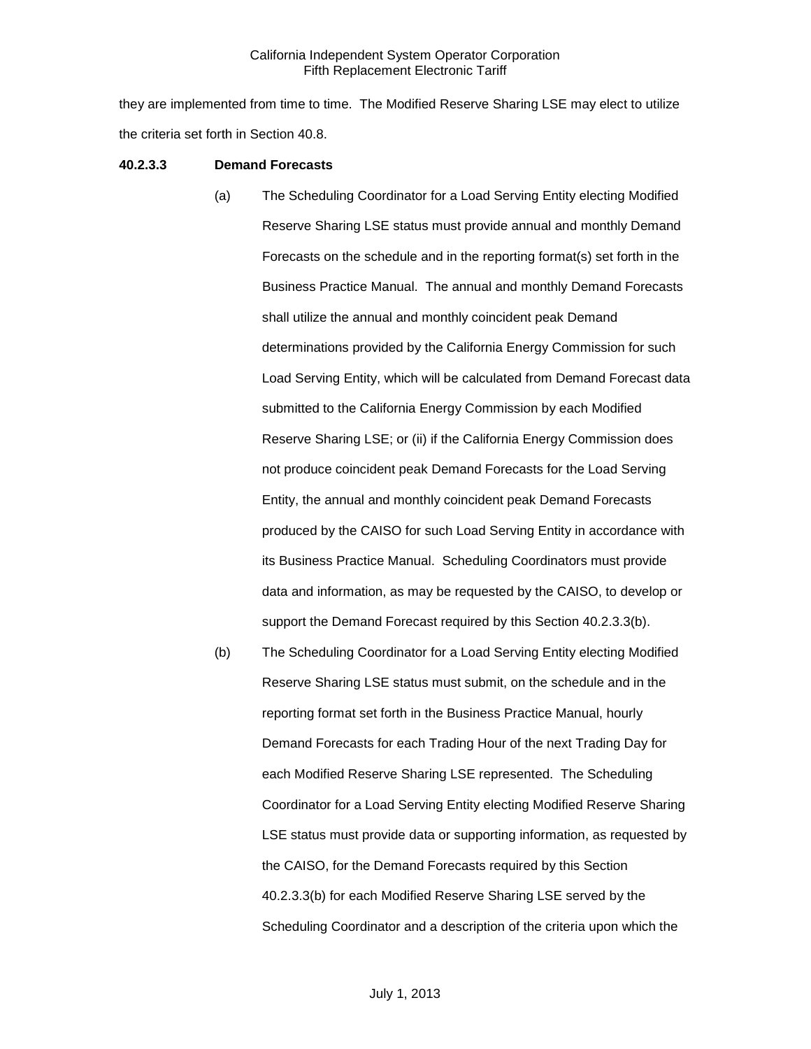they are implemented from time to time. The Modified Reserve Sharing LSE may elect to utilize the criteria set forth in Section 40.8.

**40.2.3.3 Demand Forecasts**

(a) The Scheduling Coordinator for a Load Serving Entity electing Modified Reserve Sharing LSE status must provide annual and monthly Demand Forecasts on the schedule and in the reporting format(s) set forth in the Business Practice Manual. The annual and monthly Demand Forecasts shall utilize the annual and monthly coincident peak Demand determinations provided by the California Energy Commission for such Load Serving Entity, which will be calculated from Demand Forecast data submitted to the California Energy Commission by each Modified Reserve Sharing LSE; or (ii) if the California Energy Commission does not produce coincident peak Demand Forecasts for the Load Serving Entity, the annual and monthly coincident peak Demand Forecasts produced by the CAISO for such Load Serving Entity in accordance with its Business Practice Manual. Scheduling Coordinators must provide data and information, as may be requested by the CAISO, to develop or support the Demand Forecast required by this Section 40.2.3.3(b).

(b) The Scheduling Coordinator for a Load Serving Entity electing Modified Reserve Sharing LSE status must submit, on the schedule and in the reporting format set forth in the Business Practice Manual, hourly Demand Forecasts for each Trading Hour of the next Trading Day for each Modified Reserve Sharing LSE represented. The Scheduling Coordinator for a Load Serving Entity electing Modified Reserve Sharing LSE status must provide data or supporting information, as requested by the CAISO, for the Demand Forecasts required by this Section 40.2.3.3(b) for each Modified Reserve Sharing LSE served by the Scheduling Coordinator and a description of the criteria upon which the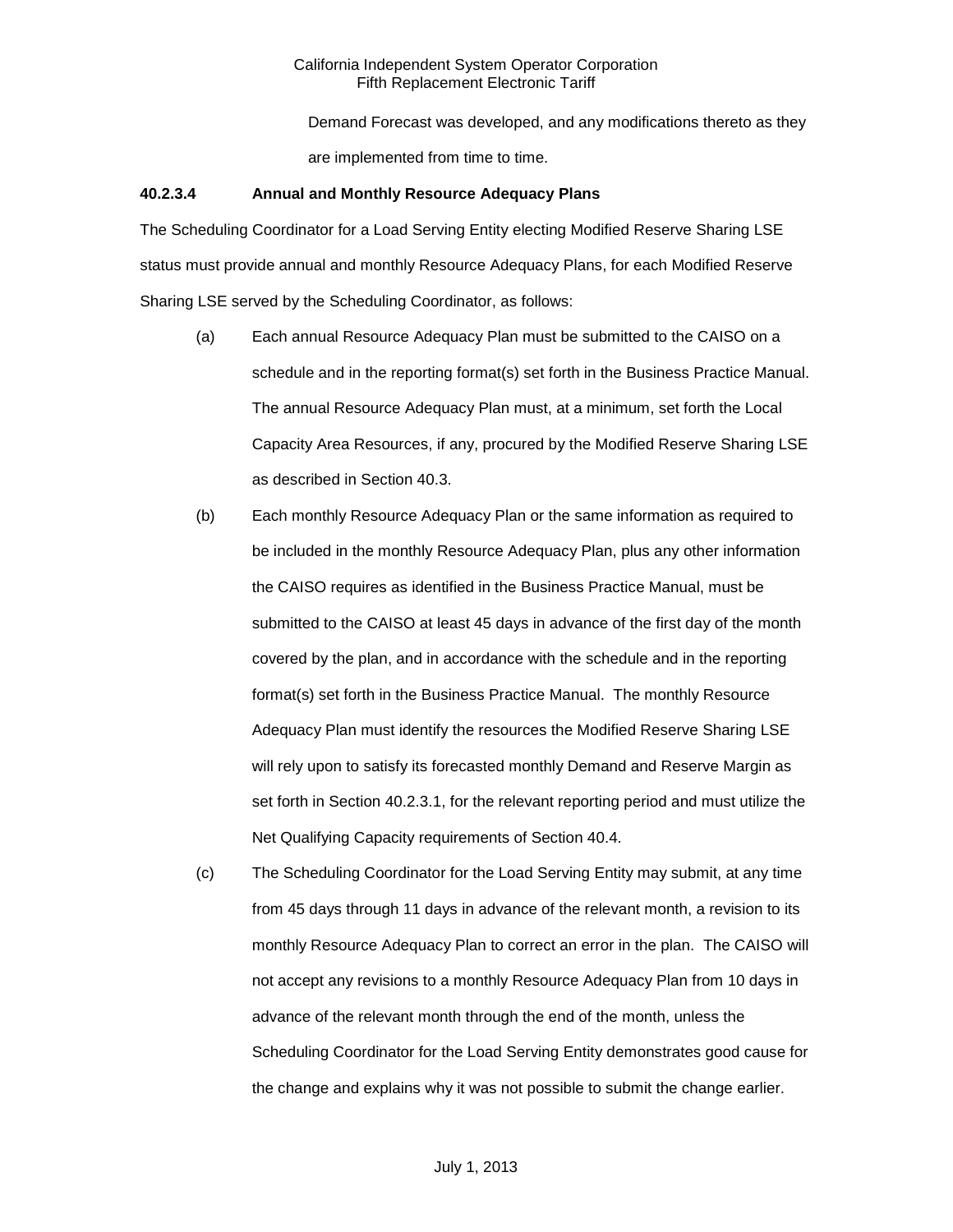Demand Forecast was developed, and any modifications thereto as they are implemented from time to time.

### 40.2.3.4 Annual and Monthly Resource Adequacy Plans

The Scheduling Coordinator for a Load Serving Entity electing Modified Reserve Sharing LSE status must provide annual and monthly Resource Adequacy Plans, for each Modified Reserve Sharing LSE served by the Scheduling Coordinator, as follows:

(a) Each annual Resource Adequacy Plan must be submitted to the CAISO on a schedule and in the reporting format(s) set forth in the Business Practice Manual. The annual Resource Adequacy Plan must, at a minimum, set forth the Local Capacity Area Resources, if any, procured by the Modified Reserve Sharing LSE as described in Section 40.3.

(b) Each monthly Resource Adequacy Plan or the same information as required to be included in the monthly Resource Adequacy Plan, plus any other information the CAISO requires as identified in the Business Practice Manual, must be submitted to the CAISO at least 45 days in advance of the first day of the month covered by the plan, and in accordance with the schedule and in the reporting format(s) set forth in the Business Practice Manual. The monthly Resource Adequacy Plan must identify the resources the Modified Reserve Sharing LSE will rely upon to satisfy its forecasted monthly Demand and Reserve Margin as set forth in Section 40.2.3.1, for the relevant reporting period and must utilize the Net Qualifying Capacity requirements of Section 40.4.

(c) The Scheduling Coordinator for the Load Serving Entity may submit, at any time from 45 days through 11 days in advance of the relevant month, a revision to its monthly Resource Adequacy Plan to correct an error in the plan. The CAISO will not accept any revisions to a monthly Resource Adequacy Plan from 10 days in advance of the relevant month through the end of the month, unless the Scheduling Coordinator for the Load Serving Entity demonstrates good cause for the change and explains why it was not possible to submit the change earlier.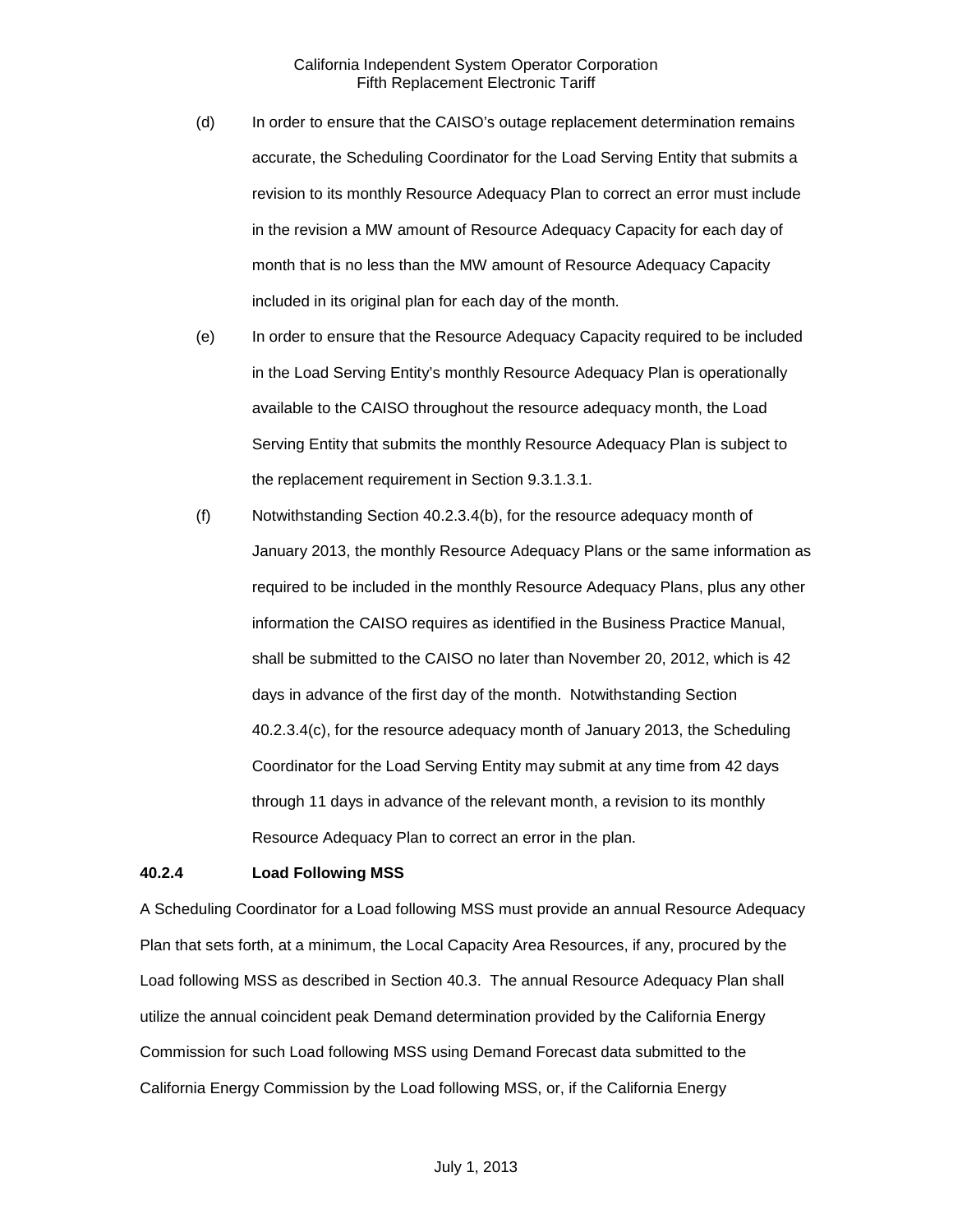(d) In order to ensure that the CAISO's outage replacement determination remains accurate, the Scheduling Coordinator for the Load Serving Entity that submits a revision to its monthly Resource Adequacy Plan to correct an error must include in the revision a MW amount of Resource Adequacy Capacity for each day of month that is no less than the MW amount of Resource Adequacy Capacity included in its original plan for each day of the month.

(e) In order to ensure that the Resource Adequacy Capacity required to be included in the Load Serving Entity's monthly Resource Adequacy Plan is operationally available to the CAISO throughout the resource adequacy month, the Load Serving Entity that submits the monthly Resource Adequacy Plan is subject to the replacement requirement in Section 9.3.1.3.1.

(f) Notwithstanding Section 40.2.3.4(b), for the resource adequacy month of January 2013, the monthly Resource Adequacy Plans or the same information as required to be included in the monthly Resource Adequacy Plans, plus any other information the CAISO requires as identified in the Business Practice Manual, shall be submitted to the CAISO no later than November 20, 2012, which is 42 days in advance of the first day of the month. Notwithstanding Section 40.2.3.4(c), for the resource adequacy month of January 2013, the Scheduling Coordinator for the Load Serving Entity may submit at any time from 42 days through 11 days in advance of the relevant month, a revision to its monthly Resource Adequacy Plan to correct an error in the plan.

### 40.2.4 Load Following MSS

A Scheduling Coordinator for a Load following MSS must provide an annual Resource Adequacy Plan that sets forth, at a minimum, the Local Capacity Area Resources, if any, procured by the Load following MSS as described in Section 40.3. The annual Resource Adequacy Plan shall utilize the annual coincident peak Demand determination provided by the California Energy Commission for such Load following MSS using Demand Forecast data submitted to the California Energy Commission by the Load following MSS, or, if the California Energy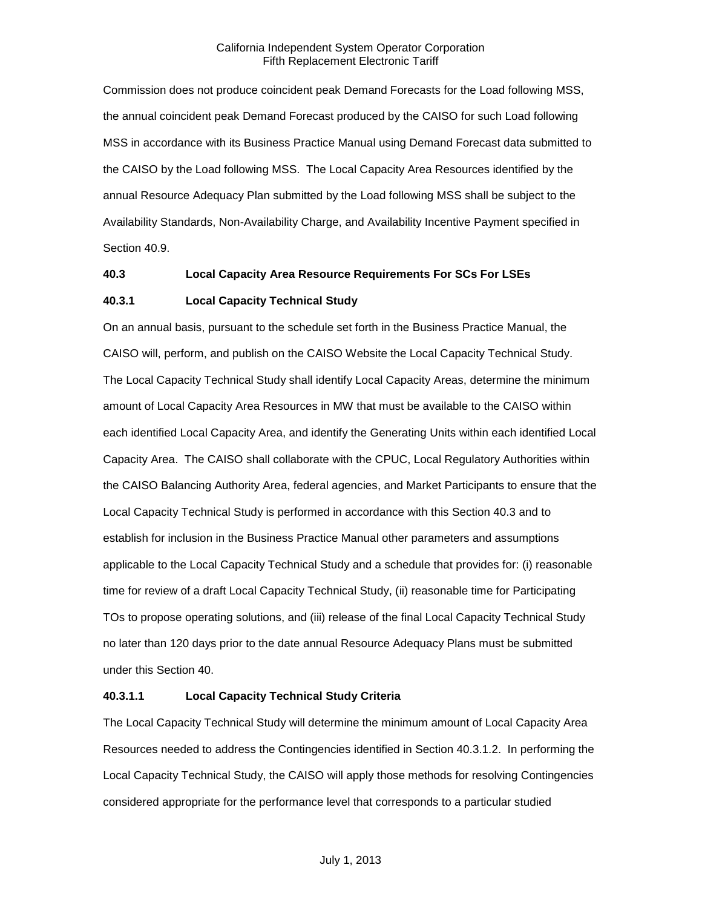Commission does not produce coincident peak Demand Forecasts for the Load following MSS, the annual coincident peak Demand Forecast produced by the CAISO for such Load following MSS in accordance with its Business Practice Manual using Demand Forecast data submitted to the CAISO by the Load following MSS. The Local Capacity Area Resources identified by the annual Resource Adequacy Plan submitted by the Load following MSS shall be subject to the Availability Standards, Non-Availability Charge, and Availability Incentive Payment specified in Section 40.9.

**40.3 Local Capacity Area Resource Requirements For SCs For LSEs**

**40.3.1 Local Capacity Technical Study**

On an annual basis, pursuant to the schedule set forth in the Business Practice Manual, the CAISO will, perform, and publish on the CAISO Website the Local Capacity Technical Study. The Local Capacity Technical Study shall identify Local Capacity Areas, determine the minimum amount of Local Capacity Area Resources in MW that must be available to the CAISO within each identified Local Capacity Area, and identify the Generating Units within each identified Local Capacity Area. The CAISO shall collaborate with the CPUC, Local Regulatory Authorities within the CAISO Balancing Authority Area, federal agencies, and Market Participants to ensure that the Local Capacity Technical Study is performed in accordance with this Section 40.3 and to establish for inclusion in the Business Practice Manual other parameters and assumptions applicable to the Local Capacity Technical Study and a schedule that provides for: (i) reasonable time for review of a draft Local Capacity Technical Study, (ii) reasonable time for Participating TOs to propose operating solutions, and (iii) release of the final Local Capacity Technical Study no later than 120 days prior to the date annual Resource Adequacy Plans must be submitted under this Section 40.

**40.3.1.1 Local Capacity Technical Study Criteria**

The Local Capacity Technical Study will determine the minimum amount of Local Capacity Area Resources needed to address the Contingencies identified in Section 40.3.1.2. In performing the Local Capacity Technical Study, the CAISO will apply those methods for resolving Contingencies considered appropriate for the performance level that corresponds to a particular studied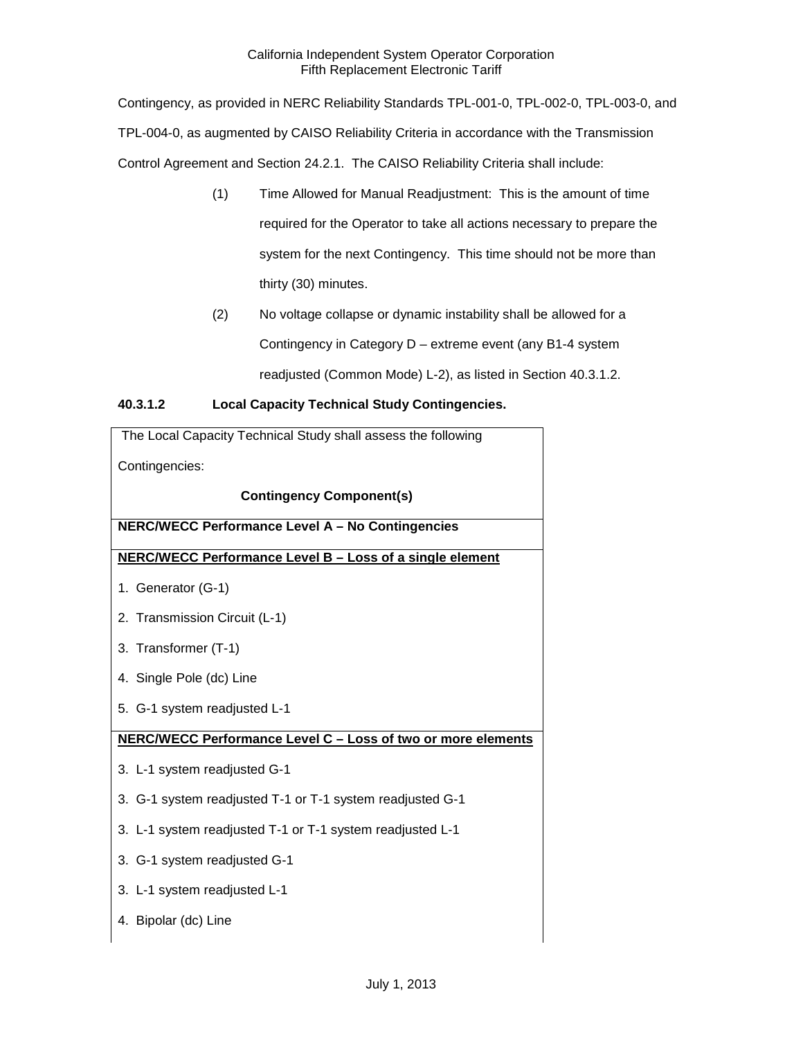Contingency, as provided in NERC Reliability Standards TPL-001-0, TPL-002-0, TPL-003-0, and TPL-004-0, as augmented by CAISO Reliability Criteria in accordance with the Transmission Control Agreement and Section 24.2.1. The CAISO Reliability Criteria shall include:

(1) Time Allowed for Manual Readjustment: This is the amount of time required for the Operator to take all actions necessary to prepare the system for the next Contingency. This time should not be more than thirty (30) minutes.

(2) No voltage collapse or dynamic instability shall be allowed for a Contingency in Category D – extreme event (any B1-4 system readjusted (Common Mode) L-2), as listed in Section 40.3.1.2.

**40.3.1.2 Local Capacity Technical Study Contingencies.**

| The Local Capacity Technical Study shall assess the following Contingencies:<br>**Contingency Component(s)** |
|---|
| **NERC/WECC Performance Level A – No Contingencies** |
| **NERC/WECC Performance Level B – Loss of a single element**<br>1. Generator (G-1)<br>2. Transmission Circuit (L-1)<br>3. Transformer (T-1)<br>4. Single Pole (dc) Line<br>5. G-1 system readjusted L-1 |
| **NERC/WECC Performance Level C – Loss of two or more elements**<br>3. L-1 system readjusted G-1<br>3. G-1 system readjusted T-1 or T-1 system readjusted G-1<br>3. L-1 system readjusted T-1 or T-1 system readjusted L-1<br>3. G-1 system readjusted G-1<br>3. L-1 system readjusted L-1<br>4. Bipolar (dc) Line |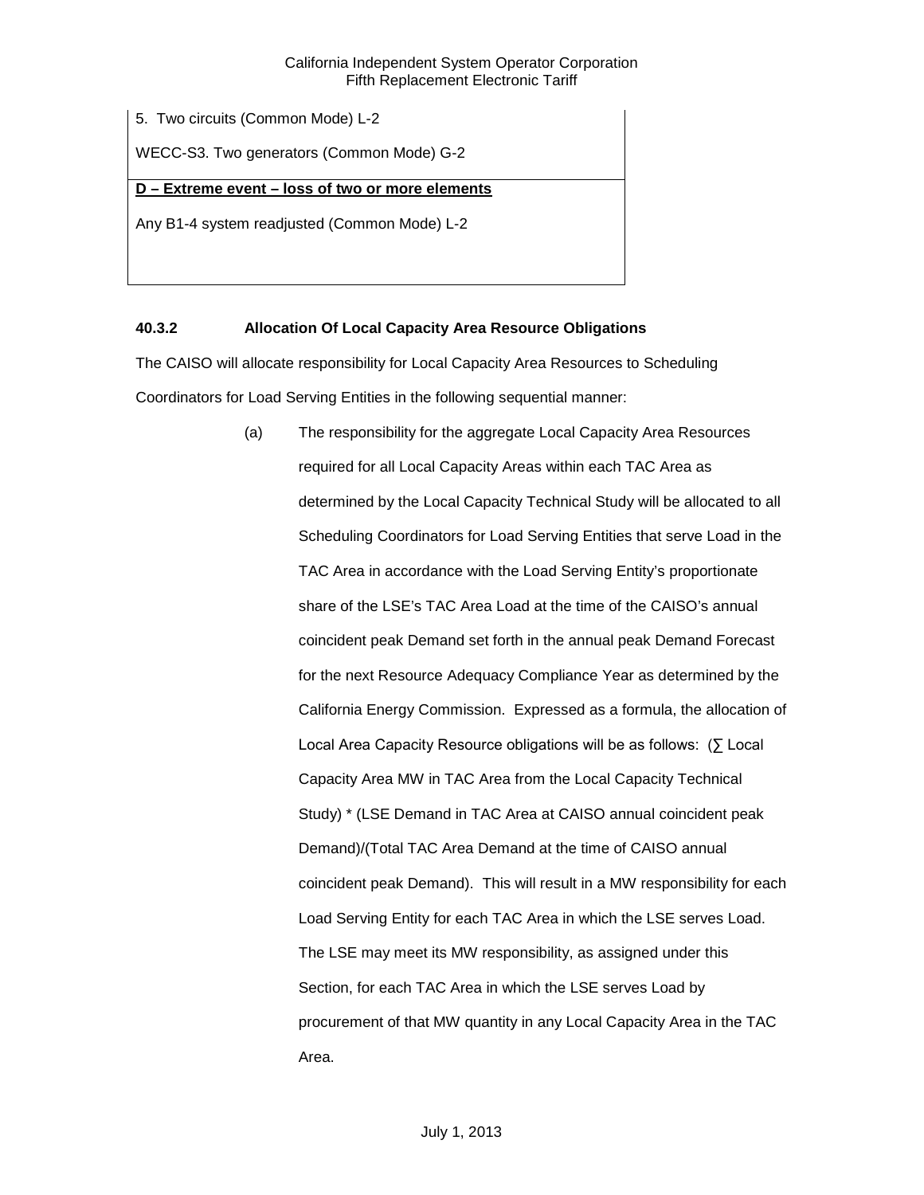| |
|---|
| 5. Two circuits (Common Mode) L-2 |
| WECC-S3. Two generators (Common Mode) G-2 |
| **D – Extreme event – loss of two or more elements** |
| Any B1-4 system readjusted (Common Mode) L-2 |

### 40.3.2 Allocation Of Local Capacity Area Resource Obligations

The CAISO will allocate responsibility for Local Capacity Area Resources to Scheduling Coordinators for Load Serving Entities in the following sequential manner:

(a) The responsibility for the aggregate Local Capacity Area Resources required for all Local Capacity Areas within each TAC Area as determined by the Local Capacity Technical Study will be allocated to all Scheduling Coordinators for Load Serving Entities that serve Load in the TAC Area in accordance with the Load Serving Entity's proportionate share of the LSE's TAC Area Load at the time of the CAISO's annual coincident peak Demand set forth in the annual peak Demand Forecast for the next Resource Adequacy Compliance Year as determined by the California Energy Commission. Expressed as a formula, the allocation of Local Area Capacity Resource obligations will be as follows: (∑ Local Capacity Area MW in TAC Area from the Local Capacity Technical Study) * (LSE Demand in TAC Area at CAISO annual coincident peak Demand)/(Total TAC Area Demand at the time of CAISO annual coincident peak Demand). This will result in a MW responsibility for each Load Serving Entity for each TAC Area in which the LSE serves Load. The LSE may meet its MW responsibility, as assigned under this Section, for each TAC Area in which the LSE serves Load by procurement of that MW quantity in any Local Capacity Area in the TAC Area.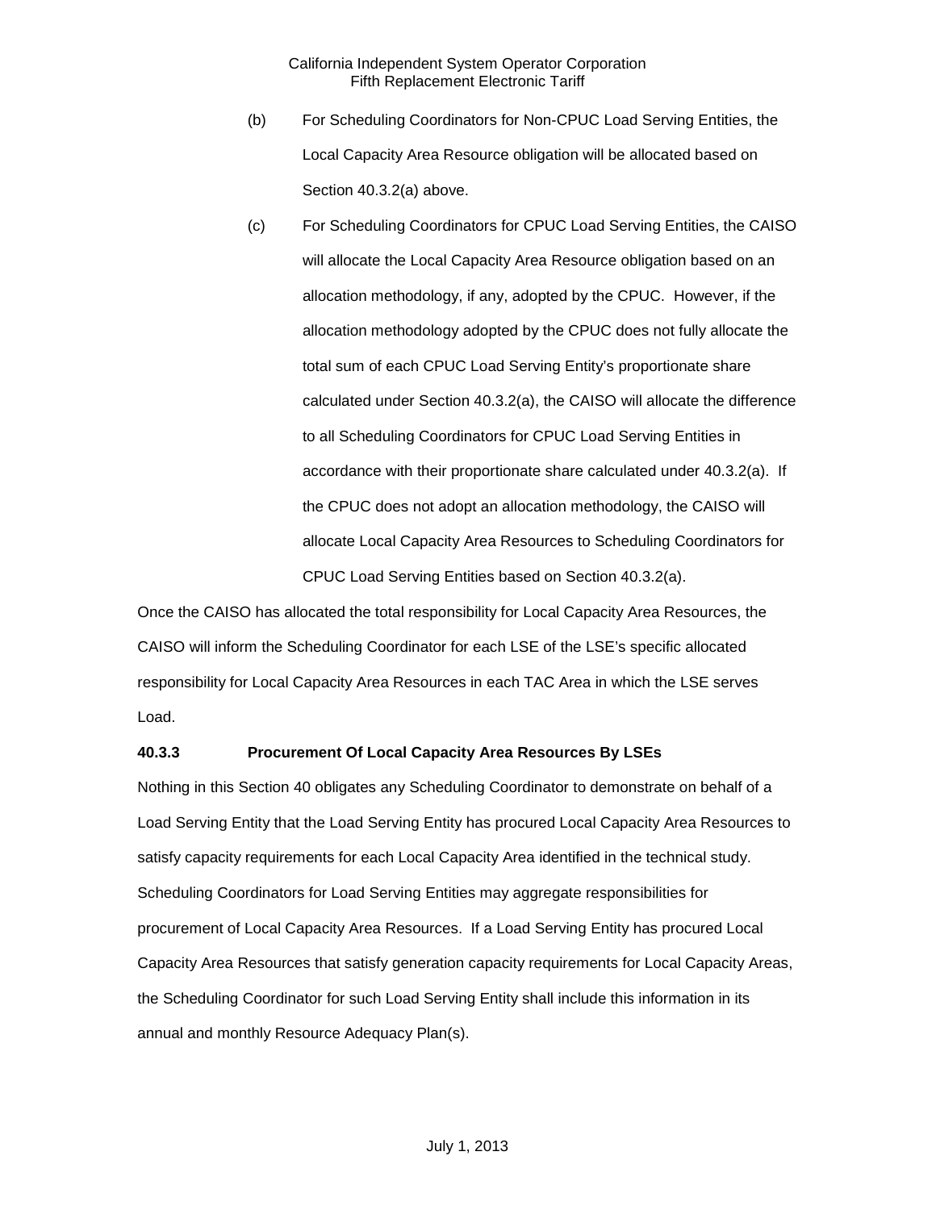(b) For Scheduling Coordinators for Non-CPUC Load Serving Entities, the Local Capacity Area Resource obligation will be allocated based on Section 40.3.2(a) above.

(c) For Scheduling Coordinators for CPUC Load Serving Entities, the CAISO will allocate the Local Capacity Area Resource obligation based on an allocation methodology, if any, adopted by the CPUC. However, if the allocation methodology adopted by the CPUC does not fully allocate the total sum of each CPUC Load Serving Entity's proportionate share calculated under Section 40.3.2(a), the CAISO will allocate the difference to all Scheduling Coordinators for CPUC Load Serving Entities in accordance with their proportionate share calculated under 40.3.2(a). If the CPUC does not adopt an allocation methodology, the CAISO will allocate Local Capacity Area Resources to Scheduling Coordinators for CPUC Load Serving Entities based on Section 40.3.2(a).

Once the CAISO has allocated the total responsibility for Local Capacity Area Resources, the CAISO will inform the Scheduling Coordinator for each LSE of the LSE's specific allocated responsibility for Local Capacity Area Resources in each TAC Area in which the LSE serves Load.

**40.3.3 Procurement Of Local Capacity Area Resources By LSEs**

Nothing in this Section 40 obligates any Scheduling Coordinator to demonstrate on behalf of a Load Serving Entity that the Load Serving Entity has procured Local Capacity Area Resources to satisfy capacity requirements for each Local Capacity Area identified in the technical study. Scheduling Coordinators for Load Serving Entities may aggregate responsibilities for procurement of Local Capacity Area Resources. If a Load Serving Entity has procured Local Capacity Area Resources that satisfy generation capacity requirements for Local Capacity Areas, the Scheduling Coordinator for such Load Serving Entity shall include this information in its annual and monthly Resource Adequacy Plan(s).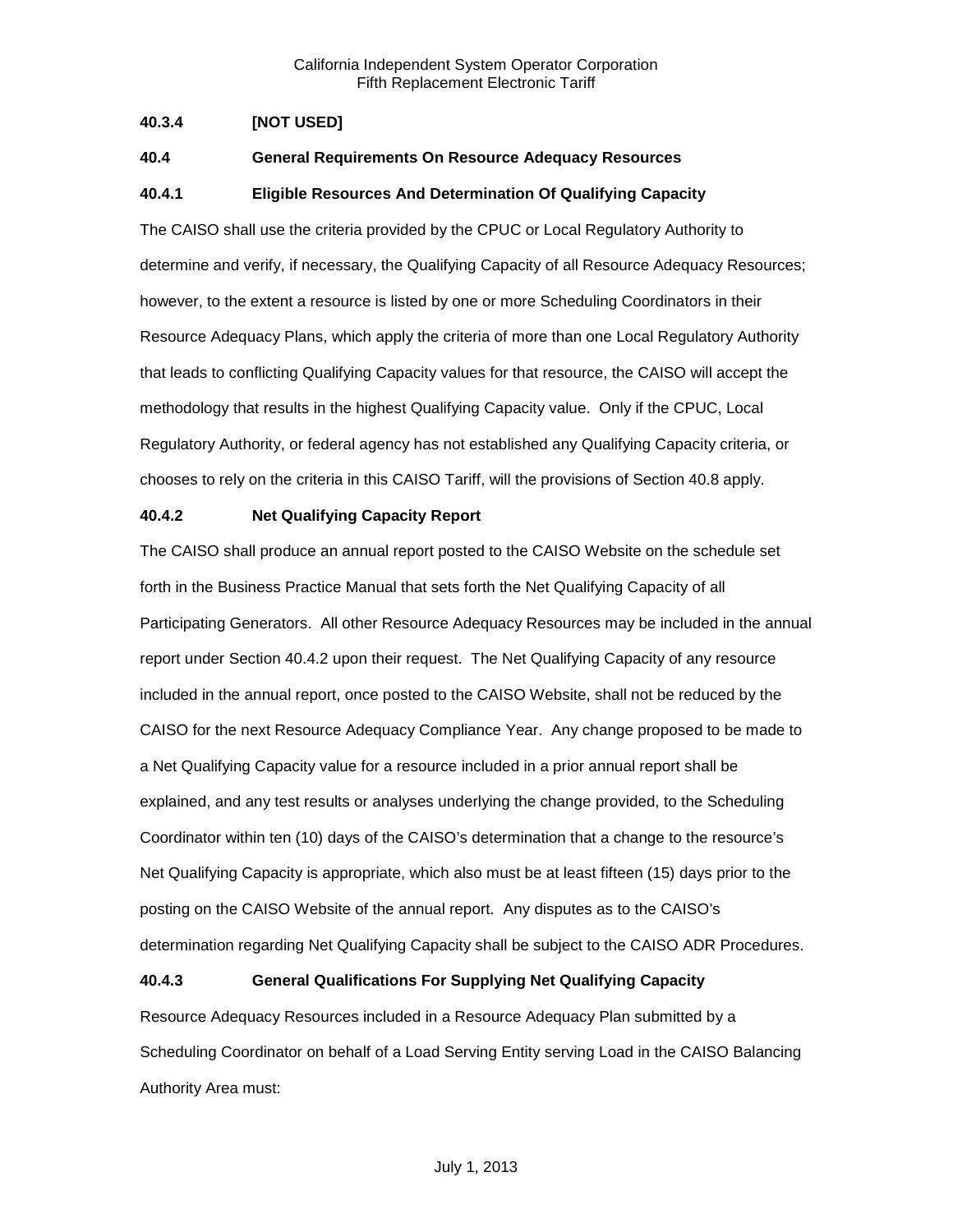**40.3.4 [NOT USED]**

**40.4 General Requirements On Resource Adequacy Resources**

**40.4.1 Eligible Resources And Determination Of Qualifying Capacity**

The CAISO shall use the criteria provided by the CPUC or Local Regulatory Authority to determine and verify, if necessary, the Qualifying Capacity of all Resource Adequacy Resources; however, to the extent a resource is listed by one or more Scheduling Coordinators in their Resource Adequacy Plans, which apply the criteria of more than one Local Regulatory Authority that leads to conflicting Qualifying Capacity values for that resource, the CAISO will accept the methodology that results in the highest Qualifying Capacity value. Only if the CPUC, Local Regulatory Authority, or federal agency has not established any Qualifying Capacity criteria, or chooses to rely on the criteria in this CAISO Tariff, will the provisions of Section 40.8 apply.

**40.4.2 Net Qualifying Capacity Report**

The CAISO shall produce an annual report posted to the CAISO Website on the schedule set forth in the Business Practice Manual that sets forth the Net Qualifying Capacity of all Participating Generators. All other Resource Adequacy Resources may be included in the annual report under Section 40.4.2 upon their request. The Net Qualifying Capacity of any resource included in the annual report, once posted to the CAISO Website, shall not be reduced by the CAISO for the next Resource Adequacy Compliance Year. Any change proposed to be made to a Net Qualifying Capacity value for a resource included in a prior annual report shall be explained, and any test results or analyses underlying the change provided, to the Scheduling Coordinator within ten (10) days of the CAISO's determination that a change to the resource's Net Qualifying Capacity is appropriate, which also must be at least fifteen (15) days prior to the posting on the CAISO Website of the annual report. Any disputes as to the CAISO's determination regarding Net Qualifying Capacity shall be subject to the CAISO ADR Procedures.

**40.4.3 General Qualifications For Supplying Net Qualifying Capacity**

Resource Adequacy Resources included in a Resource Adequacy Plan submitted by a Scheduling Coordinator on behalf of a Load Serving Entity serving Load in the CAISO Balancing Authority Area must: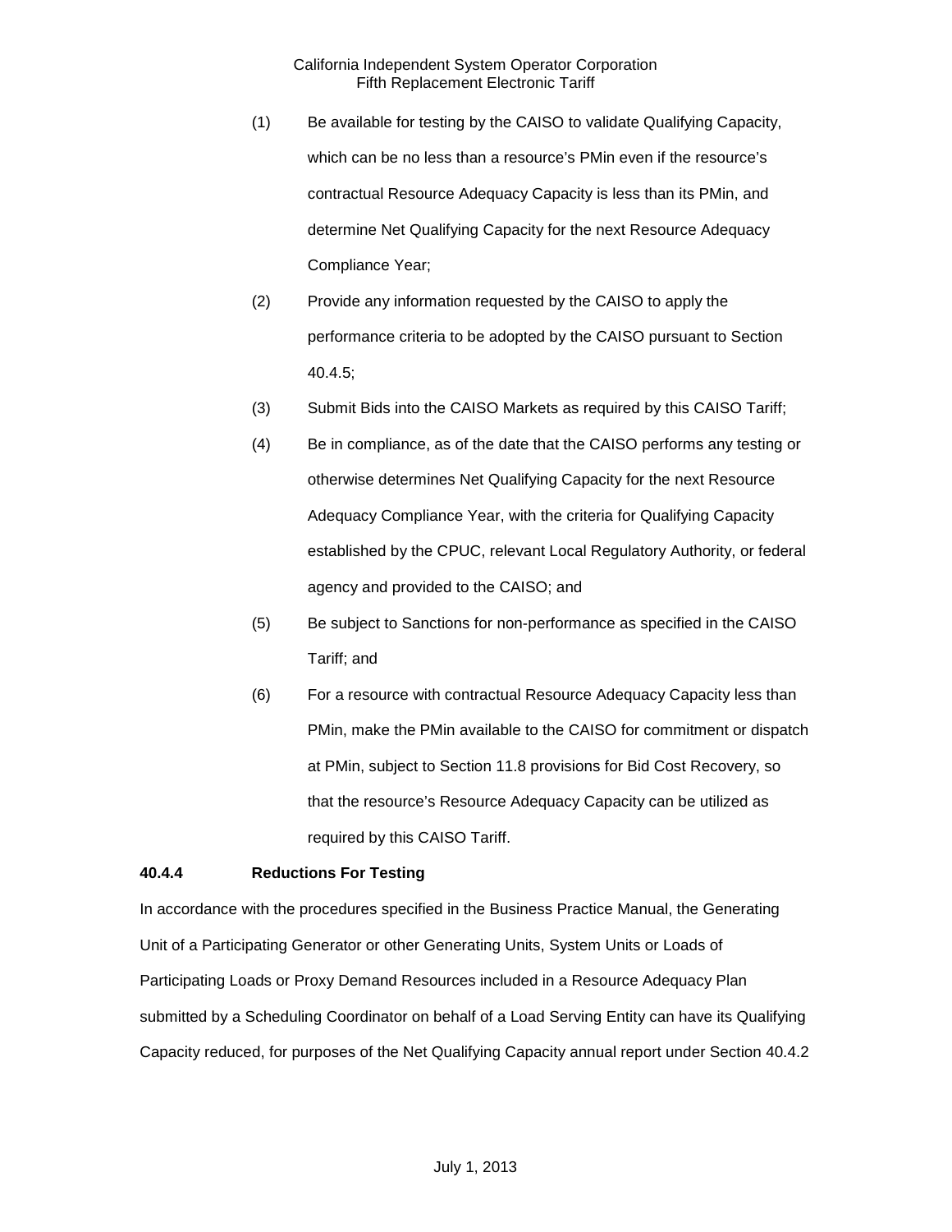(1) Be available for testing by the CAISO to validate Qualifying Capacity, which can be no less than a resource's PMin even if the resource's contractual Resource Adequacy Capacity is less than its PMin, and determine Net Qualifying Capacity for the next Resource Adequacy Compliance Year;

(2) Provide any information requested by the CAISO to apply the performance criteria to be adopted by the CAISO pursuant to Section 40.4.5;

(3) Submit Bids into the CAISO Markets as required by this CAISO Tariff;

(4) Be in compliance, as of the date that the CAISO performs any testing or otherwise determines Net Qualifying Capacity for the next Resource Adequacy Compliance Year, with the criteria for Qualifying Capacity established by the CPUC, relevant Local Regulatory Authority, or federal agency and provided to the CAISO; and

(5) Be subject to Sanctions for non-performance as specified in the CAISO Tariff; and

(6) For a resource with contractual Resource Adequacy Capacity less than PMin, make the PMin available to the CAISO for commitment or dispatch at PMin, subject to Section 11.8 provisions for Bid Cost Recovery, so that the resource's Resource Adequacy Capacity can be utilized as required by this CAISO Tariff.

**40.4.4 Reductions For Testing**

In accordance with the procedures specified in the Business Practice Manual, the Generating Unit of a Participating Generator or other Generating Units, System Units or Loads of Participating Loads or Proxy Demand Resources included in a Resource Adequacy Plan submitted by a Scheduling Coordinator on behalf of a Load Serving Entity can have its Qualifying Capacity reduced, for purposes of the Net Qualifying Capacity annual report under Section 40.4.2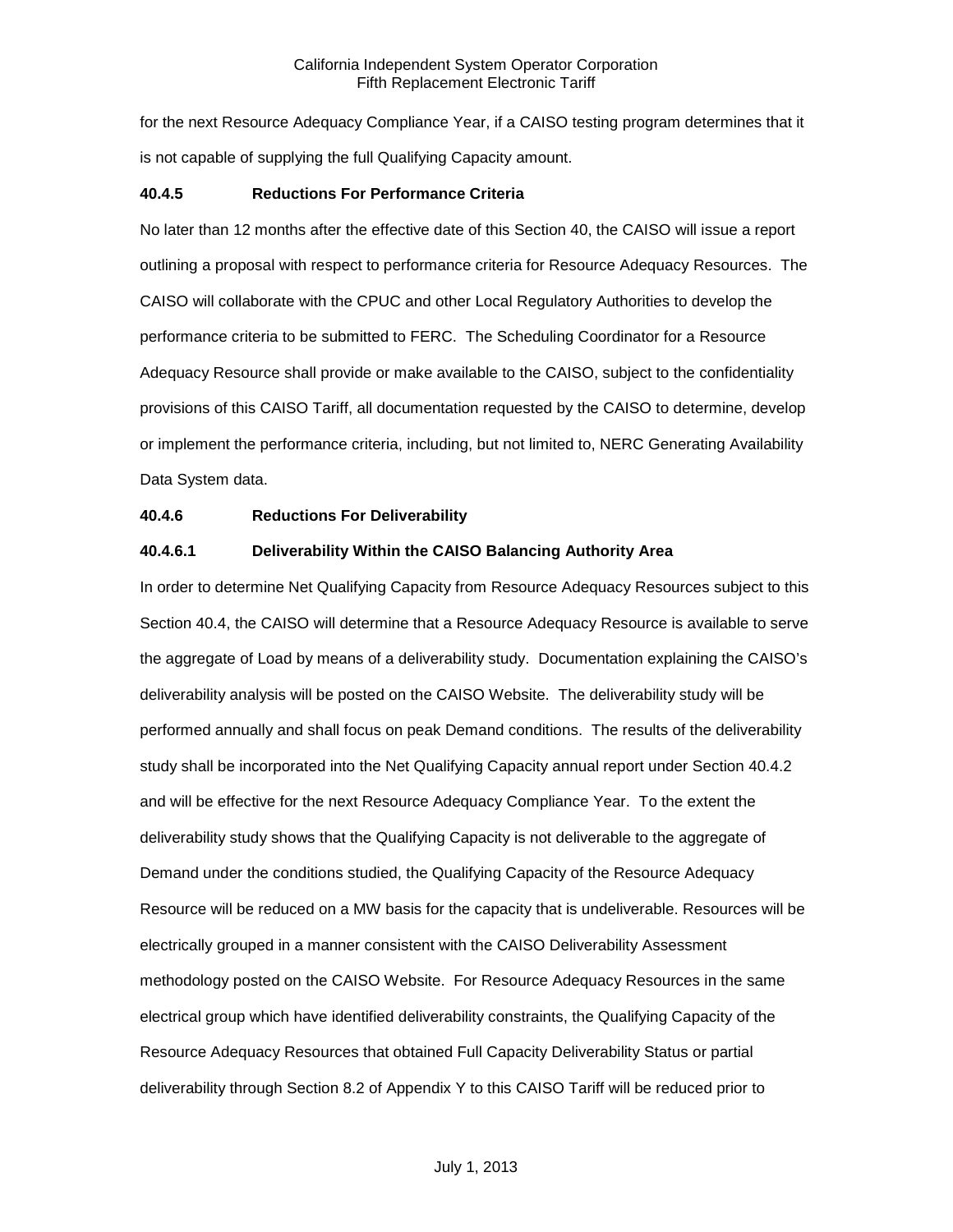for the next Resource Adequacy Compliance Year, if a CAISO testing program determines that it is not capable of supplying the full Qualifying Capacity amount.

**40.4.5 Reductions For Performance Criteria**

No later than 12 months after the effective date of this Section 40, the CAISO will issue a report outlining a proposal with respect to performance criteria for Resource Adequacy Resources. The CAISO will collaborate with the CPUC and other Local Regulatory Authorities to develop the performance criteria to be submitted to FERC. The Scheduling Coordinator for a Resource Adequacy Resource shall provide or make available to the CAISO, subject to the confidentiality provisions of this CAISO Tariff, all documentation requested by the CAISO to determine, develop or implement the performance criteria, including, but not limited to, NERC Generating Availability Data System data.

**40.4.6 Reductions For Deliverability**

**40.4.6.1 Deliverability Within the CAISO Balancing Authority Area**

In order to determine Net Qualifying Capacity from Resource Adequacy Resources subject to this Section 40.4, the CAISO will determine that a Resource Adequacy Resource is available to serve the aggregate of Load by means of a deliverability study. Documentation explaining the CAISO's deliverability analysis will be posted on the CAISO Website. The deliverability study will be performed annually and shall focus on peak Demand conditions. The results of the deliverability study shall be incorporated into the Net Qualifying Capacity annual report under Section 40.4.2 and will be effective for the next Resource Adequacy Compliance Year. To the extent the deliverability study shows that the Qualifying Capacity is not deliverable to the aggregate of Demand under the conditions studied, the Qualifying Capacity of the Resource Adequacy Resource will be reduced on a MW basis for the capacity that is undeliverable. Resources will be electrically grouped in a manner consistent with the CAISO Deliverability Assessment methodology posted on the CAISO Website. For Resource Adequacy Resources in the same electrical group which have identified deliverability constraints, the Qualifying Capacity of the Resource Adequacy Resources that obtained Full Capacity Deliverability Status or partial deliverability through Section 8.2 of Appendix Y to this CAISO Tariff will be reduced prior to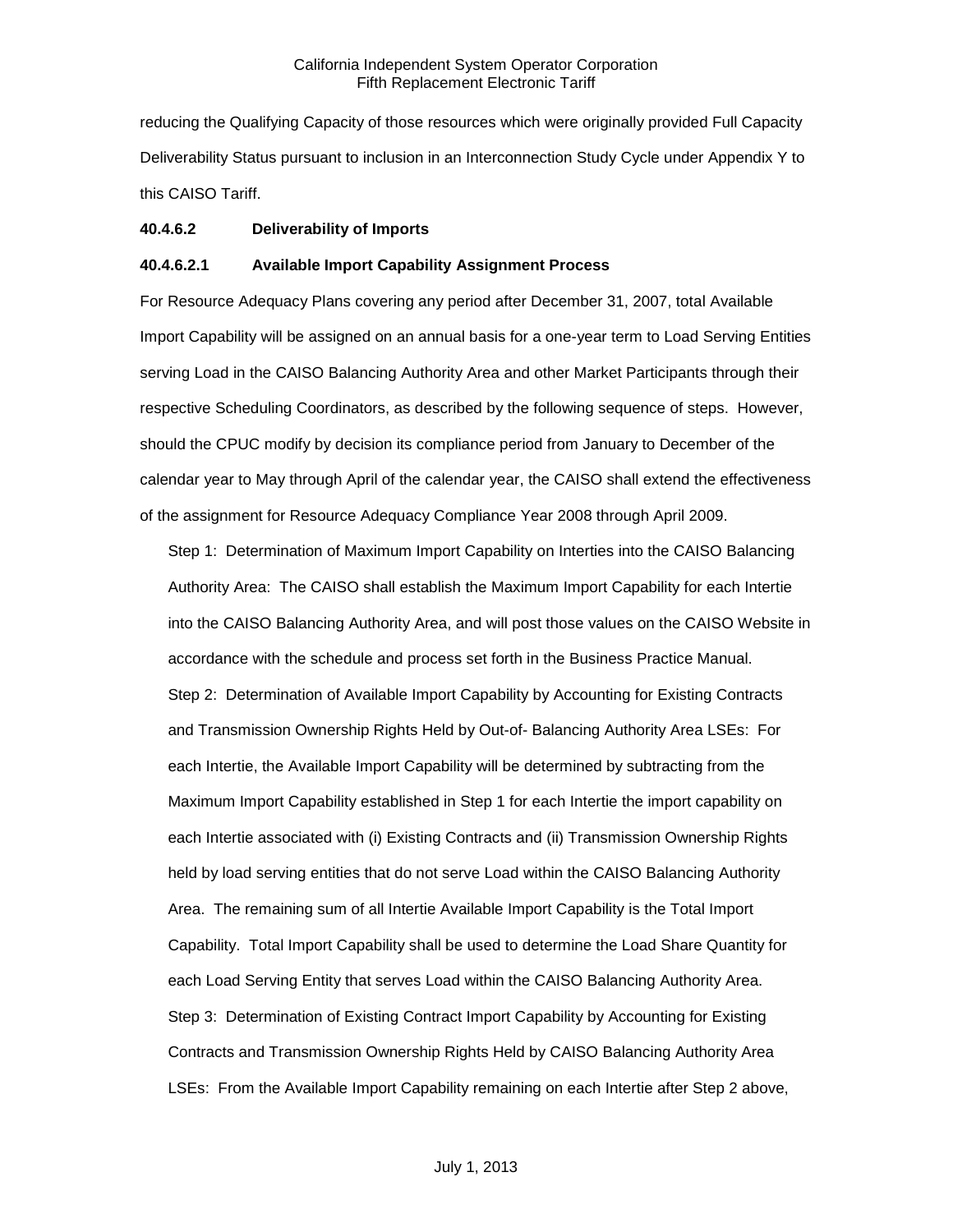reducing the Qualifying Capacity of those resources which were originally provided Full Capacity Deliverability Status pursuant to inclusion in an Interconnection Study Cycle under Appendix Y to this CAISO Tariff.

**40.4.6.2 Deliverability of Imports**

**40.4.6.2.1 Available Import Capability Assignment Process**

For Resource Adequacy Plans covering any period after December 31, 2007, total Available Import Capability will be assigned on an annual basis for a one-year term to Load Serving Entities serving Load in the CAISO Balancing Authority Area and other Market Participants through their respective Scheduling Coordinators, as described by the following sequence of steps. However, should the CPUC modify by decision its compliance period from January to December of the calendar year to May through April of the calendar year, the CAISO shall extend the effectiveness of the assignment for Resource Adequacy Compliance Year 2008 through April 2009.

Step 1: Determination of Maximum Import Capability on Interties into the CAISO Balancing Authority Area: The CAISO shall establish the Maximum Import Capability for each Intertie into the CAISO Balancing Authority Area, and will post those values on the CAISO Website in accordance with the schedule and process set forth in the Business Practice Manual.

Step 2: Determination of Available Import Capability by Accounting for Existing Contracts and Transmission Ownership Rights Held by Out-of- Balancing Authority Area LSEs: For each Intertie, the Available Import Capability will be determined by subtracting from the Maximum Import Capability established in Step 1 for each Intertie the import capability on each Intertie associated with (i) Existing Contracts and (ii) Transmission Ownership Rights held by load serving entities that do not serve Load within the CAISO Balancing Authority Area. The remaining sum of all Intertie Available Import Capability is the Total Import Capability. Total Import Capability shall be used to determine the Load Share Quantity for each Load Serving Entity that serves Load within the CAISO Balancing Authority Area.

Step 3: Determination of Existing Contract Import Capability by Accounting for Existing Contracts and Transmission Ownership Rights Held by CAISO Balancing Authority Area LSEs: From the Available Import Capability remaining on each Intertie after Step 2 above,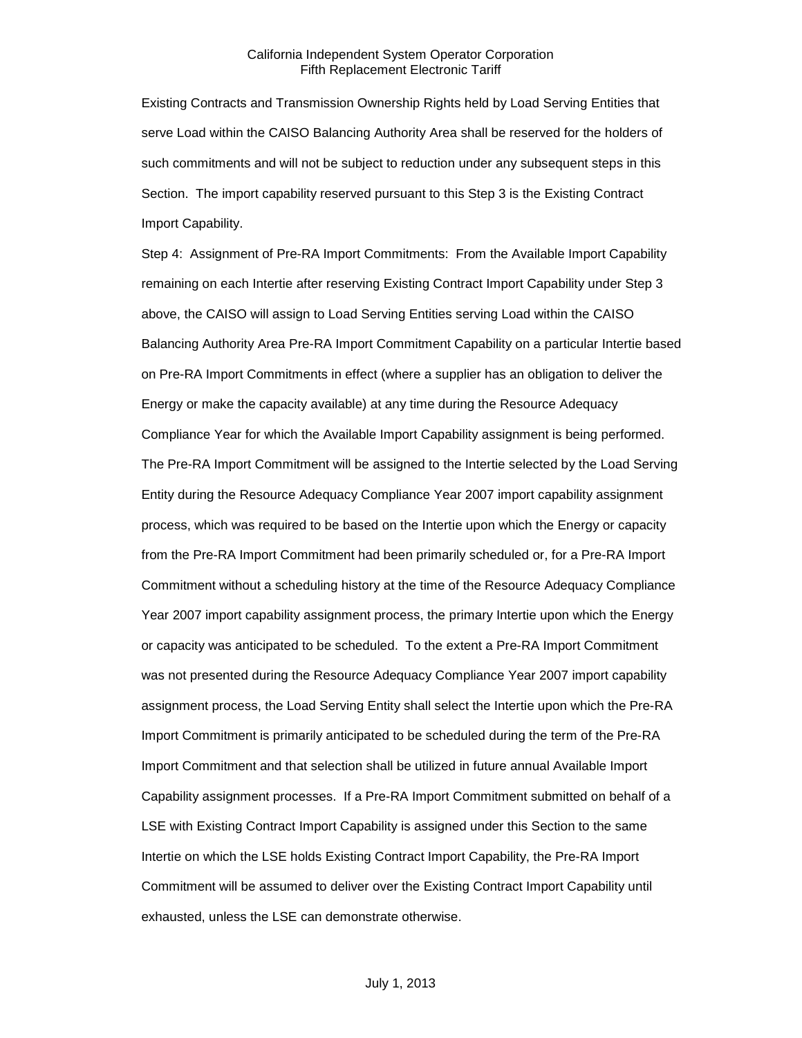Existing Contracts and Transmission Ownership Rights held by Load Serving Entities that serve Load within the CAISO Balancing Authority Area shall be reserved for the holders of such commitments and will not be subject to reduction under any subsequent steps in this Section. The import capability reserved pursuant to this Step 3 is the Existing Contract Import Capability.

Step 4: Assignment of Pre-RA Import Commitments: From the Available Import Capability remaining on each Intertie after reserving Existing Contract Import Capability under Step 3 above, the CAISO will assign to Load Serving Entities serving Load within the CAISO Balancing Authority Area Pre-RA Import Commitment Capability on a particular Intertie based on Pre-RA Import Commitments in effect (where a supplier has an obligation to deliver the Energy or make the capacity available) at any time during the Resource Adequacy Compliance Year for which the Available Import Capability assignment is being performed. The Pre-RA Import Commitment will be assigned to the Intertie selected by the Load Serving Entity during the Resource Adequacy Compliance Year 2007 import capability assignment process, which was required to be based on the Intertie upon which the Energy or capacity from the Pre-RA Import Commitment had been primarily scheduled or, for a Pre-RA Import Commitment without a scheduling history at the time of the Resource Adequacy Compliance Year 2007 import capability assignment process, the primary Intertie upon which the Energy or capacity was anticipated to be scheduled. To the extent a Pre-RA Import Commitment was not presented during the Resource Adequacy Compliance Year 2007 import capability assignment process, the Load Serving Entity shall select the Intertie upon which the Pre-RA Import Commitment is primarily anticipated to be scheduled during the term of the Pre-RA Import Commitment and that selection shall be utilized in future annual Available Import Capability assignment processes. If a Pre-RA Import Commitment submitted on behalf of a LSE with Existing Contract Import Capability is assigned under this Section to the same Intertie on which the LSE holds Existing Contract Import Capability, the Pre-RA Import Commitment will be assumed to deliver over the Existing Contract Import Capability until exhausted, unless the LSE can demonstrate otherwise.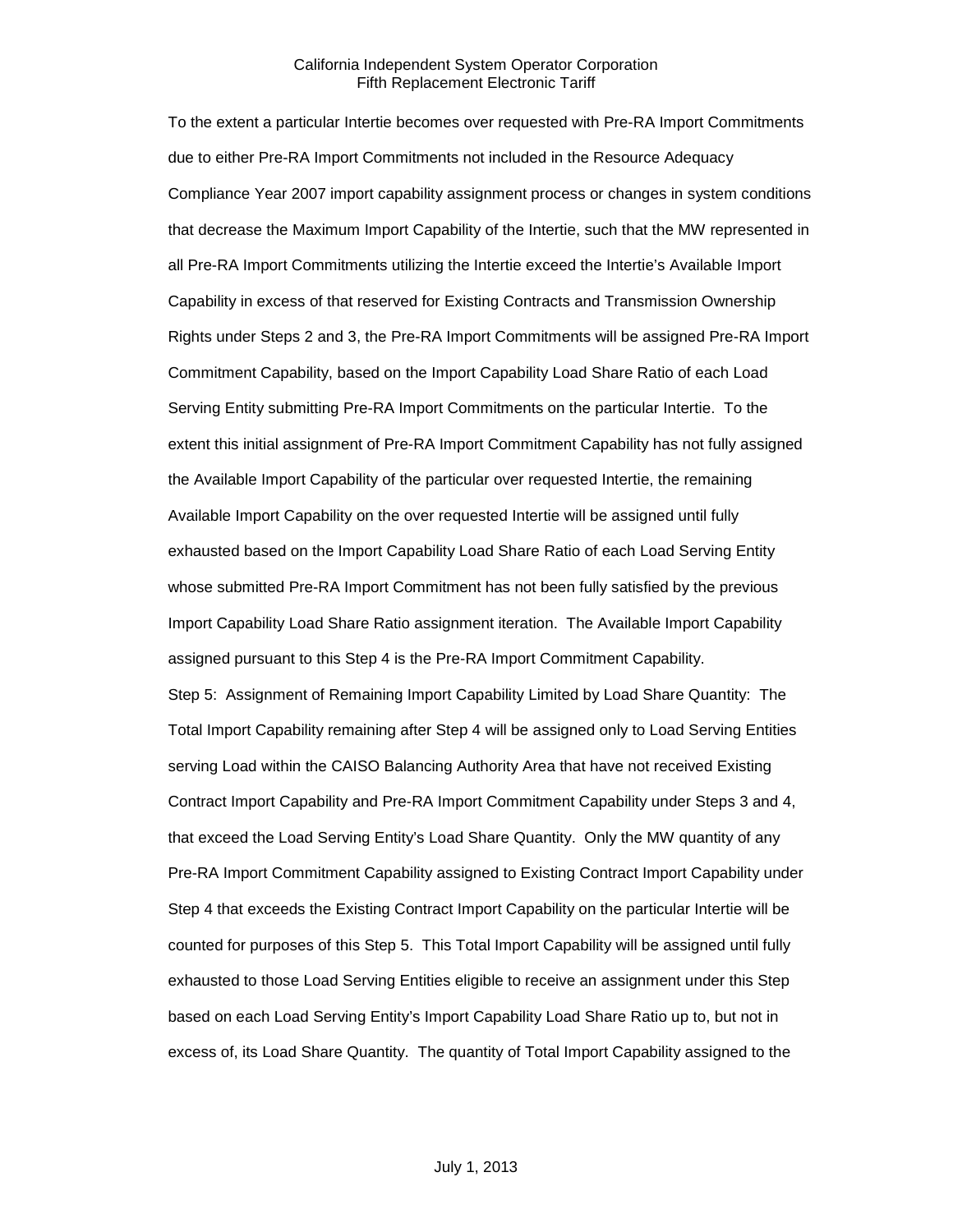To the extent a particular Intertie becomes over requested with Pre-RA Import Commitments due to either Pre-RA Import Commitments not included in the Resource Adequacy Compliance Year 2007 import capability assignment process or changes in system conditions that decrease the Maximum Import Capability of the Intertie, such that the MW represented in all Pre-RA Import Commitments utilizing the Intertie exceed the Intertie's Available Import Capability in excess of that reserved for Existing Contracts and Transmission Ownership Rights under Steps 2 and 3, the Pre-RA Import Commitments will be assigned Pre-RA Import Commitment Capability, based on the Import Capability Load Share Ratio of each Load Serving Entity submitting Pre-RA Import Commitments on the particular Intertie. To the extent this initial assignment of Pre-RA Import Commitment Capability has not fully assigned the Available Import Capability of the particular over requested Intertie, the remaining Available Import Capability on the over requested Intertie will be assigned until fully exhausted based on the Import Capability Load Share Ratio of each Load Serving Entity whose submitted Pre-RA Import Commitment has not been fully satisfied by the previous Import Capability Load Share Ratio assignment iteration. The Available Import Capability assigned pursuant to this Step 4 is the Pre-RA Import Commitment Capability.

Step 5: Assignment of Remaining Import Capability Limited by Load Share Quantity: The Total Import Capability remaining after Step 4 will be assigned only to Load Serving Entities serving Load within the CAISO Balancing Authority Area that have not received Existing Contract Import Capability and Pre-RA Import Commitment Capability under Steps 3 and 4, that exceed the Load Serving Entity's Load Share Quantity. Only the MW quantity of any Pre-RA Import Commitment Capability assigned to Existing Contract Import Capability under Step 4 that exceeds the Existing Contract Import Capability on the particular Intertie will be counted for purposes of this Step 5. This Total Import Capability will be assigned until fully exhausted to those Load Serving Entities eligible to receive an assignment under this Step based on each Load Serving Entity's Import Capability Load Share Ratio up to, but not in excess of, its Load Share Quantity. The quantity of Total Import Capability assigned to the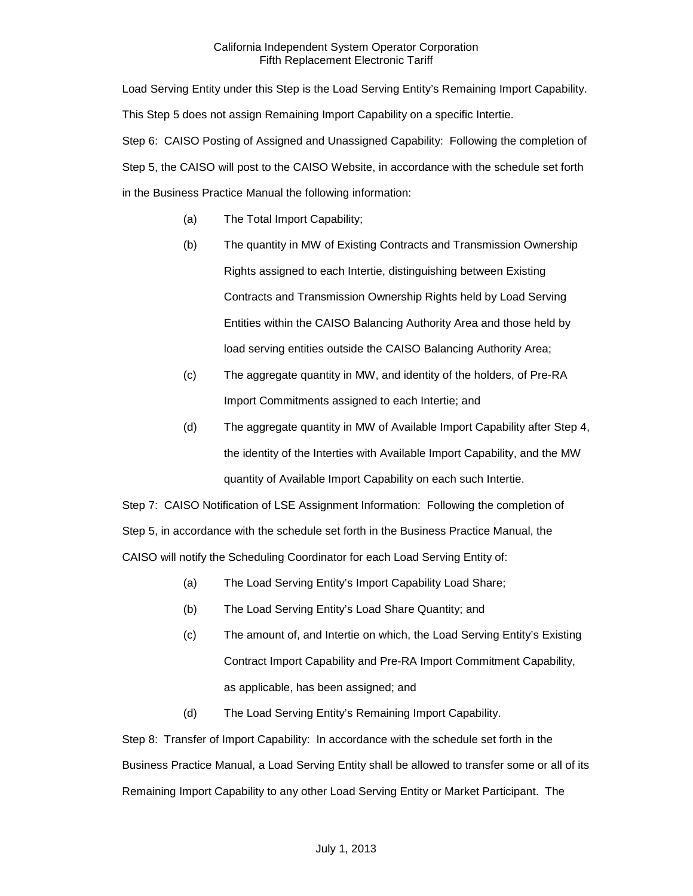Load Serving Entity under this Step is the Load Serving Entity's Remaining Import Capability. This Step 5 does not assign Remaining Import Capability on a specific Intertie.

Step 6: CAISO Posting of Assigned and Unassigned Capability: Following the completion of Step 5, the CAISO will post to the CAISO Website, in accordance with the schedule set forth in the Business Practice Manual the following information:

(a) The Total Import Capability;

(b) The quantity in MW of Existing Contracts and Transmission Ownership Rights assigned to each Intertie, distinguishing between Existing Contracts and Transmission Ownership Rights held by Load Serving Entities within the CAISO Balancing Authority Area and those held by load serving entities outside the CAISO Balancing Authority Area;

(c) The aggregate quantity in MW, and identity of the holders, of Pre-RA Import Commitments assigned to each Intertie; and

(d) The aggregate quantity in MW of Available Import Capability after Step 4, the identity of the Interties with Available Import Capability, and the MW quantity of Available Import Capability on each such Intertie.

Step 7: CAISO Notification of LSE Assignment Information: Following the completion of Step 5, in accordance with the schedule set forth in the Business Practice Manual, the CAISO will notify the Scheduling Coordinator for each Load Serving Entity of:

(a) The Load Serving Entity's Import Capability Load Share;

(b) The Load Serving Entity's Load Share Quantity; and

(c) The amount of, and Intertie on which, the Load Serving Entity's Existing Contract Import Capability and Pre-RA Import Commitment Capability, as applicable, has been assigned; and

(d) The Load Serving Entity's Remaining Import Capability.

Step 8: Transfer of Import Capability: In accordance with the schedule set forth in the Business Practice Manual, a Load Serving Entity shall be allowed to transfer some or all of its Remaining Import Capability to any other Load Serving Entity or Market Participant. The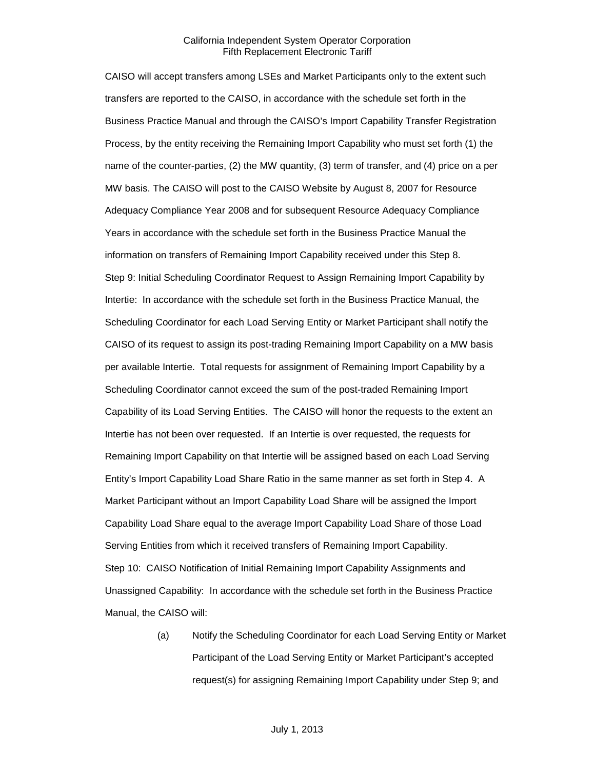CAISO will accept transfers among LSEs and Market Participants only to the extent such transfers are reported to the CAISO, in accordance with the schedule set forth in the Business Practice Manual and through the CAISO's Import Capability Transfer Registration Process, by the entity receiving the Remaining Import Capability who must set forth (1) the name of the counter-parties, (2) the MW quantity, (3) term of transfer, and (4) price on a per MW basis. The CAISO will post to the CAISO Website by August 8, 2007 for Resource Adequacy Compliance Year 2008 and for subsequent Resource Adequacy Compliance Years in accordance with the schedule set forth in the Business Practice Manual the information on transfers of Remaining Import Capability received under this Step 8.

Step 9: Initial Scheduling Coordinator Request to Assign Remaining Import Capability by Intertie: In accordance with the schedule set forth in the Business Practice Manual, the Scheduling Coordinator for each Load Serving Entity or Market Participant shall notify the CAISO of its request to assign its post-trading Remaining Import Capability on a MW basis per available Intertie. Total requests for assignment of Remaining Import Capability by a Scheduling Coordinator cannot exceed the sum of the post-traded Remaining Import Capability of its Load Serving Entities. The CAISO will honor the requests to the extent an Intertie has not been over requested. If an Intertie is over requested, the requests for Remaining Import Capability on that Intertie will be assigned based on each Load Serving Entity's Import Capability Load Share Ratio in the same manner as set forth in Step 4. A Market Participant without an Import Capability Load Share will be assigned the Import Capability Load Share equal to the average Import Capability Load Share of those Load Serving Entities from which it received transfers of Remaining Import Capability.

Step 10: CAISO Notification of Initial Remaining Import Capability Assignments and Unassigned Capability: In accordance with the schedule set forth in the Business Practice Manual, the CAISO will:

(a) Notify the Scheduling Coordinator for each Load Serving Entity or Market Participant of the Load Serving Entity or Market Participant's accepted request(s) for assigning Remaining Import Capability under Step 9; and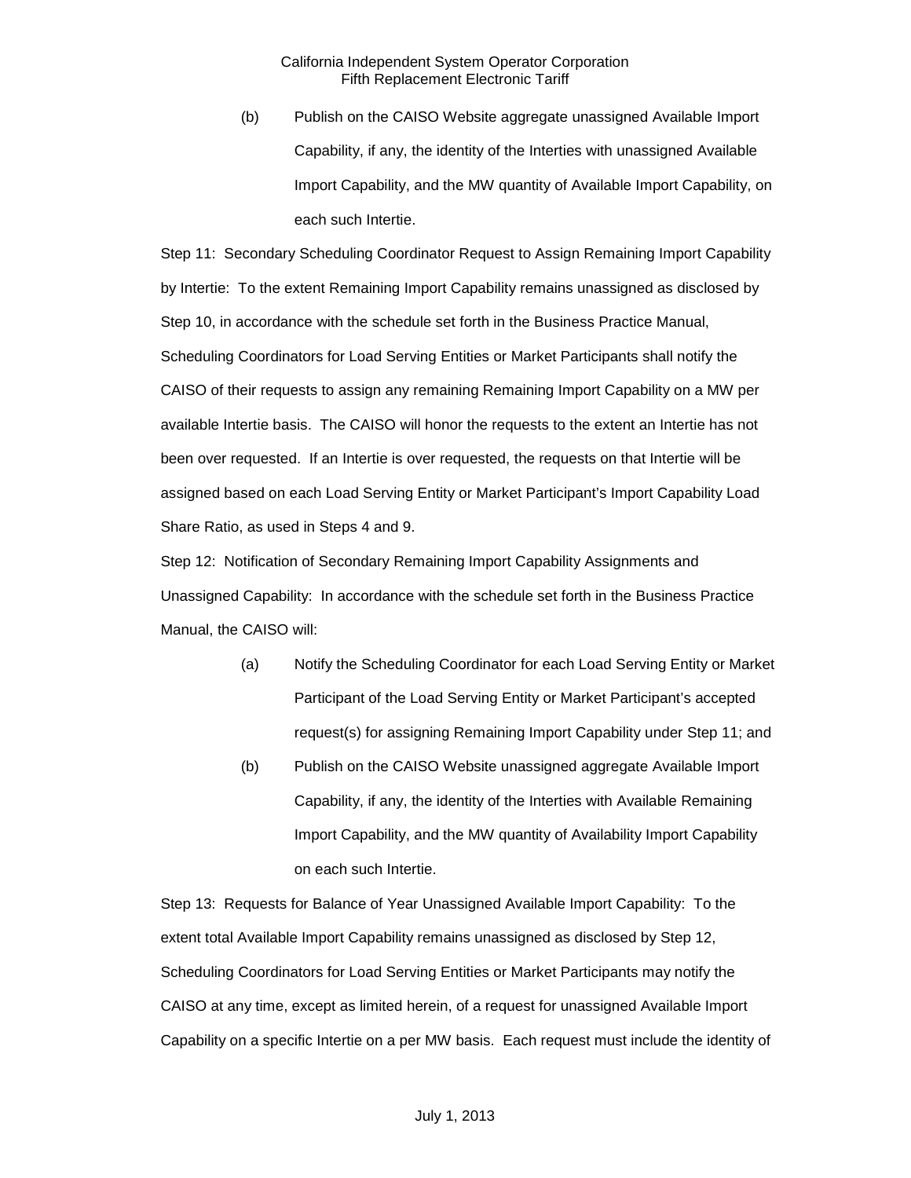(b) Publish on the CAISO Website aggregate unassigned Available Import Capability, if any, the identity of the Interties with unassigned Available Import Capability, and the MW quantity of Available Import Capability, on each such Intertie.

Step 11: Secondary Scheduling Coordinator Request to Assign Remaining Import Capability by Intertie: To the extent Remaining Import Capability remains unassigned as disclosed by Step 10, in accordance with the schedule set forth in the Business Practice Manual, Scheduling Coordinators for Load Serving Entities or Market Participants shall notify the CAISO of their requests to assign any remaining Remaining Import Capability on a MW per available Intertie basis. The CAISO will honor the requests to the extent an Intertie has not been over requested. If an Intertie is over requested, the requests on that Intertie will be assigned based on each Load Serving Entity or Market Participant's Import Capability Load Share Ratio, as used in Steps 4 and 9.

Step 12: Notification of Secondary Remaining Import Capability Assignments and Unassigned Capability: In accordance with the schedule set forth in the Business Practice Manual, the CAISO will:

(a) Notify the Scheduling Coordinator for each Load Serving Entity or Market Participant of the Load Serving Entity or Market Participant's accepted request(s) for assigning Remaining Import Capability under Step 11; and

(b) Publish on the CAISO Website unassigned aggregate Available Import Capability, if any, the identity of the Interties with Available Remaining Import Capability, and the MW quantity of Availability Import Capability on each such Intertie.

Step 13: Requests for Balance of Year Unassigned Available Import Capability: To the extent total Available Import Capability remains unassigned as disclosed by Step 12, Scheduling Coordinators for Load Serving Entities or Market Participants may notify the CAISO at any time, except as limited herein, of a request for unassigned Available Import Capability on a specific Intertie on a per MW basis. Each request must include the identity of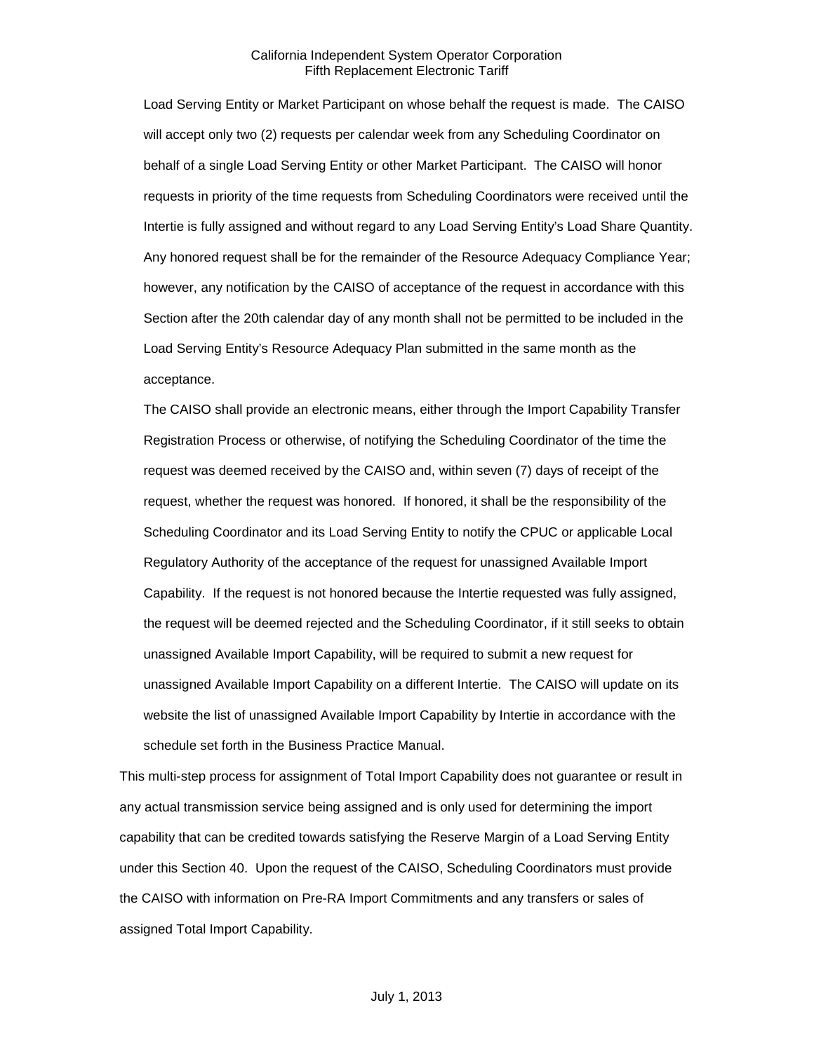Load Serving Entity or Market Participant on whose behalf the request is made. The CAISO will accept only two (2) requests per calendar week from any Scheduling Coordinator on behalf of a single Load Serving Entity or other Market Participant. The CAISO will honor requests in priority of the time requests from Scheduling Coordinators were received until the Intertie is fully assigned and without regard to any Load Serving Entity's Load Share Quantity. Any honored request shall be for the remainder of the Resource Adequacy Compliance Year; however, any notification by the CAISO of acceptance of the request in accordance with this Section after the 20th calendar day of any month shall not be permitted to be included in the Load Serving Entity's Resource Adequacy Plan submitted in the same month as the acceptance.

The CAISO shall provide an electronic means, either through the Import Capability Transfer Registration Process or otherwise, of notifying the Scheduling Coordinator of the time the request was deemed received by the CAISO and, within seven (7) days of receipt of the request, whether the request was honored. If honored, it shall be the responsibility of the Scheduling Coordinator and its Load Serving Entity to notify the CPUC or applicable Local Regulatory Authority of the acceptance of the request for unassigned Available Import Capability. If the request is not honored because the Intertie requested was fully assigned, the request will be deemed rejected and the Scheduling Coordinator, if it still seeks to obtain unassigned Available Import Capability, will be required to submit a new request for unassigned Available Import Capability on a different Intertie. The CAISO will update on its website the list of unassigned Available Import Capability by Intertie in accordance with the schedule set forth in the Business Practice Manual.

This multi-step process for assignment of Total Import Capability does not guarantee or result in any actual transmission service being assigned and is only used for determining the import capability that can be credited towards satisfying the Reserve Margin of a Load Serving Entity under this Section 40. Upon the request of the CAISO, Scheduling Coordinators must provide the CAISO with information on Pre-RA Import Commitments and any transfers or sales of assigned Total Import Capability.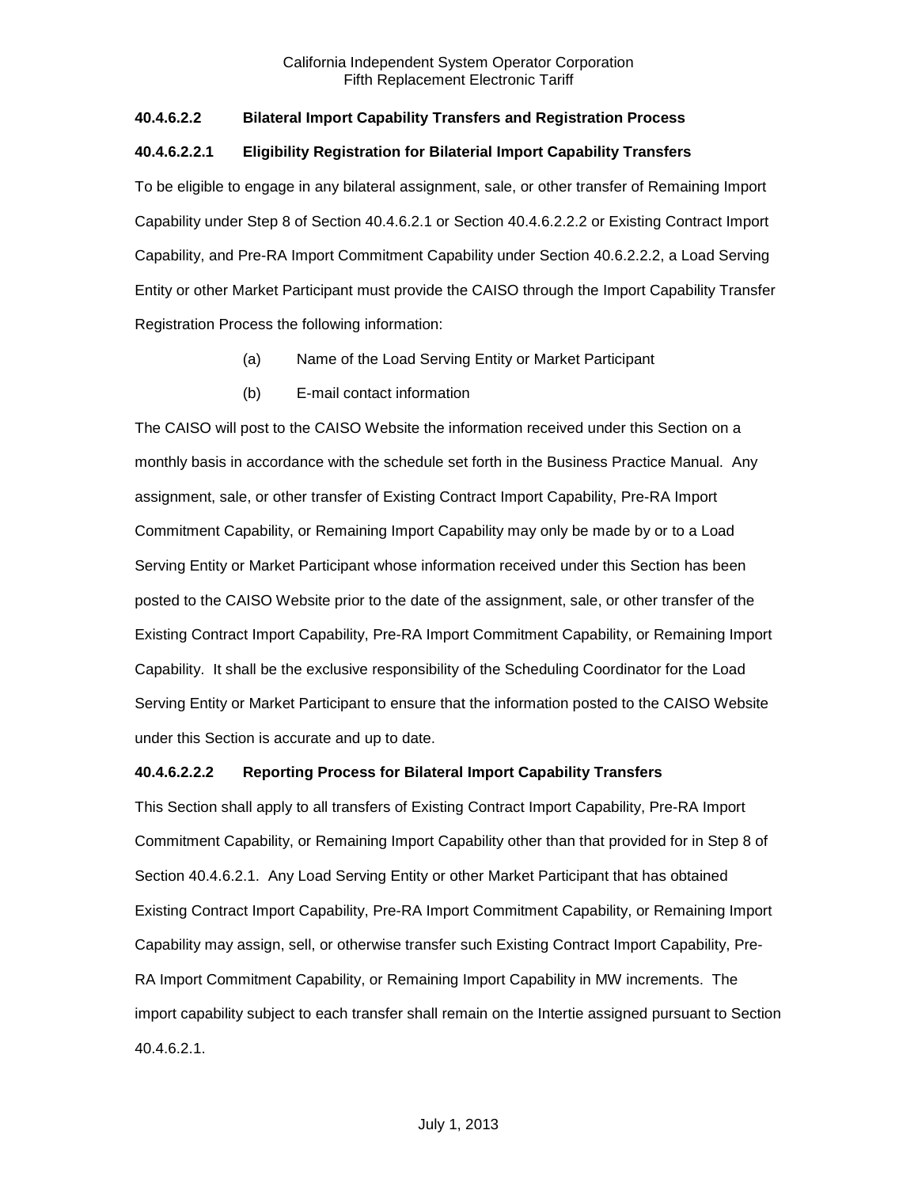### 40.4.6.2.2 Bilateral Import Capability Transfers and Registration Process

#### 40.4.6.2.2.1 Eligibility Registration for Bilaterial Import Capability Transfers

To be eligible to engage in any bilateral assignment, sale, or other transfer of Remaining Import Capability under Step 8 of Section 40.4.6.2.1 or Section 40.4.6.2.2.2 or Existing Contract Import Capability, and Pre-RA Import Commitment Capability under Section 40.6.2.2.2, a Load Serving Entity or other Market Participant must provide the CAISO through the Import Capability Transfer Registration Process the following information:

(a) Name of the Load Serving Entity or Market Participant

(b) E-mail contact information

The CAISO will post to the CAISO Website the information received under this Section on a monthly basis in accordance with the schedule set forth in the Business Practice Manual. Any assignment, sale, or other transfer of Existing Contract Import Capability, Pre-RA Import Commitment Capability, or Remaining Import Capability may only be made by or to a Load Serving Entity or Market Participant whose information received under this Section has been posted to the CAISO Website prior to the date of the assignment, sale, or other transfer of the Existing Contract Import Capability, Pre-RA Import Commitment Capability, or Remaining Import Capability. It shall be the exclusive responsibility of the Scheduling Coordinator for the Load Serving Entity or Market Participant to ensure that the information posted to the CAISO Website under this Section is accurate and up to date.

#### 40.4.6.2.2.2 Reporting Process for Bilateral Import Capability Transfers

This Section shall apply to all transfers of Existing Contract Import Capability, Pre-RA Import Commitment Capability, or Remaining Import Capability other than that provided for in Step 8 of Section 40.4.6.2.1. Any Load Serving Entity or other Market Participant that has obtained Existing Contract Import Capability, Pre-RA Import Commitment Capability, or Remaining Import Capability may assign, sell, or otherwise transfer such Existing Contract Import Capability, Pre-RA Import Commitment Capability, or Remaining Import Capability in MW increments. The import capability subject to each transfer shall remain on the Intertie assigned pursuant to Section 40.4.6.2.1.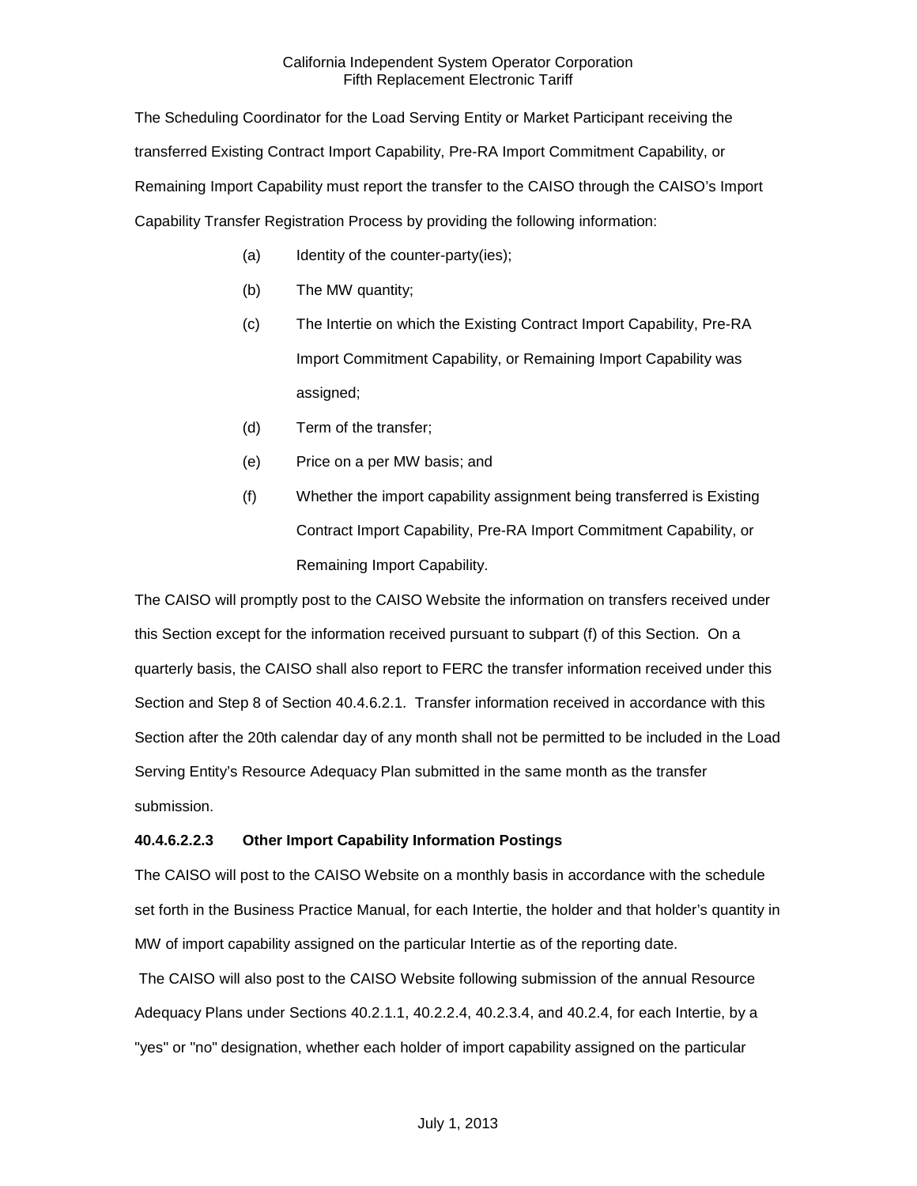The Scheduling Coordinator for the Load Serving Entity or Market Participant receiving the transferred Existing Contract Import Capability, Pre-RA Import Commitment Capability, or Remaining Import Capability must report the transfer to the CAISO through the CAISO's Import Capability Transfer Registration Process by providing the following information:

(a) Identity of the counter-party(ies);

(b) The MW quantity;

(c) The Intertie on which the Existing Contract Import Capability, Pre-RA Import Commitment Capability, or Remaining Import Capability was assigned;

(d) Term of the transfer;

(e) Price on a per MW basis; and

(f) Whether the import capability assignment being transferred is Existing Contract Import Capability, Pre-RA Import Commitment Capability, or Remaining Import Capability.

The CAISO will promptly post to the CAISO Website the information on transfers received under this Section except for the information received pursuant to subpart (f) of this Section. On a quarterly basis, the CAISO shall also report to FERC the transfer information received under this Section and Step 8 of Section 40.4.6.2.1. Transfer information received in accordance with this Section after the 20th calendar day of any month shall not be permitted to be included in the Load Serving Entity's Resource Adequacy Plan submitted in the same month as the transfer submission.

**40.4.6.2.2.3 Other Import Capability Information Postings**

The CAISO will post to the CAISO Website on a monthly basis in accordance with the schedule set forth in the Business Practice Manual, for each Intertie, the holder and that holder's quantity in MW of import capability assigned on the particular Intertie as of the reporting date.

The CAISO will also post to the CAISO Website following submission of the annual Resource Adequacy Plans under Sections 40.2.1.1, 40.2.2.4, 40.2.3.4, and 40.2.4, for each Intertie, by a "yes" or "no" designation, whether each holder of import capability assigned on the particular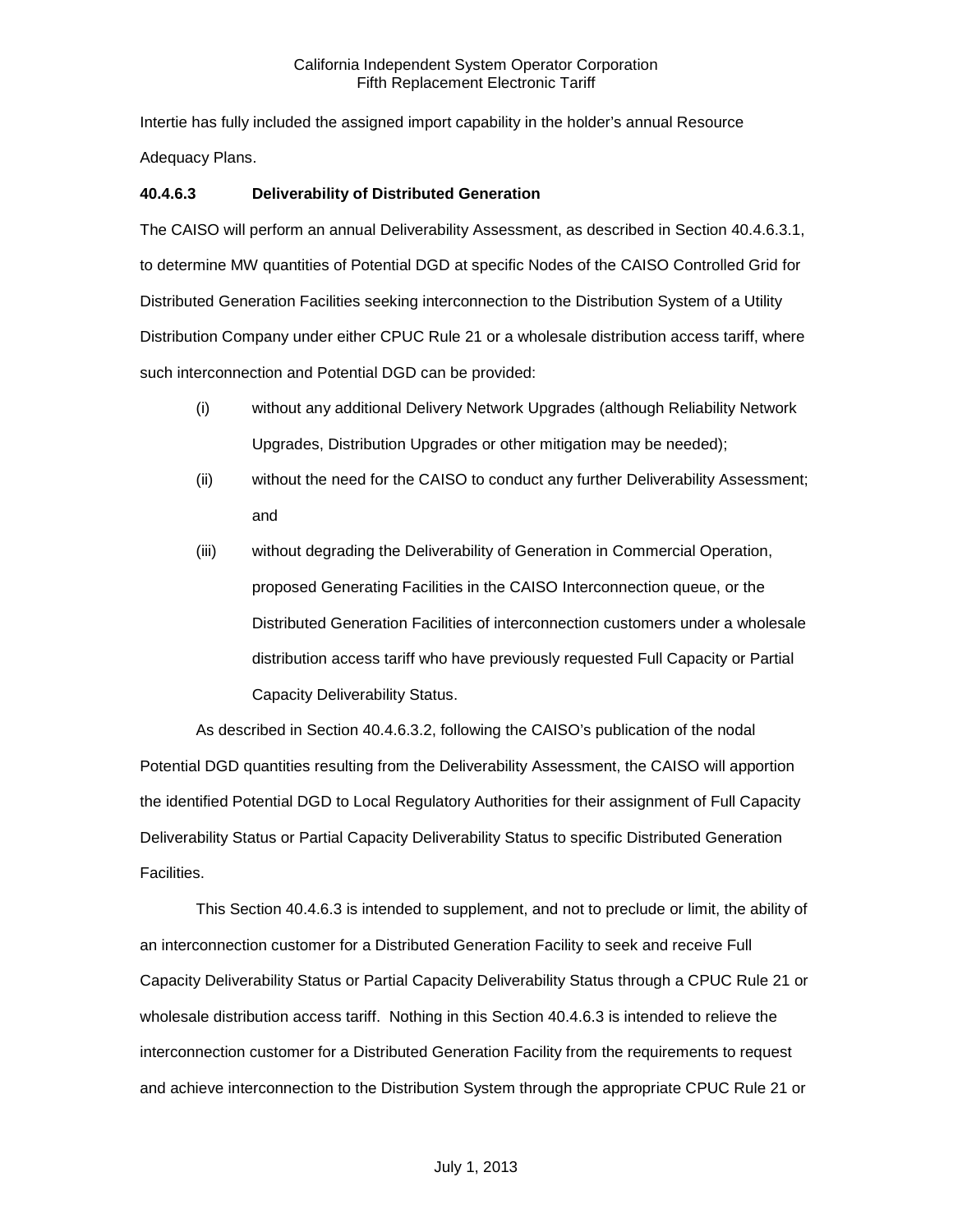Intertie has fully included the assigned import capability in the holder's annual Resource Adequacy Plans.

**40.4.6.3 Deliverability of Distributed Generation**

The CAISO will perform an annual Deliverability Assessment, as described in Section 40.4.6.3.1, to determine MW quantities of Potential DGD at specific Nodes of the CAISO Controlled Grid for Distributed Generation Facilities seeking interconnection to the Distribution System of a Utility Distribution Company under either CPUC Rule 21 or a wholesale distribution access tariff, where such interconnection and Potential DGD can be provided:

(i) without any additional Delivery Network Upgrades (although Reliability Network Upgrades, Distribution Upgrades or other mitigation may be needed);

(ii) without the need for the CAISO to conduct any further Deliverability Assessment; and

(iii) without degrading the Deliverability of Generation in Commercial Operation, proposed Generating Facilities in the CAISO Interconnection queue, or the Distributed Generation Facilities of interconnection customers under a wholesale distribution access tariff who have previously requested Full Capacity or Partial Capacity Deliverability Status.

As described in Section 40.4.6.3.2, following the CAISO's publication of the nodal Potential DGD quantities resulting from the Deliverability Assessment, the CAISO will apportion the identified Potential DGD to Local Regulatory Authorities for their assignment of Full Capacity Deliverability Status or Partial Capacity Deliverability Status to specific Distributed Generation Facilities.

This Section 40.4.6.3 is intended to supplement, and not to preclude or limit, the ability of an interconnection customer for a Distributed Generation Facility to seek and receive Full Capacity Deliverability Status or Partial Capacity Deliverability Status through a CPUC Rule 21 or wholesale distribution access tariff. Nothing in this Section 40.4.6.3 is intended to relieve the interconnection customer for a Distributed Generation Facility from the requirements to request and achieve interconnection to the Distribution System through the appropriate CPUC Rule 21 or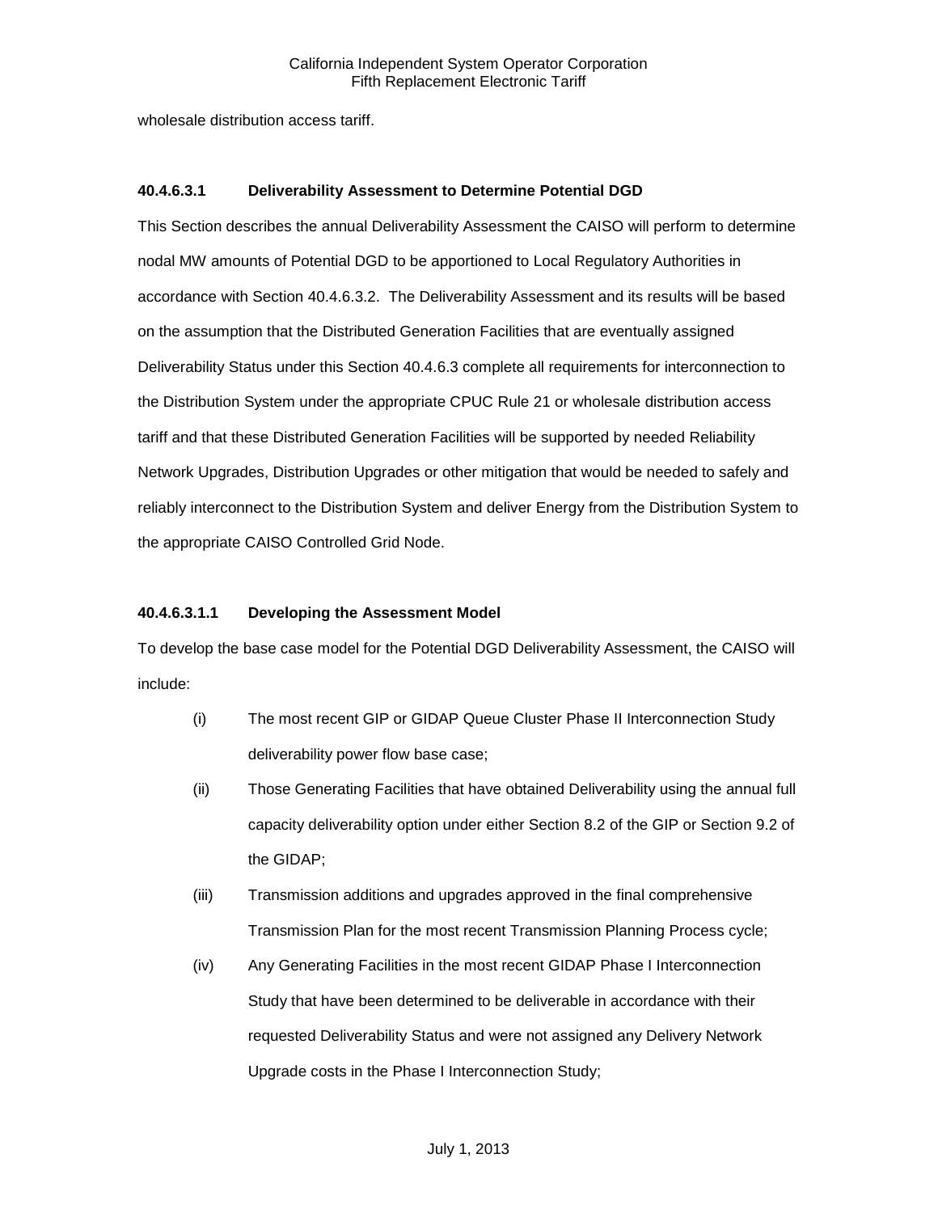wholesale distribution access tariff.

### 40.4.6.3.1 Deliverability Assessment to Determine Potential DGD

This Section describes the annual Deliverability Assessment the CAISO will perform to determine nodal MW amounts of Potential DGD to be apportioned to Local Regulatory Authorities in accordance with Section 40.4.6.3.2. The Deliverability Assessment and its results will be based on the assumption that the Distributed Generation Facilities that are eventually assigned Deliverability Status under this Section 40.4.6.3 complete all requirements for interconnection to the Distribution System under the appropriate CPUC Rule 21 or wholesale distribution access tariff and that these Distributed Generation Facilities will be supported by needed Reliability Network Upgrades, Distribution Upgrades or other mitigation that would be needed to safely and reliably interconnect to the Distribution System and deliver Energy from the Distribution System to the appropriate CAISO Controlled Grid Node.

#### 40.4.6.3.1.1 Developing the Assessment Model

To develop the base case model for the Potential DGD Deliverability Assessment, the CAISO will include:

(i) The most recent GIP or GIDAP Queue Cluster Phase II Interconnection Study deliverability power flow base case;

(ii) Those Generating Facilities that have obtained Deliverability using the annual full capacity deliverability option under either Section 8.2 of the GIP or Section 9.2 of the GIDAP;

(iii) Transmission additions and upgrades approved in the final comprehensive Transmission Plan for the most recent Transmission Planning Process cycle;

(iv) Any Generating Facilities in the most recent GIDAP Phase I Interconnection Study that have been determined to be deliverable in accordance with their requested Deliverability Status and were not assigned any Delivery Network Upgrade costs in the Phase I Interconnection Study;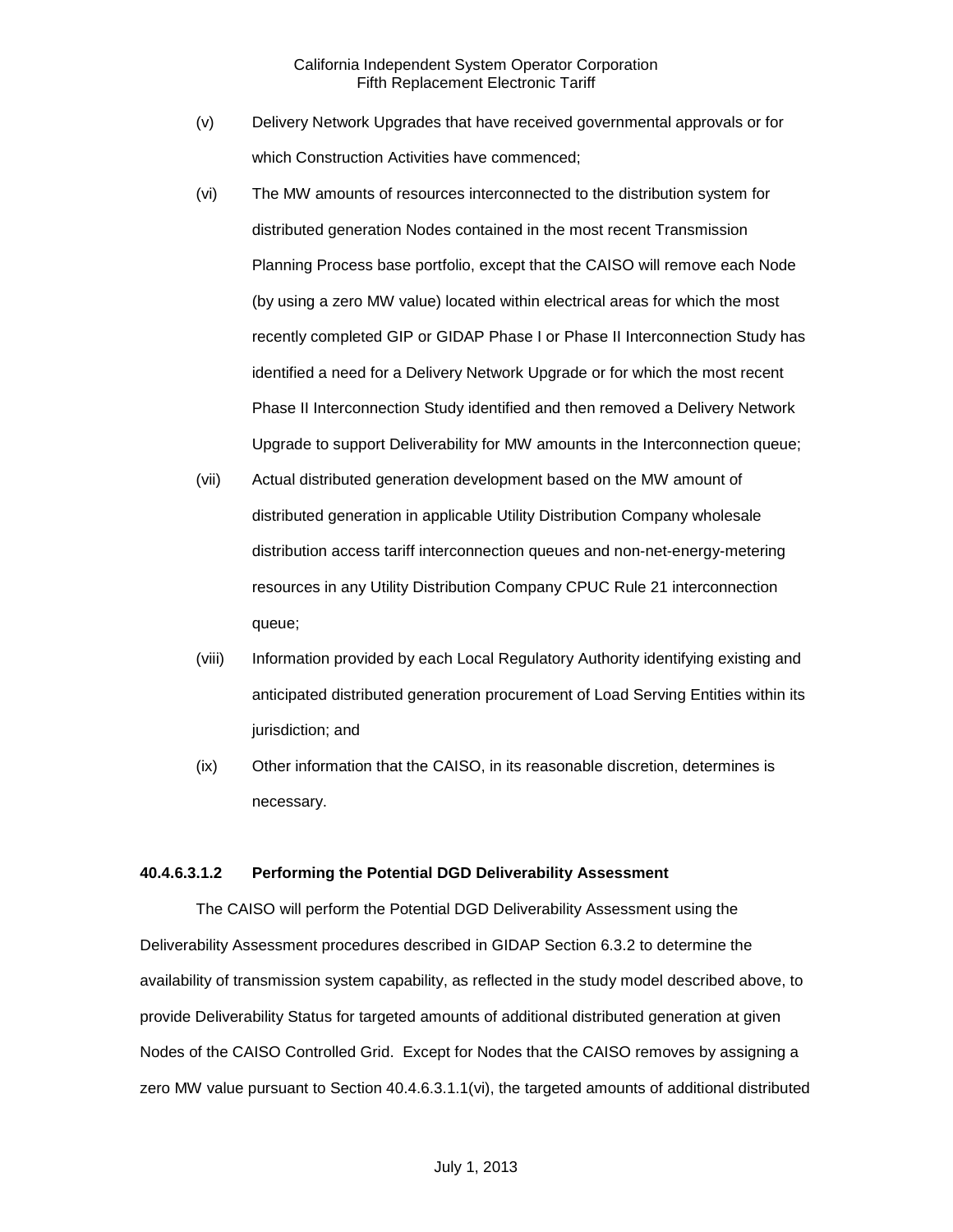(v) Delivery Network Upgrades that have received governmental approvals or for which Construction Activities have commenced;

(vi) The MW amounts of resources interconnected to the distribution system for distributed generation Nodes contained in the most recent Transmission Planning Process base portfolio, except that the CAISO will remove each Node (by using a zero MW value) located within electrical areas for which the most recently completed GIP or GIDAP Phase I or Phase II Interconnection Study has identified a need for a Delivery Network Upgrade or for which the most recent Phase II Interconnection Study identified and then removed a Delivery Network Upgrade to support Deliverability for MW amounts in the Interconnection queue;

(vii) Actual distributed generation development based on the MW amount of distributed generation in applicable Utility Distribution Company wholesale distribution access tariff interconnection queues and non-net-energy-metering resources in any Utility Distribution Company CPUC Rule 21 interconnection queue;

(viii) Information provided by each Local Regulatory Authority identifying existing and anticipated distributed generation procurement of Load Serving Entities within its jurisdiction; and

(ix) Other information that the CAISO, in its reasonable discretion, determines is necessary.

#### 40.4.6.3.1.2 Performing the Potential DGD Deliverability Assessment

The CAISO will perform the Potential DGD Deliverability Assessment using the Deliverability Assessment procedures described in GIDAP Section 6.3.2 to determine the availability of transmission system capability, as reflected in the study model described above, to provide Deliverability Status for targeted amounts of additional distributed generation at given Nodes of the CAISO Controlled Grid. Except for Nodes that the CAISO removes by assigning a zero MW value pursuant to Section 40.4.6.3.1.1(vi), the targeted amounts of additional distributed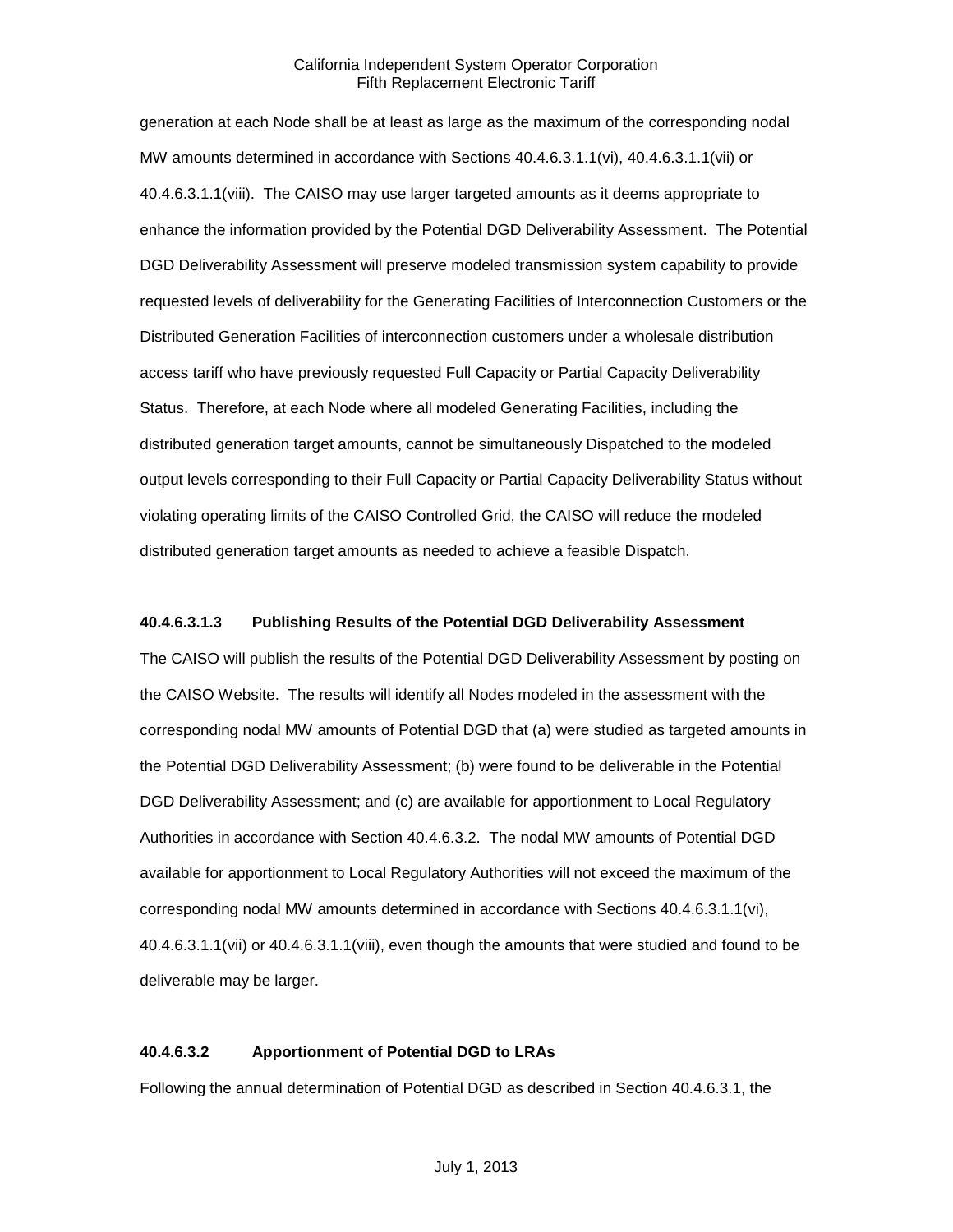generation at each Node shall be at least as large as the maximum of the corresponding nodal MW amounts determined in accordance with Sections 40.4.6.3.1.1(vi), 40.4.6.3.1.1(vii) or 40.4.6.3.1.1(viii). The CAISO may use larger targeted amounts as it deems appropriate to enhance the information provided by the Potential DGD Deliverability Assessment. The Potential DGD Deliverability Assessment will preserve modeled transmission system capability to provide requested levels of deliverability for the Generating Facilities of Interconnection Customers or the Distributed Generation Facilities of interconnection customers under a wholesale distribution access tariff who have previously requested Full Capacity or Partial Capacity Deliverability Status. Therefore, at each Node where all modeled Generating Facilities, including the distributed generation target amounts, cannot be simultaneously Dispatched to the modeled output levels corresponding to their Full Capacity or Partial Capacity Deliverability Status without violating operating limits of the CAISO Controlled Grid, the CAISO will reduce the modeled distributed generation target amounts as needed to achieve a feasible Dispatch.

**40.4.6.3.1.3 Publishing Results of the Potential DGD Deliverability Assessment**

The CAISO will publish the results of the Potential DGD Deliverability Assessment by posting on the CAISO Website. The results will identify all Nodes modeled in the assessment with the corresponding nodal MW amounts of Potential DGD that (a) were studied as targeted amounts in the Potential DGD Deliverability Assessment; (b) were found to be deliverable in the Potential DGD Deliverability Assessment; and (c) are available for apportionment to Local Regulatory Authorities in accordance with Section 40.4.6.3.2. The nodal MW amounts of Potential DGD available for apportionment to Local Regulatory Authorities will not exceed the maximum of the corresponding nodal MW amounts determined in accordance with Sections 40.4.6.3.1.1(vi), 40.4.6.3.1.1(vii) or 40.4.6.3.1.1(viii), even though the amounts that were studied and found to be deliverable may be larger.

**40.4.6.3.2 Apportionment of Potential DGD to LRAs**

Following the annual determination of Potential DGD as described in Section 40.4.6.3.1, the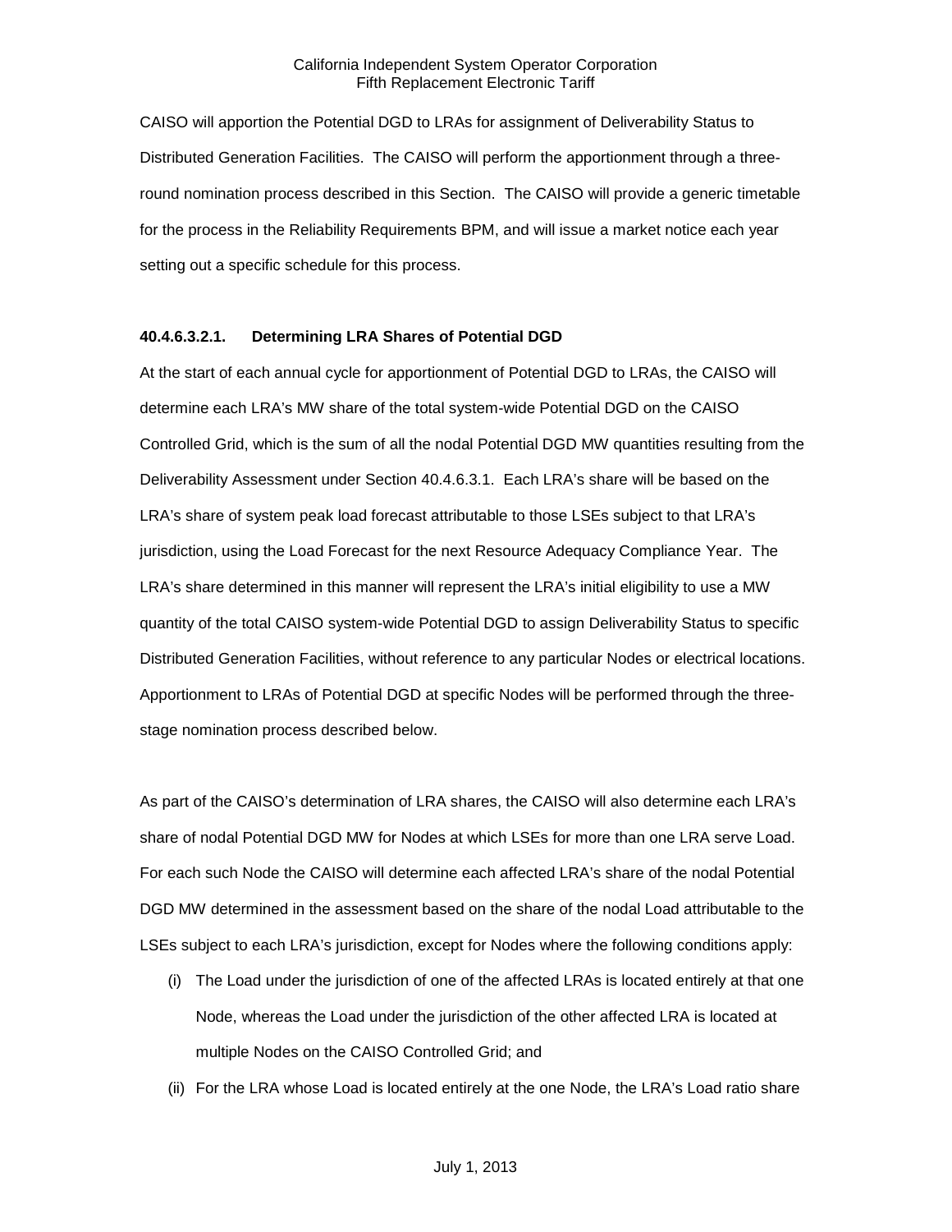CAISO will apportion the Potential DGD to LRAs for assignment of Deliverability Status to Distributed Generation Facilities. The CAISO will perform the apportionment through a three-round nomination process described in this Section. The CAISO will provide a generic timetable for the process in the Reliability Requirements BPM, and will issue a market notice each year setting out a specific schedule for this process.

#### 40.4.6.3.2.1. Determining LRA Shares of Potential DGD

At the start of each annual cycle for apportionment of Potential DGD to LRAs, the CAISO will determine each LRA's MW share of the total system-wide Potential DGD on the CAISO Controlled Grid, which is the sum of all the nodal Potential DGD MW quantities resulting from the Deliverability Assessment under Section 40.4.6.3.1. Each LRA's share will be based on the LRA's share of system peak load forecast attributable to those LSEs subject to that LRA's jurisdiction, using the Load Forecast for the next Resource Adequacy Compliance Year. The LRA's share determined in this manner will represent the LRA's initial eligibility to use a MW quantity of the total CAISO system-wide Potential DGD to assign Deliverability Status to specific Distributed Generation Facilities, without reference to any particular Nodes or electrical locations. Apportionment to LRAs of Potential DGD at specific Nodes will be performed through the three-stage nomination process described below.

As part of the CAISO's determination of LRA shares, the CAISO will also determine each LRA's share of nodal Potential DGD MW for Nodes at which LSEs for more than one LRA serve Load. For each such Node the CAISO will determine each affected LRA's share of the nodal Potential DGD MW determined in the assessment based on the share of the nodal Load attributable to the LSEs subject to each LRA's jurisdiction, except for Nodes where the following conditions apply:

(i) The Load under the jurisdiction of one of the affected LRAs is located entirely at that one Node, whereas the Load under the jurisdiction of the other affected LRA is located at multiple Nodes on the CAISO Controlled Grid; and

(ii) For the LRA whose Load is located entirely at the one Node, the LRA's Load ratio share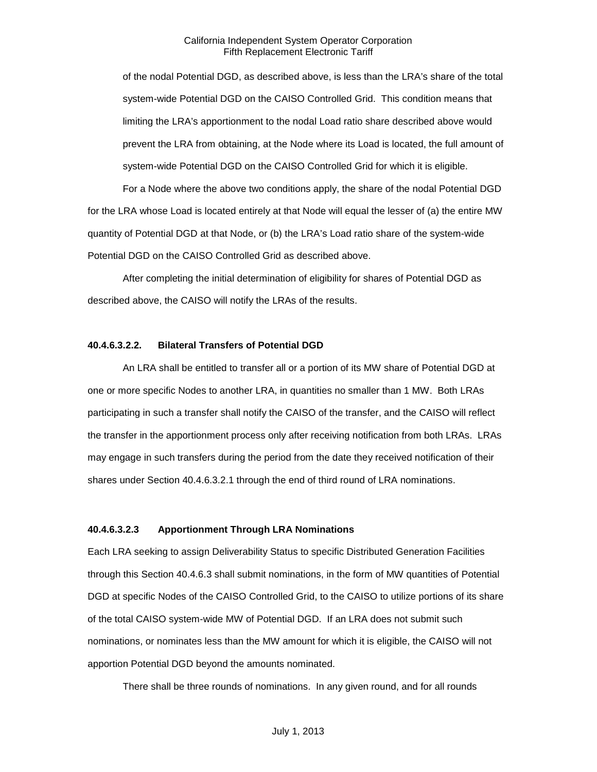of the nodal Potential DGD, as described above, is less than the LRA's share of the total system-wide Potential DGD on the CAISO Controlled Grid. This condition means that limiting the LRA's apportionment to the nodal Load ratio share described above would prevent the LRA from obtaining, at the Node where its Load is located, the full amount of system-wide Potential DGD on the CAISO Controlled Grid for which it is eligible.

For a Node where the above two conditions apply, the share of the nodal Potential DGD for the LRA whose Load is located entirely at that Node will equal the lesser of (a) the entire MW quantity of Potential DGD at that Node, or (b) the LRA's Load ratio share of the system-wide Potential DGD on the CAISO Controlled Grid as described above.

After completing the initial determination of eligibility for shares of Potential DGD as described above, the CAISO will notify the LRAs of the results.

**40.4.6.3.2.2. Bilateral Transfers of Potential DGD**

An LRA shall be entitled to transfer all or a portion of its MW share of Potential DGD at one or more specific Nodes to another LRA, in quantities no smaller than 1 MW. Both LRAs participating in such a transfer shall notify the CAISO of the transfer, and the CAISO will reflect the transfer in the apportionment process only after receiving notification from both LRAs. LRAs may engage in such transfers during the period from the date they received notification of their shares under Section 40.4.6.3.2.1 through the end of third round of LRA nominations.

**40.4.6.3.2.3 Apportionment Through LRA Nominations**

Each LRA seeking to assign Deliverability Status to specific Distributed Generation Facilities through this Section 40.4.6.3 shall submit nominations, in the form of MW quantities of Potential DGD at specific Nodes of the CAISO Controlled Grid, to the CAISO to utilize portions of its share of the total CAISO system-wide MW of Potential DGD. If an LRA does not submit such nominations, or nominates less than the MW amount for which it is eligible, the CAISO will not apportion Potential DGD beyond the amounts nominated.

There shall be three rounds of nominations. In any given round, and for all rounds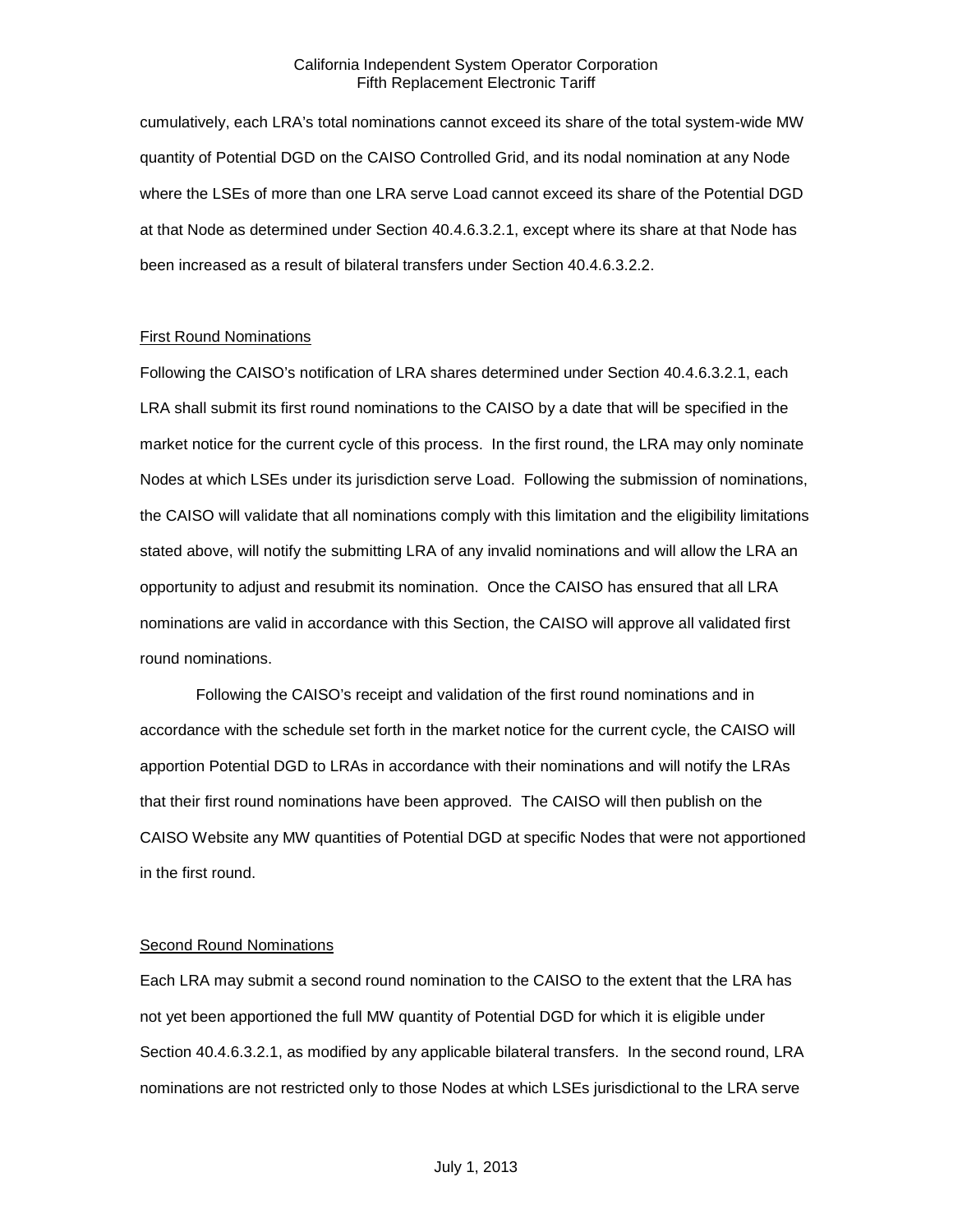cumulatively, each LRA's total nominations cannot exceed its share of the total system-wide MW quantity of Potential DGD on the CAISO Controlled Grid, and its nodal nomination at any Node where the LSEs of more than one LRA serve Load cannot exceed its share of the Potential DGD at that Node as determined under Section 40.4.6.3.2.1, except where its share at that Node has been increased as a result of bilateral transfers under Section 40.4.6.3.2.2.

First Round Nominations

Following the CAISO's notification of LRA shares determined under Section 40.4.6.3.2.1, each LRA shall submit its first round nominations to the CAISO by a date that will be specified in the market notice for the current cycle of this process. In the first round, the LRA may only nominate Nodes at which LSEs under its jurisdiction serve Load. Following the submission of nominations, the CAISO will validate that all nominations comply with this limitation and the eligibility limitations stated above, will notify the submitting LRA of any invalid nominations and will allow the LRA an opportunity to adjust and resubmit its nomination. Once the CAISO has ensured that all LRA nominations are valid in accordance with this Section, the CAISO will approve all validated first round nominations.

Following the CAISO's receipt and validation of the first round nominations and in accordance with the schedule set forth in the market notice for the current cycle, the CAISO will apportion Potential DGD to LRAs in accordance with their nominations and will notify the LRAs that their first round nominations have been approved. The CAISO will then publish on the CAISO Website any MW quantities of Potential DGD at specific Nodes that were not apportioned in the first round.

Second Round Nominations

Each LRA may submit a second round nomination to the CAISO to the extent that the LRA has not yet been apportioned the full MW quantity of Potential DGD for which it is eligible under Section 40.4.6.3.2.1, as modified by any applicable bilateral transfers. In the second round, LRA nominations are not restricted only to those Nodes at which LSEs jurisdictional to the LRA serve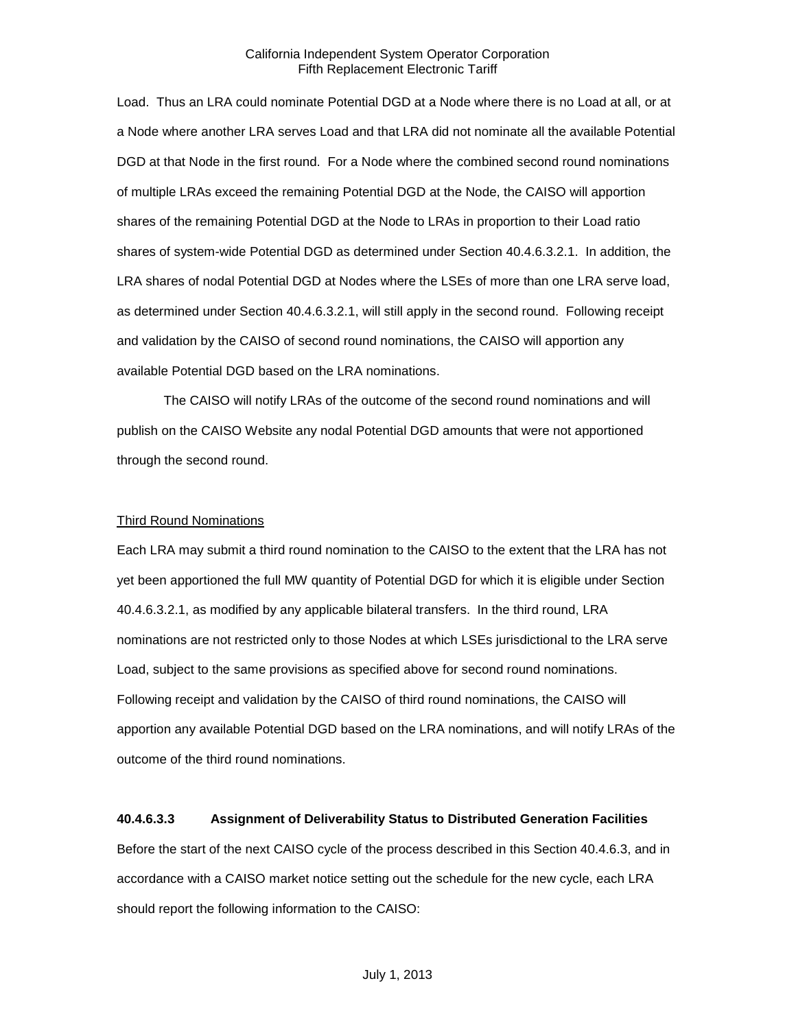Load. Thus an LRA could nominate Potential DGD at a Node where there is no Load at all, or at a Node where another LRA serves Load and that LRA did not nominate all the available Potential DGD at that Node in the first round. For a Node where the combined second round nominations of multiple LRAs exceed the remaining Potential DGD at the Node, the CAISO will apportion shares of the remaining Potential DGD at the Node to LRAs in proportion to their Load ratio shares of system-wide Potential DGD as determined under Section 40.4.6.3.2.1. In addition, the LRA shares of nodal Potential DGD at Nodes where the LSEs of more than one LRA serve load, as determined under Section 40.4.6.3.2.1, will still apply in the second round. Following receipt and validation by the CAISO of second round nominations, the CAISO will apportion any available Potential DGD based on the LRA nominations.

The CAISO will notify LRAs of the outcome of the second round nominations and will publish on the CAISO Website any nodal Potential DGD amounts that were not apportioned through the second round.

Third Round Nominations

Each LRA may submit a third round nomination to the CAISO to the extent that the LRA has not yet been apportioned the full MW quantity of Potential DGD for which it is eligible under Section 40.4.6.3.2.1, as modified by any applicable bilateral transfers. In the third round, LRA nominations are not restricted only to those Nodes at which LSEs jurisdictional to the LRA serve Load, subject to the same provisions as specified above for second round nominations. Following receipt and validation by the CAISO of third round nominations, the CAISO will apportion any available Potential DGD based on the LRA nominations, and will notify LRAs of the outcome of the third round nominations.

**40.4.6.3.3 Assignment of Deliverability Status to Distributed Generation Facilities**

Before the start of the next CAISO cycle of the process described in this Section 40.4.6.3, and in accordance with a CAISO market notice setting out the schedule for the new cycle, each LRA should report the following information to the CAISO: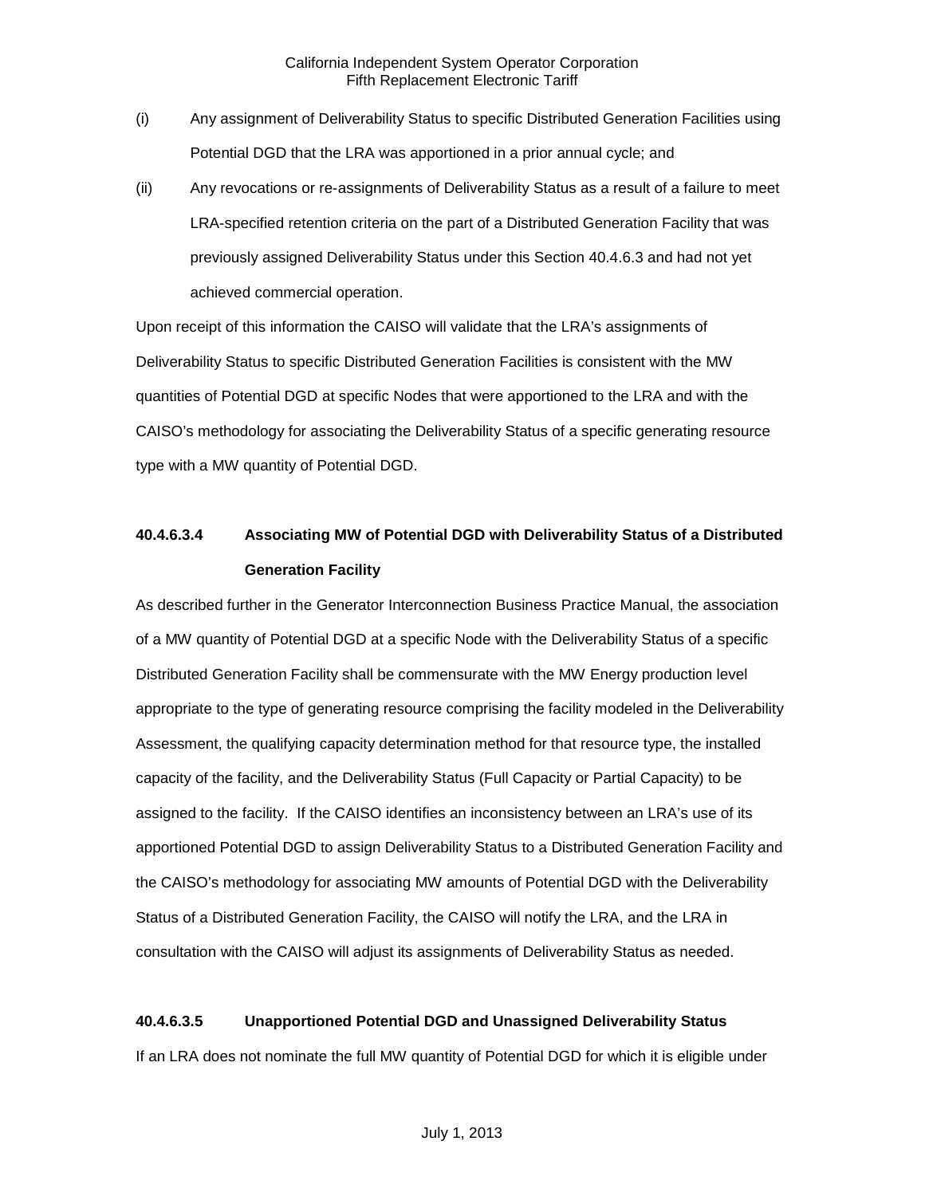(i) Any assignment of Deliverability Status to specific Distributed Generation Facilities using Potential DGD that the LRA was apportioned in a prior annual cycle; and

(ii) Any revocations or re-assignments of Deliverability Status as a result of a failure to meet LRA-specified retention criteria on the part of a Distributed Generation Facility that was previously assigned Deliverability Status under this Section 40.4.6.3 and had not yet achieved commercial operation.

Upon receipt of this information the CAISO will validate that the LRA's assignments of Deliverability Status to specific Distributed Generation Facilities is consistent with the MW quantities of Potential DGD at specific Nodes that were apportioned to the LRA and with the CAISO's methodology for associating the Deliverability Status of a specific generating resource type with a MW quantity of Potential DGD.

#### 40.4.6.3.4 Associating MW of Potential DGD with Deliverability Status of a Distributed Generation Facility

As described further in the Generator Interconnection Business Practice Manual, the association of a MW quantity of Potential DGD at a specific Node with the Deliverability Status of a specific Distributed Generation Facility shall be commensurate with the MW Energy production level appropriate to the type of generating resource comprising the facility modeled in the Deliverability Assessment, the qualifying capacity determination method for that resource type, the installed capacity of the facility, and the Deliverability Status (Full Capacity or Partial Capacity) to be assigned to the facility. If the CAISO identifies an inconsistency between an LRA's use of its apportioned Potential DGD to assign Deliverability Status to a Distributed Generation Facility and the CAISO's methodology for associating MW amounts of Potential DGD with the Deliverability Status of a Distributed Generation Facility, the CAISO will notify the LRA, and the LRA in consultation with the CAISO will adjust its assignments of Deliverability Status as needed.

#### 40.4.6.3.5 Unapportioned Potential DGD and Unassigned Deliverability Status

If an LRA does not nominate the full MW quantity of Potential DGD for which it is eligible under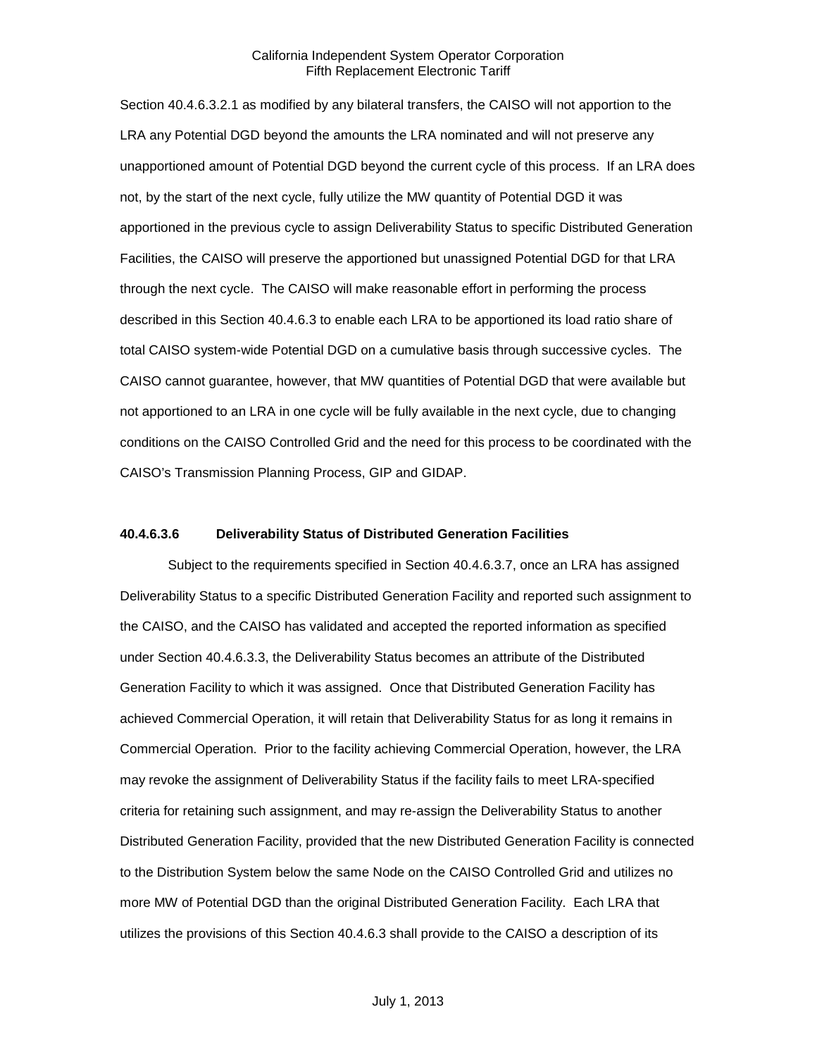Section 40.4.6.3.2.1 as modified by any bilateral transfers, the CAISO will not apportion to the LRA any Potential DGD beyond the amounts the LRA nominated and will not preserve any unapportioned amount of Potential DGD beyond the current cycle of this process. If an LRA does not, by the start of the next cycle, fully utilize the MW quantity of Potential DGD it was apportioned in the previous cycle to assign Deliverability Status to specific Distributed Generation Facilities, the CAISO will preserve the apportioned but unassigned Potential DGD for that LRA through the next cycle. The CAISO will make reasonable effort in performing the process described in this Section 40.4.6.3 to enable each LRA to be apportioned its load ratio share of total CAISO system-wide Potential DGD on a cumulative basis through successive cycles. The CAISO cannot guarantee, however, that MW quantities of Potential DGD that were available but not apportioned to an LRA in one cycle will be fully available in the next cycle, due to changing conditions on the CAISO Controlled Grid and the need for this process to be coordinated with the CAISO's Transmission Planning Process, GIP and GIDAP.

#### 40.4.6.3.6 Deliverability Status of Distributed Generation Facilities

Subject to the requirements specified in Section 40.4.6.3.7, once an LRA has assigned Deliverability Status to a specific Distributed Generation Facility and reported such assignment to the CAISO, and the CAISO has validated and accepted the reported information as specified under Section 40.4.6.3.3, the Deliverability Status becomes an attribute of the Distributed Generation Facility to which it was assigned. Once that Distributed Generation Facility has achieved Commercial Operation, it will retain that Deliverability Status for as long it remains in Commercial Operation. Prior to the facility achieving Commercial Operation, however, the LRA may revoke the assignment of Deliverability Status if the facility fails to meet LRA-specified criteria for retaining such assignment, and may re-assign the Deliverability Status to another Distributed Generation Facility, provided that the new Distributed Generation Facility is connected to the Distribution System below the same Node on the CAISO Controlled Grid and utilizes no more MW of Potential DGD than the original Distributed Generation Facility. Each LRA that utilizes the provisions of this Section 40.4.6.3 shall provide to the CAISO a description of its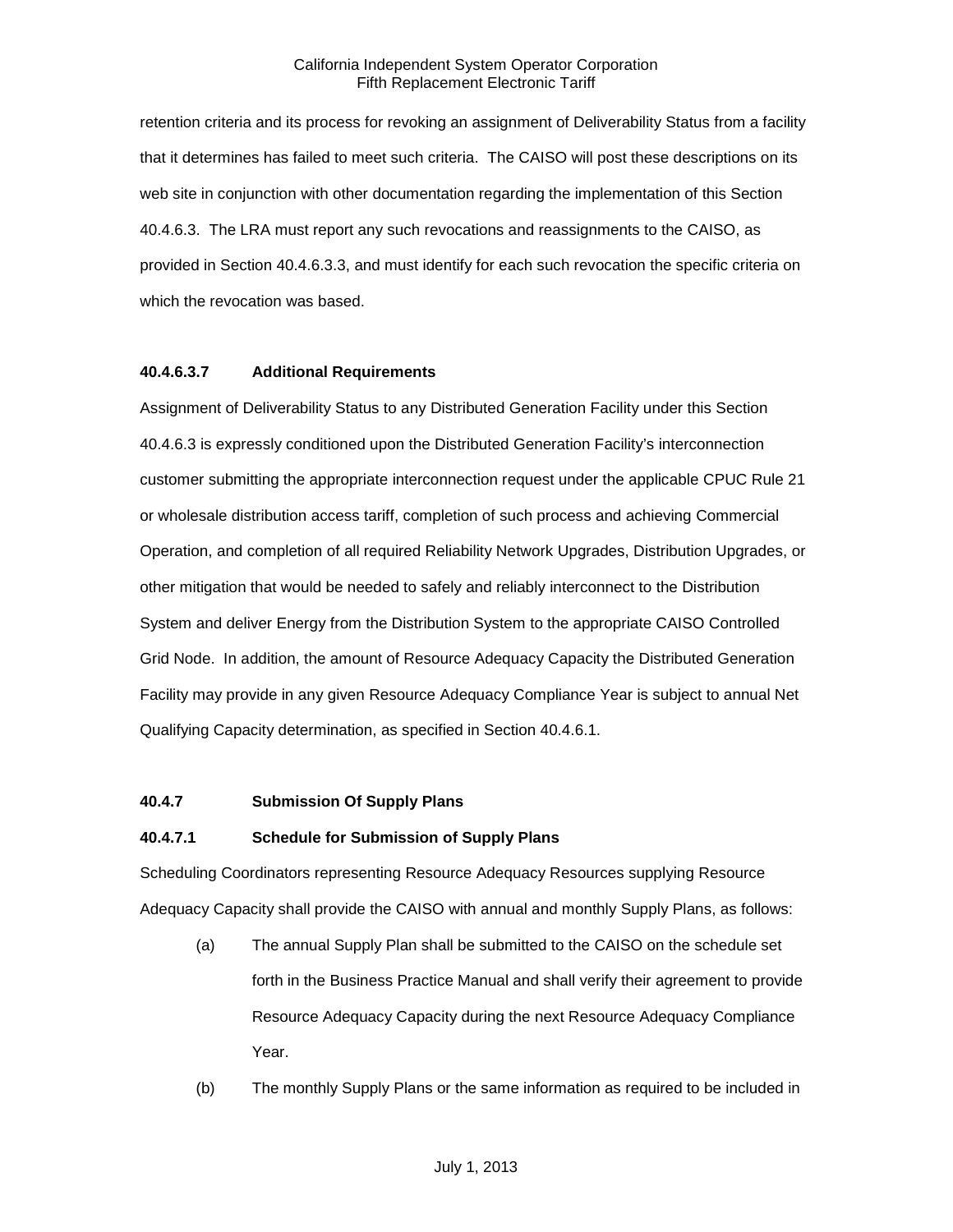retention criteria and its process for revoking an assignment of Deliverability Status from a facility that it determines has failed to meet such criteria. The CAISO will post these descriptions on its web site in conjunction with other documentation regarding the implementation of this Section 40.4.6.3. The LRA must report any such revocations and reassignments to the CAISO, as provided in Section 40.4.6.3.3, and must identify for each such revocation the specific criteria on which the revocation was based.

#### 40.4.6.3.7 Additional Requirements

Assignment of Deliverability Status to any Distributed Generation Facility under this Section 40.4.6.3 is expressly conditioned upon the Distributed Generation Facility's interconnection customer submitting the appropriate interconnection request under the applicable CPUC Rule 21 or wholesale distribution access tariff, completion of such process and achieving Commercial Operation, and completion of all required Reliability Network Upgrades, Distribution Upgrades, or other mitigation that would be needed to safely and reliably interconnect to the Distribution System and deliver Energy from the Distribution System to the appropriate CAISO Controlled Grid Node. In addition, the amount of Resource Adequacy Capacity the Distributed Generation Facility may provide in any given Resource Adequacy Compliance Year is subject to annual Net Qualifying Capacity determination, as specified in Section 40.4.6.1.

### 40.4.7 Submission Of Supply Plans

#### 40.4.7.1 Schedule for Submission of Supply Plans

Scheduling Coordinators representing Resource Adequacy Resources supplying Resource Adequacy Capacity shall provide the CAISO with annual and monthly Supply Plans, as follows:

(a) The annual Supply Plan shall be submitted to the CAISO on the schedule set forth in the Business Practice Manual and shall verify their agreement to provide Resource Adequacy Capacity during the next Resource Adequacy Compliance Year.

(b) The monthly Supply Plans or the same information as required to be included in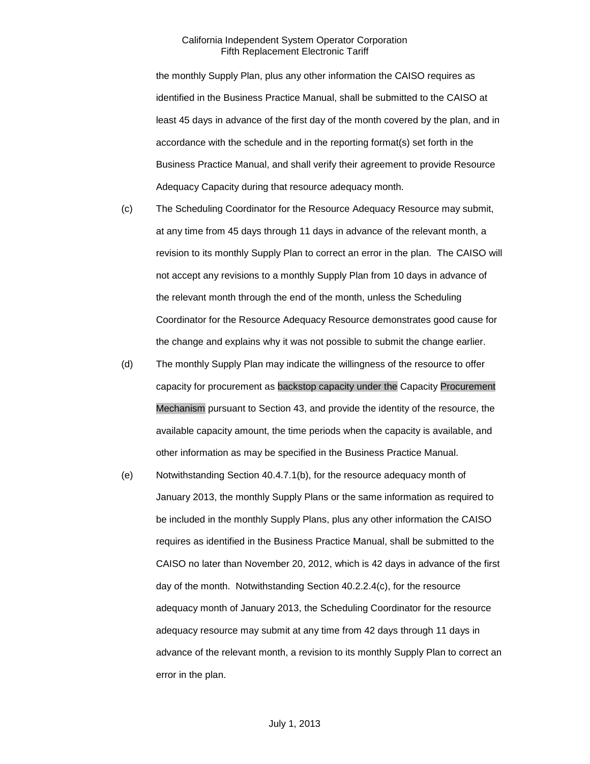the monthly Supply Plan, plus any other information the CAISO requires as identified in the Business Practice Manual, shall be submitted to the CAISO at least 45 days in advance of the first day of the month covered by the plan, and in accordance with the schedule and in the reporting format(s) set forth in the Business Practice Manual, and shall verify their agreement to provide Resource Adequacy Capacity during that resource adequacy month.

(c) The Scheduling Coordinator for the Resource Adequacy Resource may submit, at any time from 45 days through 11 days in advance of the relevant month, a revision to its monthly Supply Plan to correct an error in the plan. The CAISO will not accept any revisions to a monthly Supply Plan from 10 days in advance of the relevant month through the end of the month, unless the Scheduling Coordinator for the Resource Adequacy Resource demonstrates good cause for the change and explains why it was not possible to submit the change earlier.

(d) The monthly Supply Plan may indicate the willingness of the resource to offer capacity for procurement as backstop capacity under the Capacity Procurement Mechanism pursuant to Section 43, and provide the identity of the resource, the available capacity amount, the time periods when the capacity is available, and other information as may be specified in the Business Practice Manual.

(e) Notwithstanding Section 40.4.7.1(b), for the resource adequacy month of January 2013, the monthly Supply Plans or the same information as required to be included in the monthly Supply Plans, plus any other information the CAISO requires as identified in the Business Practice Manual, shall be submitted to the CAISO no later than November 20, 2012, which is 42 days in advance of the first day of the month. Notwithstanding Section 40.2.2.4(c), for the resource adequacy month of January 2013, the Scheduling Coordinator for the resource adequacy resource may submit at any time from 42 days through 11 days in advance of the relevant month, a revision to its monthly Supply Plan to correct an error in the plan.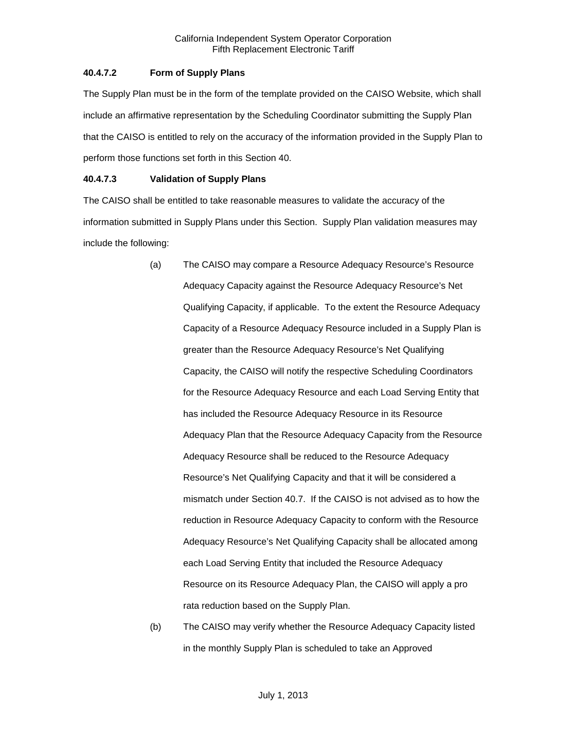#### 40.4.7.2 Form of Supply Plans

The Supply Plan must be in the form of the template provided on the CAISO Website, which shall include an affirmative representation by the Scheduling Coordinator submitting the Supply Plan that the CAISO is entitled to rely on the accuracy of the information provided in the Supply Plan to perform those functions set forth in this Section 40.

#### 40.4.7.3 Validation of Supply Plans

The CAISO shall be entitled to take reasonable measures to validate the accuracy of the information submitted in Supply Plans under this Section. Supply Plan validation measures may include the following:

(a) The CAISO may compare a Resource Adequacy Resource's Resource Adequacy Capacity against the Resource Adequacy Resource's Net Qualifying Capacity, if applicable. To the extent the Resource Adequacy Capacity of a Resource Adequacy Resource included in a Supply Plan is greater than the Resource Adequacy Resource's Net Qualifying Capacity, the CAISO will notify the respective Scheduling Coordinators for the Resource Adequacy Resource and each Load Serving Entity that has included the Resource Adequacy Resource in its Resource Adequacy Plan that the Resource Adequacy Capacity from the Resource Adequacy Resource shall be reduced to the Resource Adequacy Resource's Net Qualifying Capacity and that it will be considered a mismatch under Section 40.7. If the CAISO is not advised as to how the reduction in Resource Adequacy Capacity to conform with the Resource Adequacy Resource's Net Qualifying Capacity shall be allocated among each Load Serving Entity that included the Resource Adequacy Resource on its Resource Adequacy Plan, the CAISO will apply a pro rata reduction based on the Supply Plan.

(b) The CAISO may verify whether the Resource Adequacy Capacity listed in the monthly Supply Plan is scheduled to take an Approved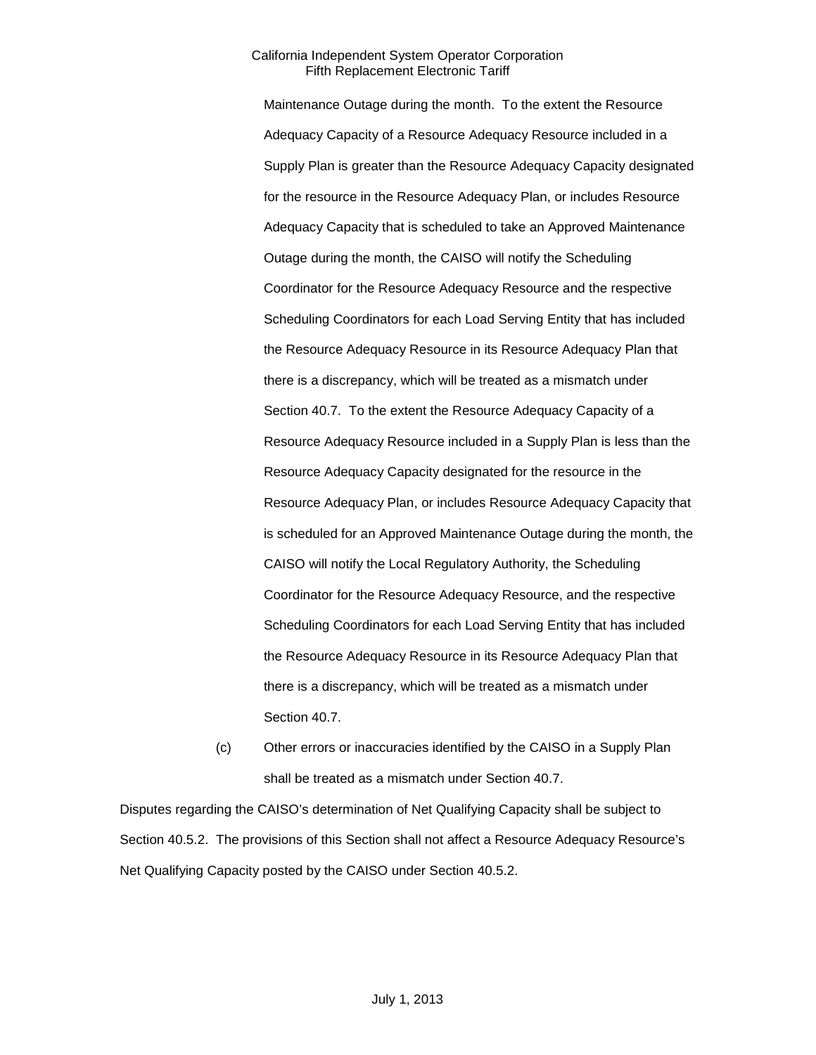Maintenance Outage during the month. To the extent the Resource Adequacy Capacity of a Resource Adequacy Resource included in a Supply Plan is greater than the Resource Adequacy Capacity designated for the resource in the Resource Adequacy Plan, or includes Resource Adequacy Capacity that is scheduled to take an Approved Maintenance Outage during the month, the CAISO will notify the Scheduling Coordinator for the Resource Adequacy Resource and the respective Scheduling Coordinators for each Load Serving Entity that has included the Resource Adequacy Resource in its Resource Adequacy Plan that there is a discrepancy, which will be treated as a mismatch under Section 40.7. To the extent the Resource Adequacy Capacity of a Resource Adequacy Resource included in a Supply Plan is less than the Resource Adequacy Capacity designated for the resource in the Resource Adequacy Plan, or includes Resource Adequacy Capacity that is scheduled for an Approved Maintenance Outage during the month, the CAISO will notify the Local Regulatory Authority, the Scheduling Coordinator for the Resource Adequacy Resource, and the respective Scheduling Coordinators for each Load Serving Entity that has included the Resource Adequacy Resource in its Resource Adequacy Plan that there is a discrepancy, which will be treated as a mismatch under Section 40.7.

(c) Other errors or inaccuracies identified by the CAISO in a Supply Plan shall be treated as a mismatch under Section 40.7.

Disputes regarding the CAISO's determination of Net Qualifying Capacity shall be subject to Section 40.5.2. The provisions of this Section shall not affect a Resource Adequacy Resource's Net Qualifying Capacity posted by the CAISO under Section 40.5.2.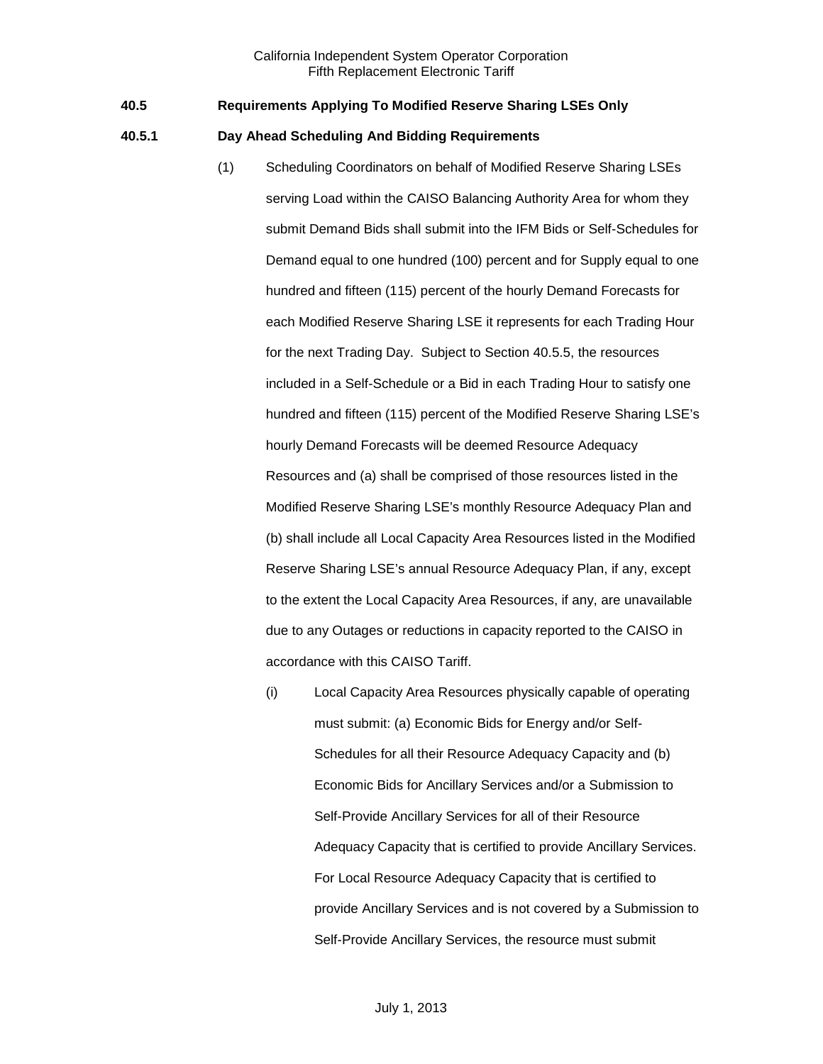### 40.5 Requirements Applying To Modified Reserve Sharing LSEs Only

#### 40.5.1 Day Ahead Scheduling And Bidding Requirements

(1) Scheduling Coordinators on behalf of Modified Reserve Sharing LSEs serving Load within the CAISO Balancing Authority Area for whom they submit Demand Bids shall submit into the IFM Bids or Self-Schedules for Demand equal to one hundred (100) percent and for Supply equal to one hundred and fifteen (115) percent of the hourly Demand Forecasts for each Modified Reserve Sharing LSE it represents for each Trading Hour for the next Trading Day. Subject to Section 40.5.5, the resources included in a Self-Schedule or a Bid in each Trading Hour to satisfy one hundred and fifteen (115) percent of the Modified Reserve Sharing LSE's hourly Demand Forecasts will be deemed Resource Adequacy Resources and (a) shall be comprised of those resources listed in the Modified Reserve Sharing LSE's monthly Resource Adequacy Plan and (b) shall include all Local Capacity Area Resources listed in the Modified Reserve Sharing LSE's annual Resource Adequacy Plan, if any, except to the extent the Local Capacity Area Resources, if any, are unavailable due to any Outages or reductions in capacity reported to the CAISO in accordance with this CAISO Tariff.

(i) Local Capacity Area Resources physically capable of operating must submit: (a) Economic Bids for Energy and/or Self-Schedules for all their Resource Adequacy Capacity and (b) Economic Bids for Ancillary Services and/or a Submission to Self-Provide Ancillary Services for all of their Resource Adequacy Capacity that is certified to provide Ancillary Services. For Local Resource Adequacy Capacity that is certified to provide Ancillary Services and is not covered by a Submission to Self-Provide Ancillary Services, the resource must submit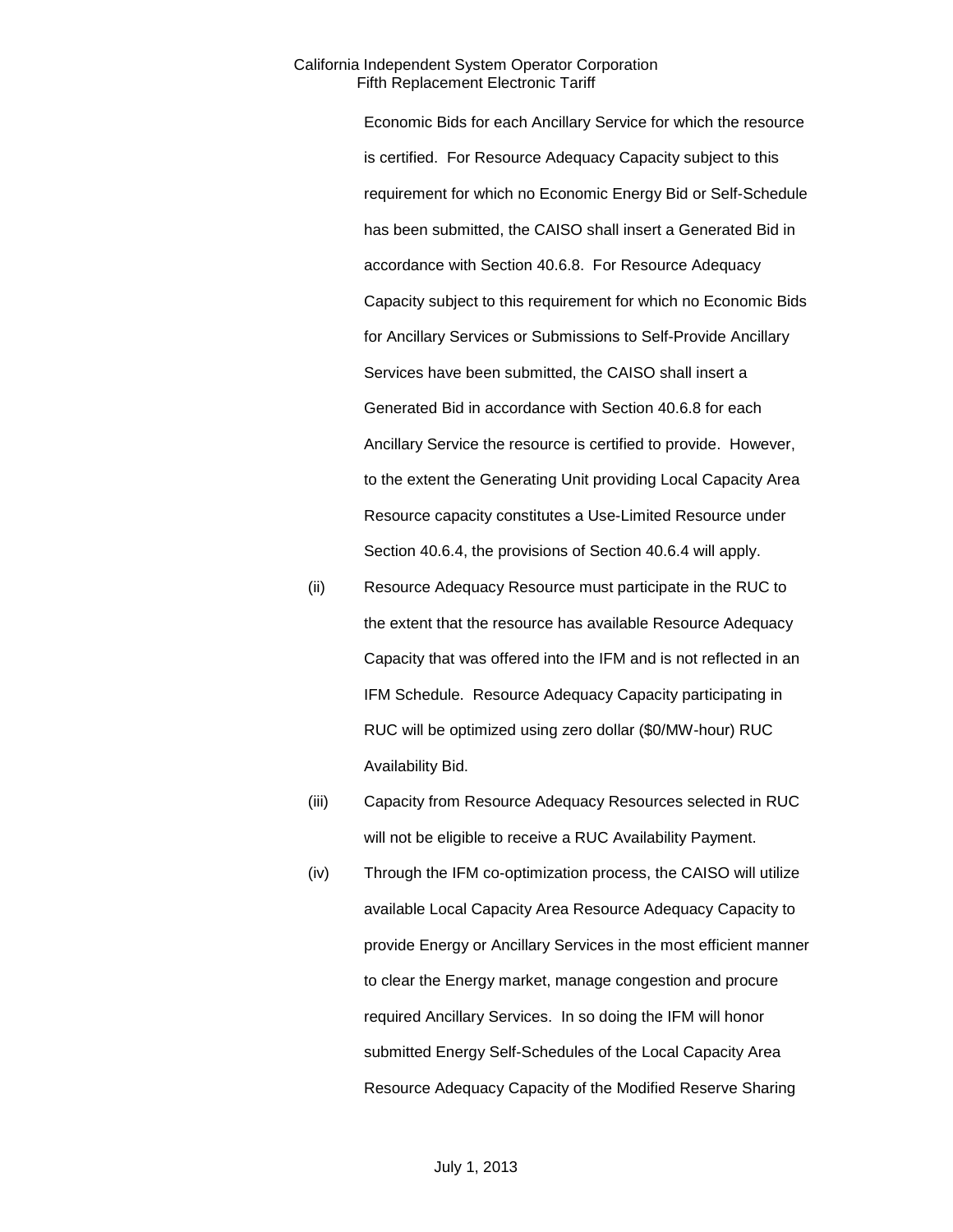Economic Bids for each Ancillary Service for which the resource is certified. For Resource Adequacy Capacity subject to this requirement for which no Economic Energy Bid or Self-Schedule has been submitted, the CAISO shall insert a Generated Bid in accordance with Section 40.6.8. For Resource Adequacy Capacity subject to this requirement for which no Economic Bids for Ancillary Services or Submissions to Self-Provide Ancillary Services have been submitted, the CAISO shall insert a Generated Bid in accordance with Section 40.6.8 for each Ancillary Service the resource is certified to provide. However, to the extent the Generating Unit providing Local Capacity Area Resource capacity constitutes a Use-Limited Resource under Section 40.6.4, the provisions of Section 40.6.4 will apply.

(ii) Resource Adequacy Resource must participate in the RUC to the extent that the resource has available Resource Adequacy Capacity that was offered into the IFM and is not reflected in an IFM Schedule. Resource Adequacy Capacity participating in RUC will be optimized using zero dollar ($0/MW-hour) RUC Availability Bid.

(iii) Capacity from Resource Adequacy Resources selected in RUC will not be eligible to receive a RUC Availability Payment.

(iv) Through the IFM co-optimization process, the CAISO will utilize available Local Capacity Area Resource Adequacy Capacity to provide Energy or Ancillary Services in the most efficient manner to clear the Energy market, manage congestion and procure required Ancillary Services. In so doing the IFM will honor submitted Energy Self-Schedules of the Local Capacity Area Resource Adequacy Capacity of the Modified Reserve Sharing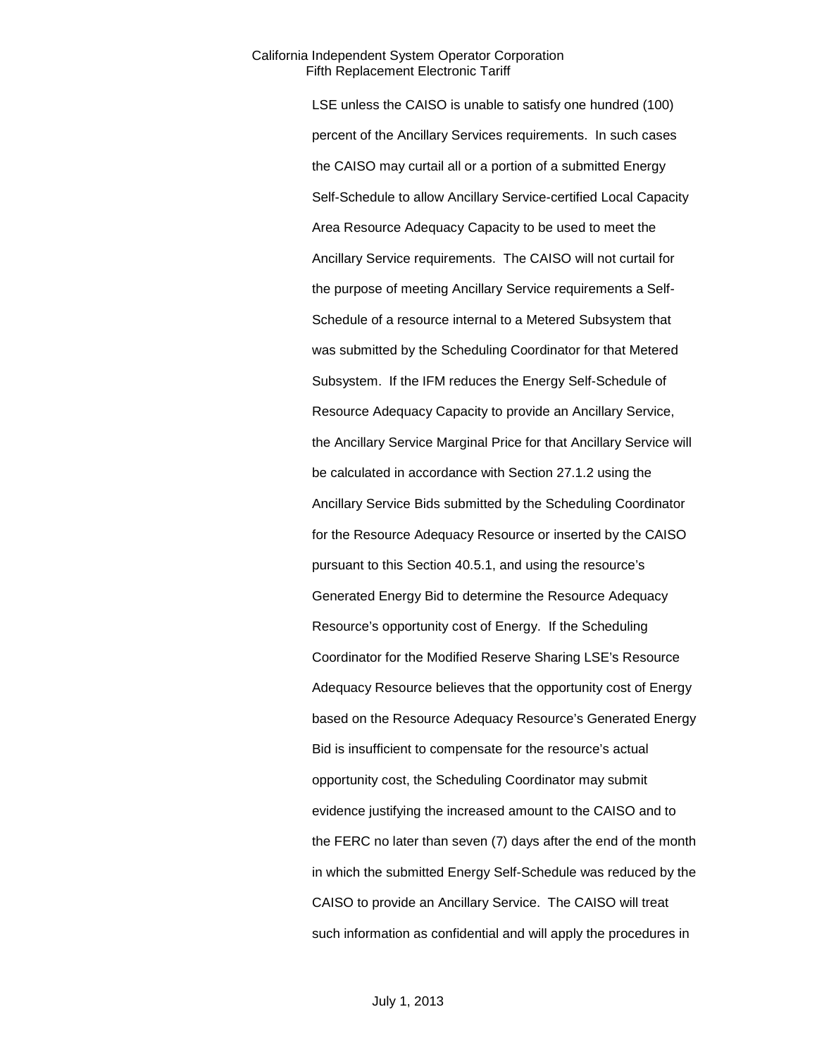LSE unless the CAISO is unable to satisfy one hundred (100) percent of the Ancillary Services requirements. In such cases the CAISO may curtail all or a portion of a submitted Energy Self-Schedule to allow Ancillary Service-certified Local Capacity Area Resource Adequacy Capacity to be used to meet the Ancillary Service requirements. The CAISO will not curtail for the purpose of meeting Ancillary Service requirements a Self-Schedule of a resource internal to a Metered Subsystem that was submitted by the Scheduling Coordinator for that Metered Subsystem. If the IFM reduces the Energy Self-Schedule of Resource Adequacy Capacity to provide an Ancillary Service, the Ancillary Service Marginal Price for that Ancillary Service will be calculated in accordance with Section 27.1.2 using the Ancillary Service Bids submitted by the Scheduling Coordinator for the Resource Adequacy Resource or inserted by the CAISO pursuant to this Section 40.5.1, and using the resource's Generated Energy Bid to determine the Resource Adequacy Resource's opportunity cost of Energy. If the Scheduling Coordinator for the Modified Reserve Sharing LSE's Resource Adequacy Resource believes that the opportunity cost of Energy based on the Resource Adequacy Resource's Generated Energy Bid is insufficient to compensate for the resource's actual opportunity cost, the Scheduling Coordinator may submit evidence justifying the increased amount to the CAISO and to the FERC no later than seven (7) days after the end of the month in which the submitted Energy Self-Schedule was reduced by the CAISO to provide an Ancillary Service. The CAISO will treat such information as confidential and will apply the procedures in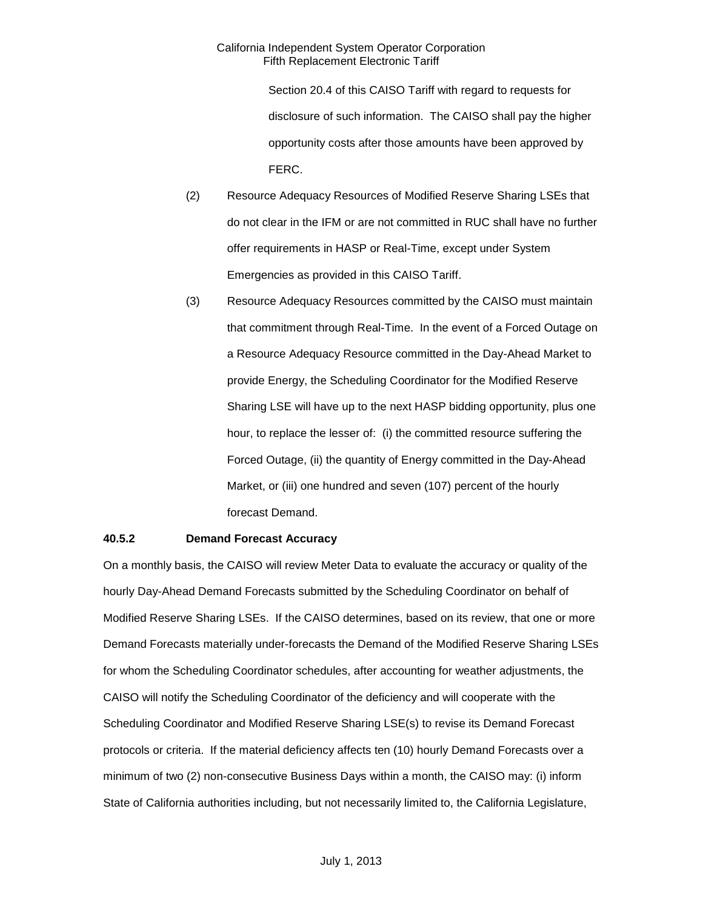Section 20.4 of this CAISO Tariff with regard to requests for disclosure of such information. The CAISO shall pay the higher opportunity costs after those amounts have been approved by FERC.

(2) Resource Adequacy Resources of Modified Reserve Sharing LSEs that do not clear in the IFM or are not committed in RUC shall have no further offer requirements in HASP or Real-Time, except under System Emergencies as provided in this CAISO Tariff.

(3) Resource Adequacy Resources committed by the CAISO must maintain that commitment through Real-Time. In the event of a Forced Outage on a Resource Adequacy Resource committed in the Day-Ahead Market to provide Energy, the Scheduling Coordinator for the Modified Reserve Sharing LSE will have up to the next HASP bidding opportunity, plus one hour, to replace the lesser of: (i) the committed resource suffering the Forced Outage, (ii) the quantity of Energy committed in the Day-Ahead Market, or (iii) one hundred and seven (107) percent of the hourly forecast Demand.

**40.5.2 Demand Forecast Accuracy**

On a monthly basis, the CAISO will review Meter Data to evaluate the accuracy or quality of the hourly Day-Ahead Demand Forecasts submitted by the Scheduling Coordinator on behalf of Modified Reserve Sharing LSEs. If the CAISO determines, based on its review, that one or more Demand Forecasts materially under-forecasts the Demand of the Modified Reserve Sharing LSEs for whom the Scheduling Coordinator schedules, after accounting for weather adjustments, the CAISO will notify the Scheduling Coordinator of the deficiency and will cooperate with the Scheduling Coordinator and Modified Reserve Sharing LSE(s) to revise its Demand Forecast protocols or criteria. If the material deficiency affects ten (10) hourly Demand Forecasts over a minimum of two (2) non-consecutive Business Days within a month, the CAISO may: (i) inform State of California authorities including, but not necessarily limited to, the California Legislature,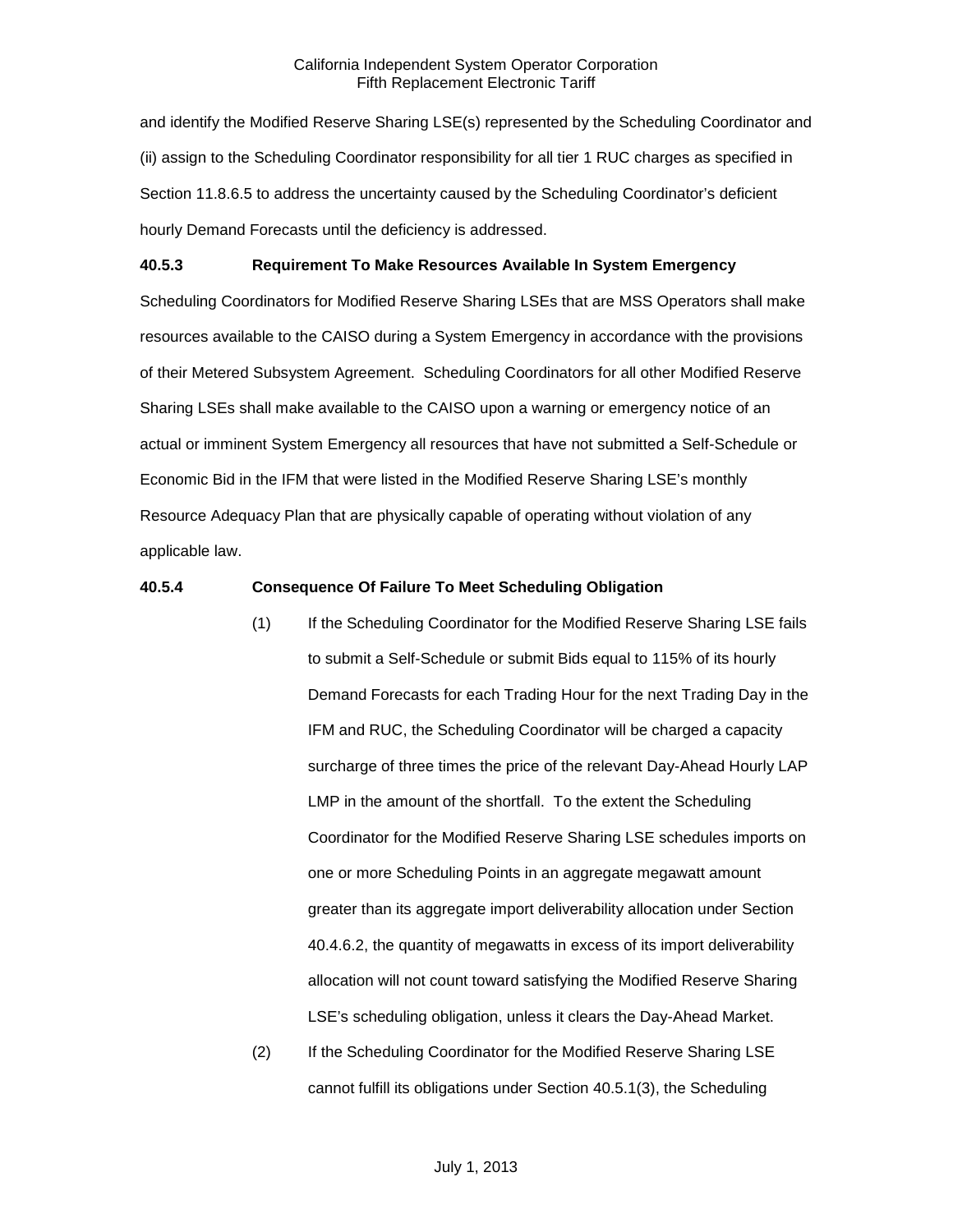and identify the Modified Reserve Sharing LSE(s) represented by the Scheduling Coordinator and (ii) assign to the Scheduling Coordinator responsibility for all tier 1 RUC charges as specified in Section 11.8.6.5 to address the uncertainty caused by the Scheduling Coordinator's deficient hourly Demand Forecasts until the deficiency is addressed.

**40.5.3 Requirement To Make Resources Available In System Emergency**

Scheduling Coordinators for Modified Reserve Sharing LSEs that are MSS Operators shall make resources available to the CAISO during a System Emergency in accordance with the provisions of their Metered Subsystem Agreement. Scheduling Coordinators for all other Modified Reserve Sharing LSEs shall make available to the CAISO upon a warning or emergency notice of an actual or imminent System Emergency all resources that have not submitted a Self-Schedule or Economic Bid in the IFM that were listed in the Modified Reserve Sharing LSE's monthly Resource Adequacy Plan that are physically capable of operating without violation of any applicable law.

**40.5.4 Consequence Of Failure To Meet Scheduling Obligation**

(1) If the Scheduling Coordinator for the Modified Reserve Sharing LSE fails to submit a Self-Schedule or submit Bids equal to 115% of its hourly Demand Forecasts for each Trading Hour for the next Trading Day in the IFM and RUC, the Scheduling Coordinator will be charged a capacity surcharge of three times the price of the relevant Day-Ahead Hourly LAP LMP in the amount of the shortfall. To the extent the Scheduling Coordinator for the Modified Reserve Sharing LSE schedules imports on one or more Scheduling Points in an aggregate megawatt amount greater than its aggregate import deliverability allocation under Section 40.4.6.2, the quantity of megawatts in excess of its import deliverability allocation will not count toward satisfying the Modified Reserve Sharing LSE's scheduling obligation, unless it clears the Day-Ahead Market.

(2) If the Scheduling Coordinator for the Modified Reserve Sharing LSE cannot fulfill its obligations under Section 40.5.1(3), the Scheduling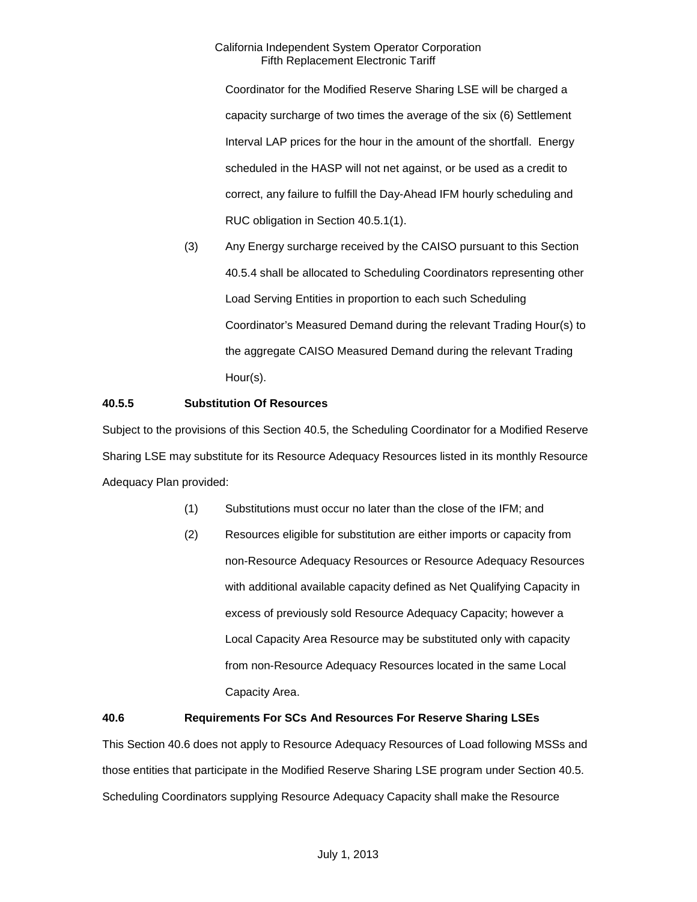Coordinator for the Modified Reserve Sharing LSE will be charged a capacity surcharge of two times the average of the six (6) Settlement Interval LAP prices for the hour in the amount of the shortfall. Energy scheduled in the HASP will not net against, or be used as a credit to correct, any failure to fulfill the Day-Ahead IFM hourly scheduling and RUC obligation in Section 40.5.1(1).

(3) Any Energy surcharge received by the CAISO pursuant to this Section 40.5.4 shall be allocated to Scheduling Coordinators representing other Load Serving Entities in proportion to each such Scheduling Coordinator's Measured Demand during the relevant Trading Hour(s) to the aggregate CAISO Measured Demand during the relevant Trading Hour(s).

**40.5.5 Substitution Of Resources**

Subject to the provisions of this Section 40.5, the Scheduling Coordinator for a Modified Reserve Sharing LSE may substitute for its Resource Adequacy Resources listed in its monthly Resource Adequacy Plan provided:

(1) Substitutions must occur no later than the close of the IFM; and

(2) Resources eligible for substitution are either imports or capacity from non-Resource Adequacy Resources or Resource Adequacy Resources with additional available capacity defined as Net Qualifying Capacity in excess of previously sold Resource Adequacy Capacity; however a Local Capacity Area Resource may be substituted only with capacity from non-Resource Adequacy Resources located in the same Local Capacity Area.

**40.6 Requirements For SCs And Resources For Reserve Sharing LSEs**

This Section 40.6 does not apply to Resource Adequacy Resources of Load following MSSs and those entities that participate in the Modified Reserve Sharing LSE program under Section 40.5. Scheduling Coordinators supplying Resource Adequacy Capacity shall make the Resource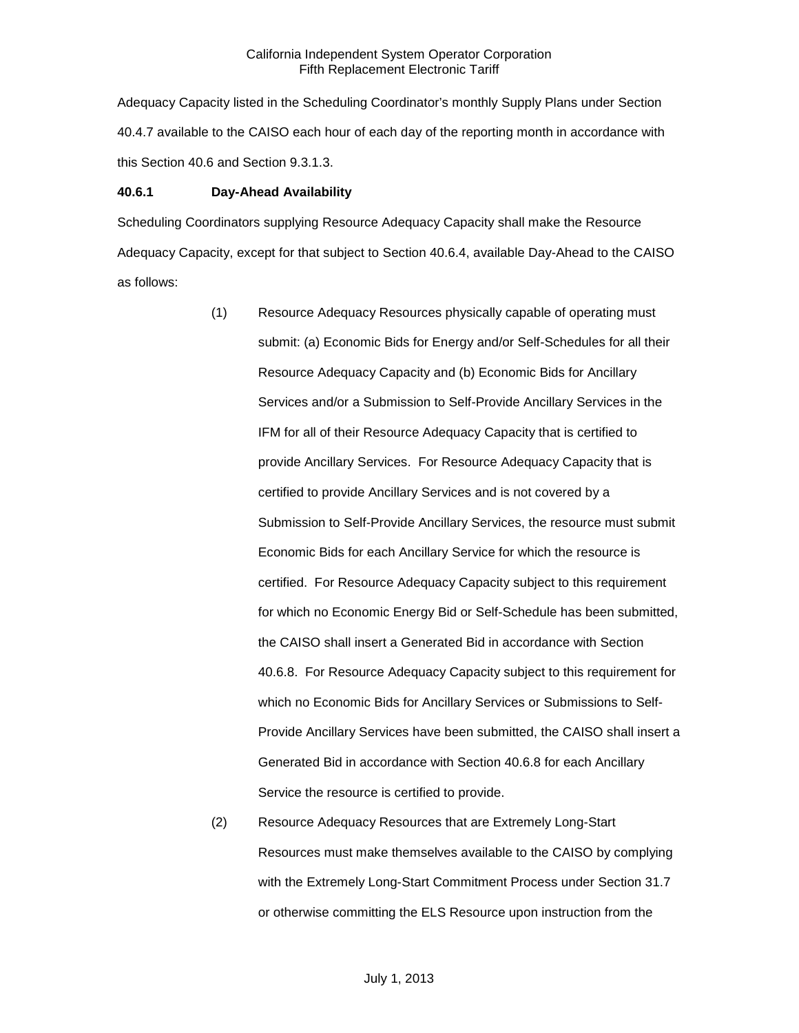Adequacy Capacity listed in the Scheduling Coordinator's monthly Supply Plans under Section 40.4.7 available to the CAISO each hour of each day of the reporting month in accordance with this Section 40.6 and Section 9.3.1.3.

**40.6.1 Day-Ahead Availability**

Scheduling Coordinators supplying Resource Adequacy Capacity shall make the Resource Adequacy Capacity, except for that subject to Section 40.6.4, available Day-Ahead to the CAISO as follows:

(1) Resource Adequacy Resources physically capable of operating must submit: (a) Economic Bids for Energy and/or Self-Schedules for all their Resource Adequacy Capacity and (b) Economic Bids for Ancillary Services and/or a Submission to Self-Provide Ancillary Services in the IFM for all of their Resource Adequacy Capacity that is certified to provide Ancillary Services. For Resource Adequacy Capacity that is certified to provide Ancillary Services and is not covered by a Submission to Self-Provide Ancillary Services, the resource must submit Economic Bids for each Ancillary Service for which the resource is certified. For Resource Adequacy Capacity subject to this requirement for which no Economic Energy Bid or Self-Schedule has been submitted, the CAISO shall insert a Generated Bid in accordance with Section 40.6.8. For Resource Adequacy Capacity subject to this requirement for which no Economic Bids for Ancillary Services or Submissions to Self-Provide Ancillary Services have been submitted, the CAISO shall insert a Generated Bid in accordance with Section 40.6.8 for each Ancillary Service the resource is certified to provide.

(2) Resource Adequacy Resources that are Extremely Long-Start Resources must make themselves available to the CAISO by complying with the Extremely Long-Start Commitment Process under Section 31.7 or otherwise committing the ELS Resource upon instruction from the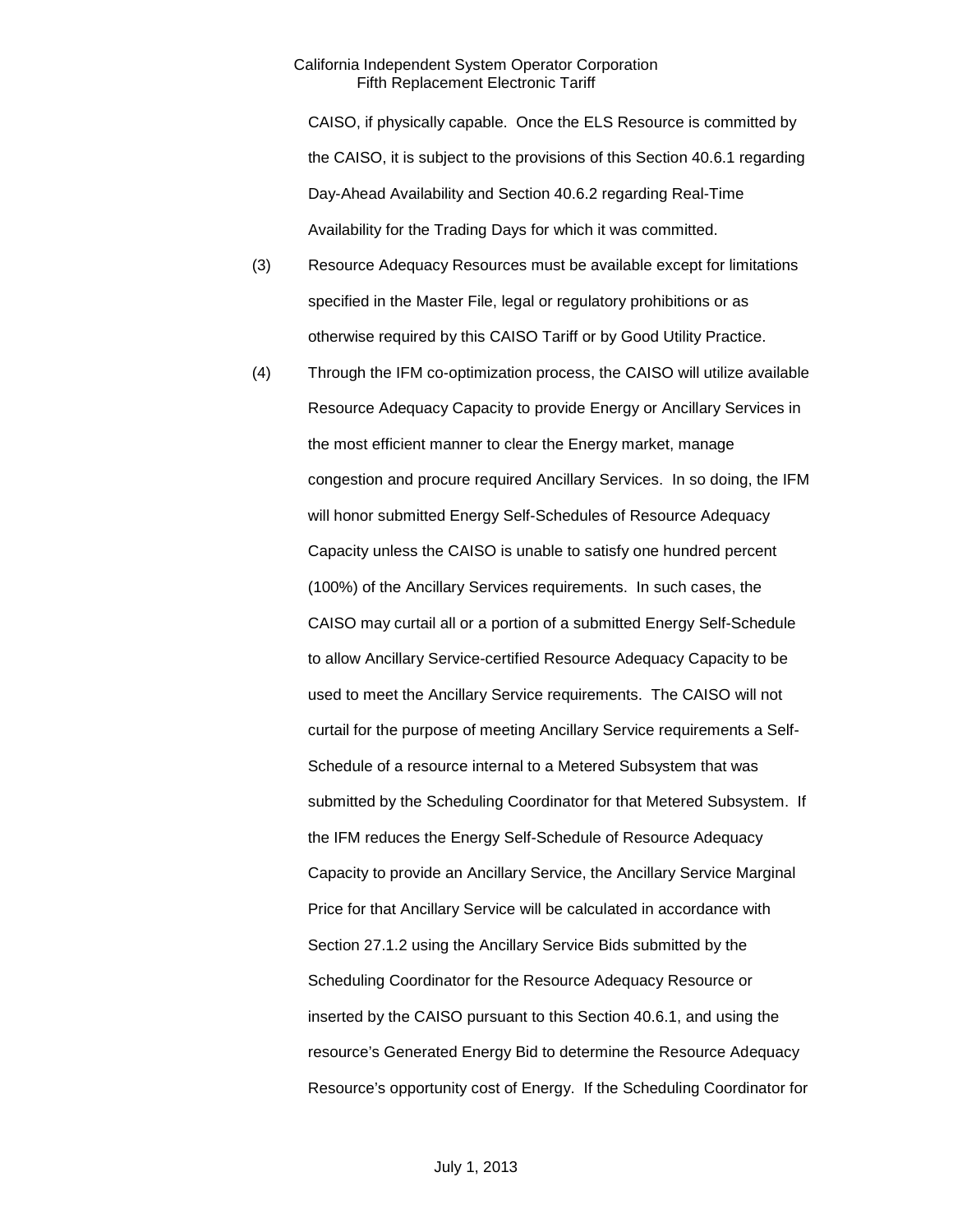CAISO, if physically capable. Once the ELS Resource is committed by the CAISO, it is subject to the provisions of this Section 40.6.1 regarding Day-Ahead Availability and Section 40.6.2 regarding Real-Time Availability for the Trading Days for which it was committed.

(3) Resource Adequacy Resources must be available except for limitations specified in the Master File, legal or regulatory prohibitions or as otherwise required by this CAISO Tariff or by Good Utility Practice.

(4) Through the IFM co-optimization process, the CAISO will utilize available Resource Adequacy Capacity to provide Energy or Ancillary Services in the most efficient manner to clear the Energy market, manage congestion and procure required Ancillary Services. In so doing, the IFM will honor submitted Energy Self-Schedules of Resource Adequacy Capacity unless the CAISO is unable to satisfy one hundred percent (100%) of the Ancillary Services requirements. In such cases, the CAISO may curtail all or a portion of a submitted Energy Self-Schedule to allow Ancillary Service-certified Resource Adequacy Capacity to be used to meet the Ancillary Service requirements. The CAISO will not curtail for the purpose of meeting Ancillary Service requirements a Self-Schedule of a resource internal to a Metered Subsystem that was submitted by the Scheduling Coordinator for that Metered Subsystem. If the IFM reduces the Energy Self-Schedule of Resource Adequacy Capacity to provide an Ancillary Service, the Ancillary Service Marginal Price for that Ancillary Service will be calculated in accordance with Section 27.1.2 using the Ancillary Service Bids submitted by the Scheduling Coordinator for the Resource Adequacy Resource or inserted by the CAISO pursuant to this Section 40.6.1, and using the resource's Generated Energy Bid to determine the Resource Adequacy Resource's opportunity cost of Energy. If the Scheduling Coordinator for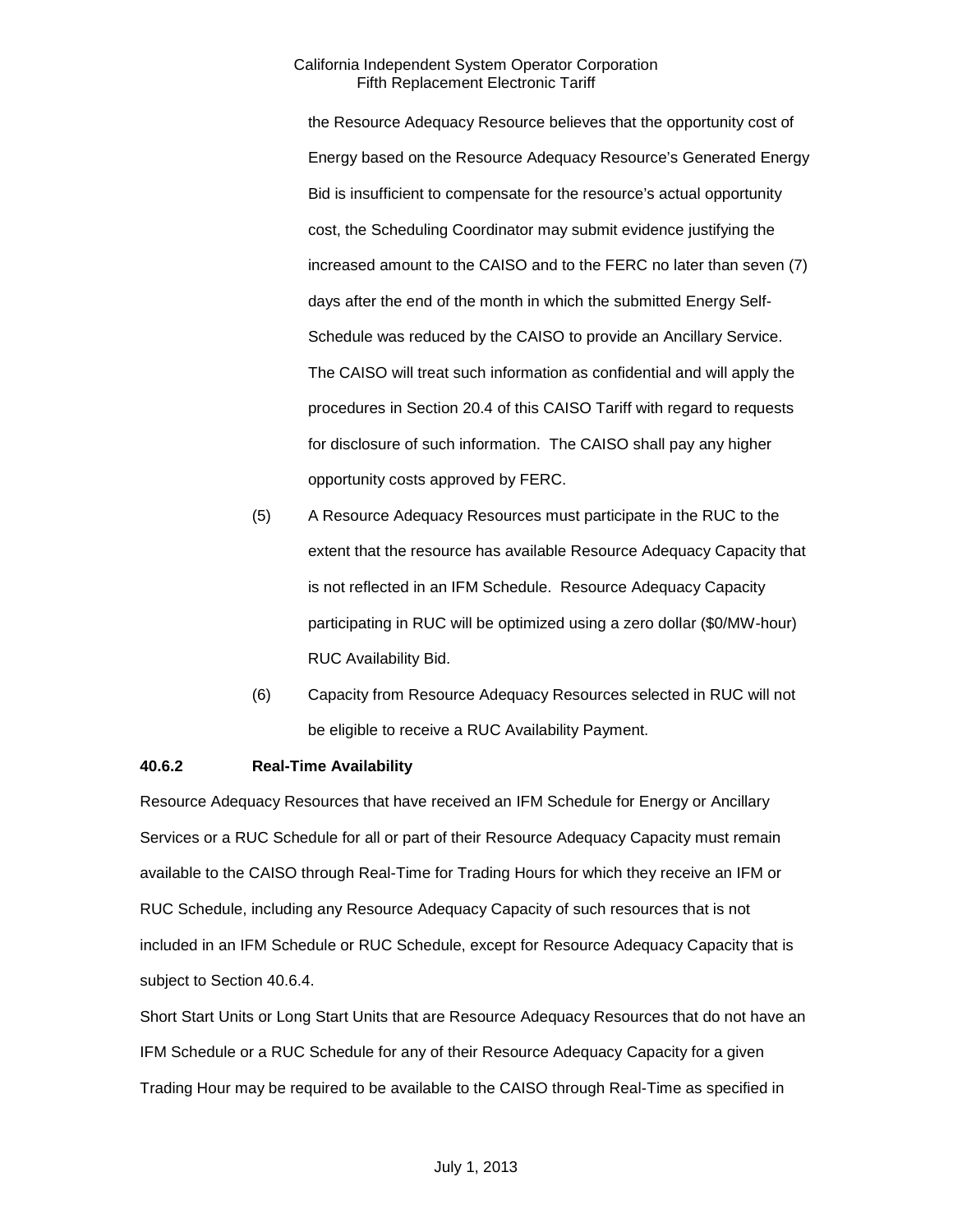the Resource Adequacy Resource believes that the opportunity cost of Energy based on the Resource Adequacy Resource's Generated Energy Bid is insufficient to compensate for the resource's actual opportunity cost, the Scheduling Coordinator may submit evidence justifying the increased amount to the CAISO and to the FERC no later than seven (7) days after the end of the month in which the submitted Energy Self-Schedule was reduced by the CAISO to provide an Ancillary Service. The CAISO will treat such information as confidential and will apply the procedures in Section 20.4 of this CAISO Tariff with regard to requests for disclosure of such information. The CAISO shall pay any higher opportunity costs approved by FERC.

(5) A Resource Adequacy Resources must participate in the RUC to the extent that the resource has available Resource Adequacy Capacity that is not reflected in an IFM Schedule. Resource Adequacy Capacity participating in RUC will be optimized using a zero dollar ($0/MW-hour) RUC Availability Bid.

(6) Capacity from Resource Adequacy Resources selected in RUC will not be eligible to receive a RUC Availability Payment.

**40.6.2 Real-Time Availability**

Resource Adequacy Resources that have received an IFM Schedule for Energy or Ancillary Services or a RUC Schedule for all or part of their Resource Adequacy Capacity must remain available to the CAISO through Real-Time for Trading Hours for which they receive an IFM or RUC Schedule, including any Resource Adequacy Capacity of such resources that is not included in an IFM Schedule or RUC Schedule, except for Resource Adequacy Capacity that is subject to Section 40.6.4.

Short Start Units or Long Start Units that are Resource Adequacy Resources that do not have an IFM Schedule or a RUC Schedule for any of their Resource Adequacy Capacity for a given Trading Hour may be required to be available to the CAISO through Real-Time as specified in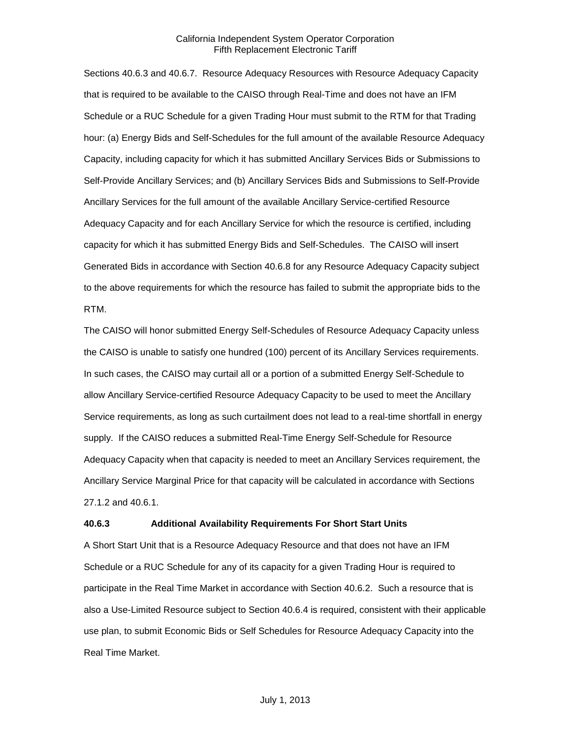Sections 40.6.3 and 40.6.7. Resource Adequacy Resources with Resource Adequacy Capacity that is required to be available to the CAISO through Real-Time and does not have an IFM Schedule or a RUC Schedule for a given Trading Hour must submit to the RTM for that Trading hour: (a) Energy Bids and Self-Schedules for the full amount of the available Resource Adequacy Capacity, including capacity for which it has submitted Ancillary Services Bids or Submissions to Self-Provide Ancillary Services; and (b) Ancillary Services Bids and Submissions to Self-Provide Ancillary Services for the full amount of the available Ancillary Service-certified Resource Adequacy Capacity and for each Ancillary Service for which the resource is certified, including capacity for which it has submitted Energy Bids and Self-Schedules. The CAISO will insert Generated Bids in accordance with Section 40.6.8 for any Resource Adequacy Capacity subject to the above requirements for which the resource has failed to submit the appropriate bids to the RTM.

The CAISO will honor submitted Energy Self-Schedules of Resource Adequacy Capacity unless the CAISO is unable to satisfy one hundred (100) percent of its Ancillary Services requirements. In such cases, the CAISO may curtail all or a portion of a submitted Energy Self-Schedule to allow Ancillary Service-certified Resource Adequacy Capacity to be used to meet the Ancillary Service requirements, as long as such curtailment does not lead to a real-time shortfall in energy supply. If the CAISO reduces a submitted Real-Time Energy Self-Schedule for Resource Adequacy Capacity when that capacity is needed to meet an Ancillary Services requirement, the Ancillary Service Marginal Price for that capacity will be calculated in accordance with Sections 27.1.2 and 40.6.1.

**40.6.3 Additional Availability Requirements For Short Start Units**

A Short Start Unit that is a Resource Adequacy Resource and that does not have an IFM Schedule or a RUC Schedule for any of its capacity for a given Trading Hour is required to participate in the Real Time Market in accordance with Section 40.6.2. Such a resource that is also a Use-Limited Resource subject to Section 40.6.4 is required, consistent with their applicable use plan, to submit Economic Bids or Self Schedules for Resource Adequacy Capacity into the Real Time Market.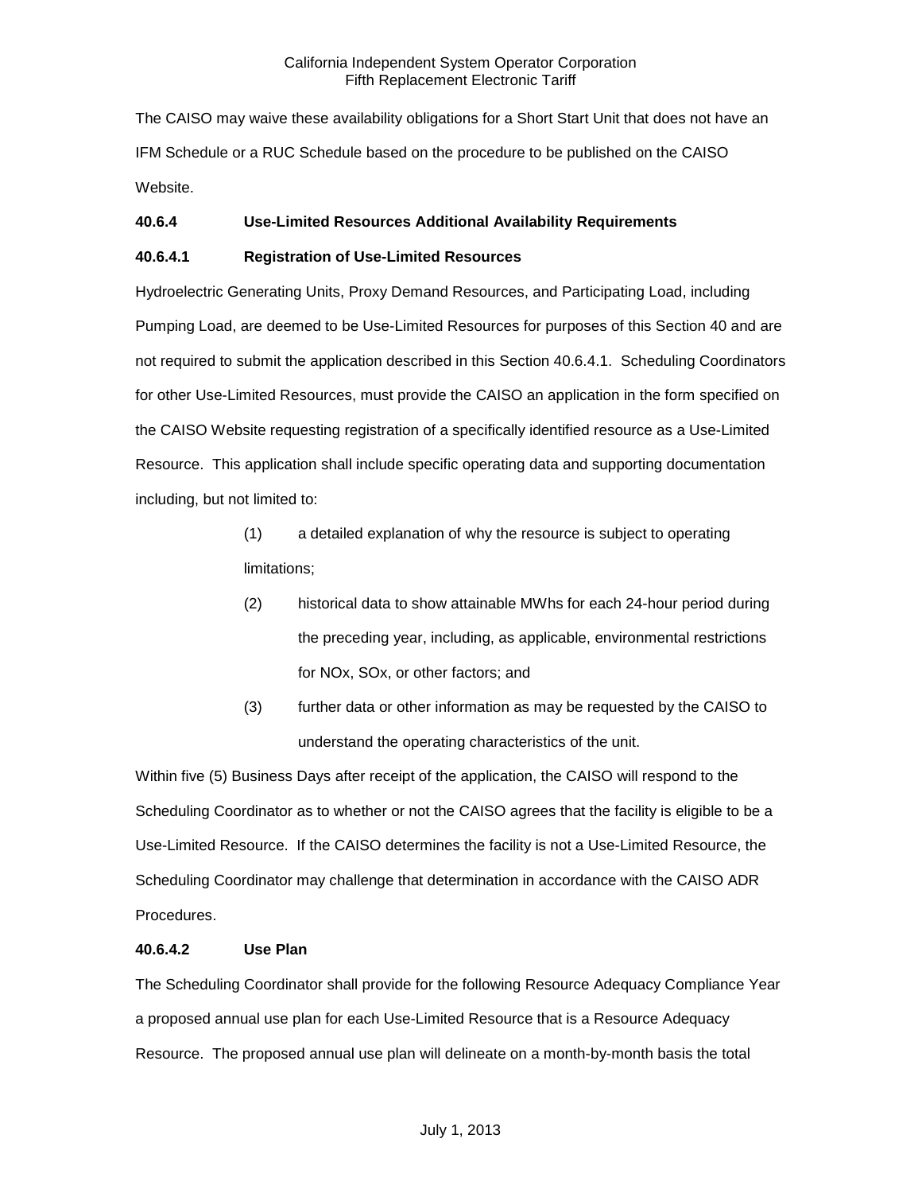The CAISO may waive these availability obligations for a Short Start Unit that does not have an IFM Schedule or a RUC Schedule based on the procedure to be published on the CAISO Website.

**40.6.4 Use-Limited Resources Additional Availability Requirements**

**40.6.4.1 Registration of Use-Limited Resources**

Hydroelectric Generating Units, Proxy Demand Resources, and Participating Load, including Pumping Load, are deemed to be Use-Limited Resources for purposes of this Section 40 and are not required to submit the application described in this Section 40.6.4.1. Scheduling Coordinators for other Use-Limited Resources, must provide the CAISO an application in the form specified on the CAISO Website requesting registration of a specifically identified resource as a Use-Limited Resource. This application shall include specific operating data and supporting documentation including, but not limited to:

(1) a detailed explanation of why the resource is subject to operating limitations;

(2) historical data to show attainable MWhs for each 24-hour period during the preceding year, including, as applicable, environmental restrictions for NOx, SOx, or other factors; and

(3) further data or other information as may be requested by the CAISO to understand the operating characteristics of the unit.

Within five (5) Business Days after receipt of the application, the CAISO will respond to the Scheduling Coordinator as to whether or not the CAISO agrees that the facility is eligible to be a Use-Limited Resource. If the CAISO determines the facility is not a Use-Limited Resource, the Scheduling Coordinator may challenge that determination in accordance with the CAISO ADR Procedures.

**40.6.4.2 Use Plan**

The Scheduling Coordinator shall provide for the following Resource Adequacy Compliance Year a proposed annual use plan for each Use-Limited Resource that is a Resource Adequacy Resource. The proposed annual use plan will delineate on a month-by-month basis the total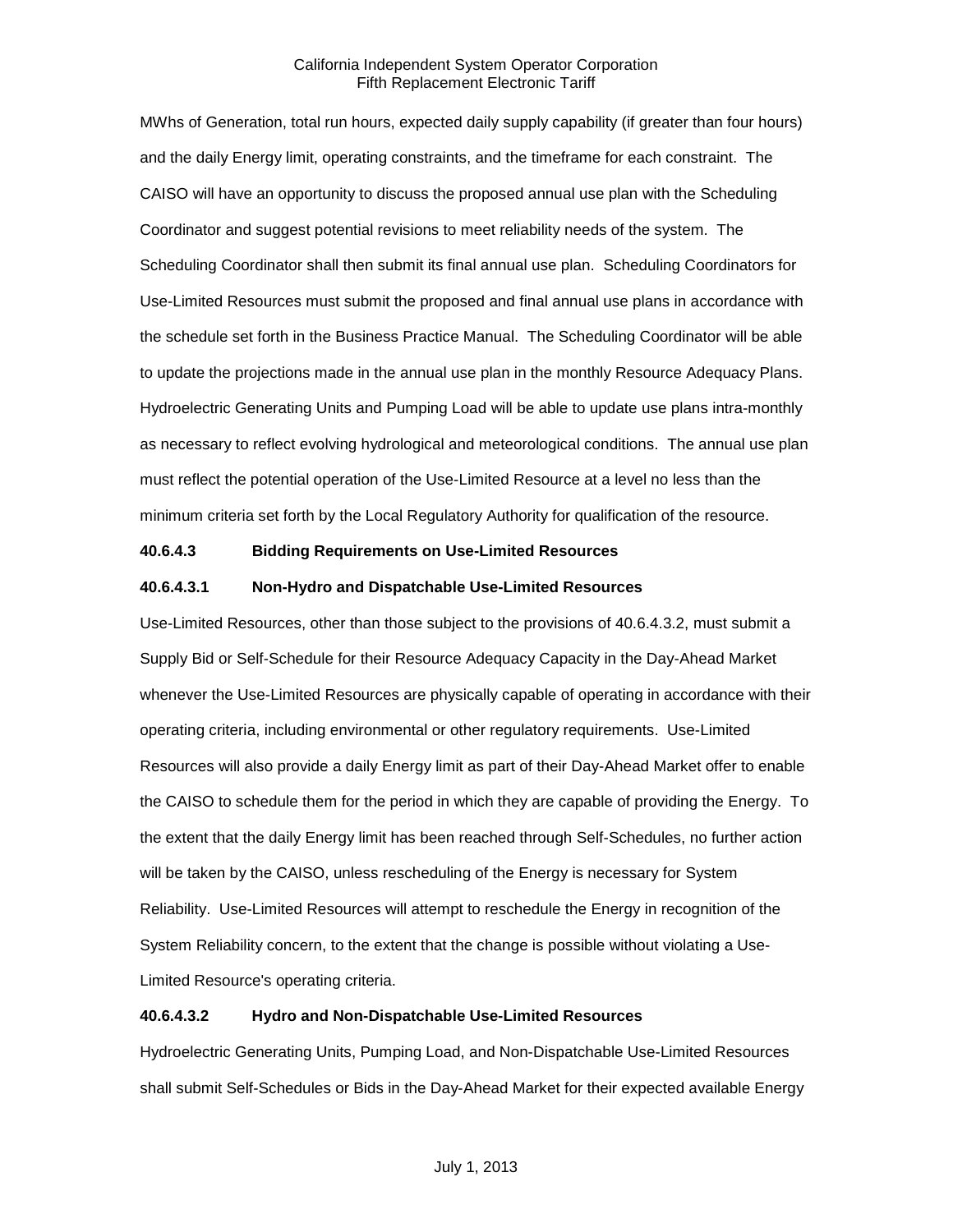MWhs of Generation, total run hours, expected daily supply capability (if greater than four hours) and the daily Energy limit, operating constraints, and the timeframe for each constraint. The CAISO will have an opportunity to discuss the proposed annual use plan with the Scheduling Coordinator and suggest potential revisions to meet reliability needs of the system. The Scheduling Coordinator shall then submit its final annual use plan. Scheduling Coordinators for Use-Limited Resources must submit the proposed and final annual use plans in accordance with the schedule set forth in the Business Practice Manual. The Scheduling Coordinator will be able to update the projections made in the annual use plan in the monthly Resource Adequacy Plans. Hydroelectric Generating Units and Pumping Load will be able to update use plans intra-monthly as necessary to reflect evolving hydrological and meteorological conditions. The annual use plan must reflect the potential operation of the Use-Limited Resource at a level no less than the minimum criteria set forth by the Local Regulatory Authority for qualification of the resource.

**40.6.4.3 Bidding Requirements on Use-Limited Resources**

**40.6.4.3.1 Non-Hydro and Dispatchable Use-Limited Resources**

Use-Limited Resources, other than those subject to the provisions of 40.6.4.3.2, must submit a Supply Bid or Self-Schedule for their Resource Adequacy Capacity in the Day-Ahead Market whenever the Use-Limited Resources are physically capable of operating in accordance with their operating criteria, including environmental or other regulatory requirements. Use-Limited Resources will also provide a daily Energy limit as part of their Day-Ahead Market offer to enable the CAISO to schedule them for the period in which they are capable of providing the Energy. To the extent that the daily Energy limit has been reached through Self-Schedules, no further action will be taken by the CAISO, unless rescheduling of the Energy is necessary for System Reliability. Use-Limited Resources will attempt to reschedule the Energy in recognition of the System Reliability concern, to the extent that the change is possible without violating a Use-Limited Resource's operating criteria.

**40.6.4.3.2 Hydro and Non-Dispatchable Use-Limited Resources**

Hydroelectric Generating Units, Pumping Load, and Non-Dispatchable Use-Limited Resources shall submit Self-Schedules or Bids in the Day-Ahead Market for their expected available Energy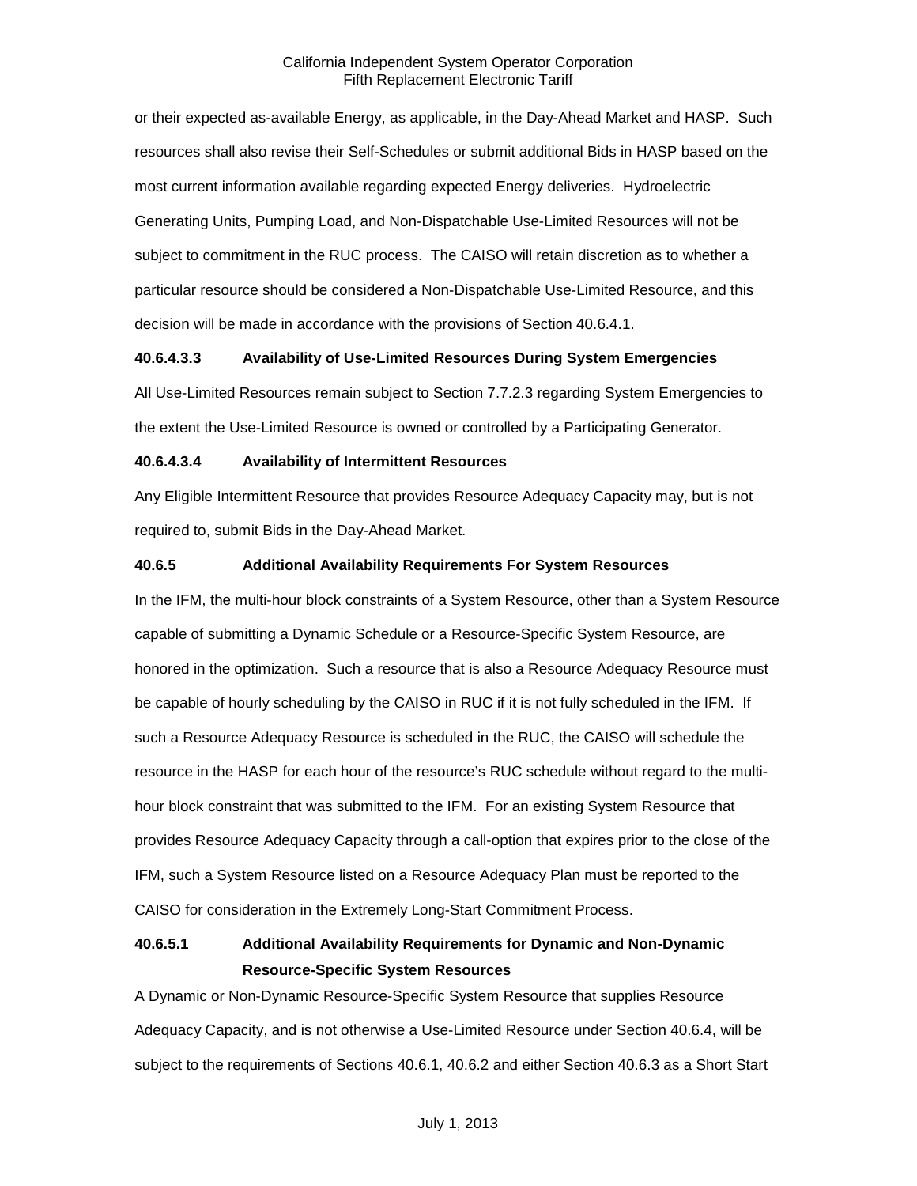or their expected as-available Energy, as applicable, in the Day-Ahead Market and HASP. Such resources shall also revise their Self-Schedules or submit additional Bids in HASP based on the most current information available regarding expected Energy deliveries. Hydroelectric Generating Units, Pumping Load, and Non-Dispatchable Use-Limited Resources will not be subject to commitment in the RUC process. The CAISO will retain discretion as to whether a particular resource should be considered a Non-Dispatchable Use-Limited Resource, and this decision will be made in accordance with the provisions of Section 40.6.4.1.

**40.6.4.3.3 Availability of Use-Limited Resources During System Emergencies**

All Use-Limited Resources remain subject to Section 7.7.2.3 regarding System Emergencies to the extent the Use-Limited Resource is owned or controlled by a Participating Generator.

**40.6.4.3.4 Availability of Intermittent Resources**

Any Eligible Intermittent Resource that provides Resource Adequacy Capacity may, but is not required to, submit Bids in the Day-Ahead Market.

**40.6.5 Additional Availability Requirements For System Resources**

In the IFM, the multi-hour block constraints of a System Resource, other than a System Resource capable of submitting a Dynamic Schedule or a Resource-Specific System Resource, are honored in the optimization. Such a resource that is also a Resource Adequacy Resource must be capable of hourly scheduling by the CAISO in RUC if it is not fully scheduled in the IFM. If such a Resource Adequacy Resource is scheduled in the RUC, the CAISO will schedule the resource in the HASP for each hour of the resource's RUC schedule without regard to the multi-hour block constraint that was submitted to the IFM. For an existing System Resource that provides Resource Adequacy Capacity through a call-option that expires prior to the close of the IFM, such a System Resource listed on a Resource Adequacy Plan must be reported to the CAISO for consideration in the Extremely Long-Start Commitment Process.

**40.6.5.1 Additional Availability Requirements for Dynamic and Non-Dynamic Resource-Specific System Resources**

A Dynamic or Non-Dynamic Resource-Specific System Resource that supplies Resource Adequacy Capacity, and is not otherwise a Use-Limited Resource under Section 40.6.4, will be subject to the requirements of Sections 40.6.1, 40.6.2 and either Section 40.6.3 as a Short Start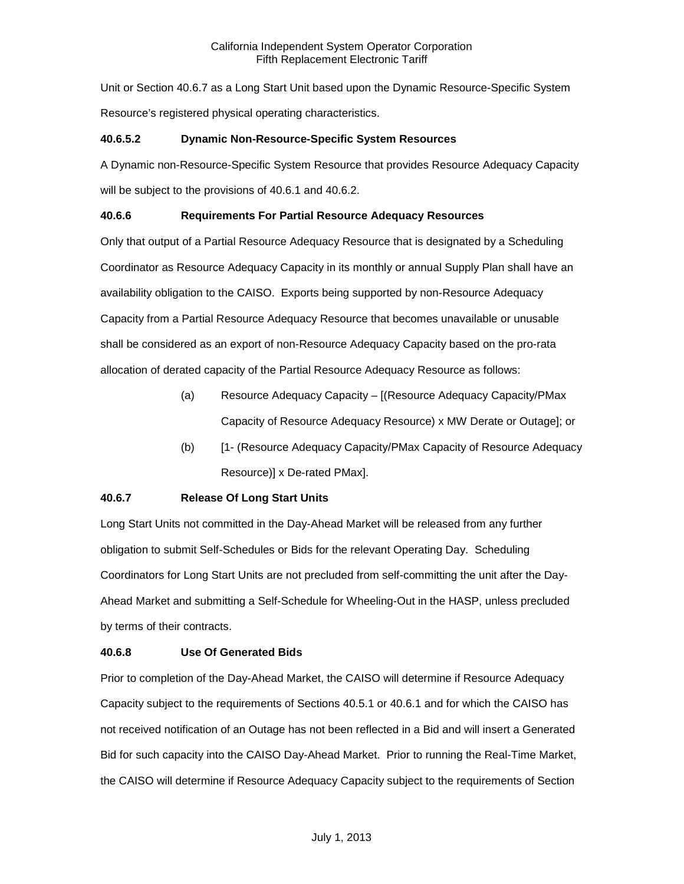Unit or Section 40.6.7 as a Long Start Unit based upon the Dynamic Resource-Specific System Resource's registered physical operating characteristics.

#### 40.6.5.2 Dynamic Non-Resource-Specific System Resources

A Dynamic non-Resource-Specific System Resource that provides Resource Adequacy Capacity will be subject to the provisions of 40.6.1 and 40.6.2.

### 40.6.6 Requirements For Partial Resource Adequacy Resources

Only that output of a Partial Resource Adequacy Resource that is designated by a Scheduling Coordinator as Resource Adequacy Capacity in its monthly or annual Supply Plan shall have an availability obligation to the CAISO. Exports being supported by non-Resource Adequacy Capacity from a Partial Resource Adequacy Resource that becomes unavailable or unusable shall be considered as an export of non-Resource Adequacy Capacity based on the pro-rata allocation of derated capacity of the Partial Resource Adequacy Resource as follows:

(a) Resource Adequacy Capacity – [(Resource Adequacy Capacity/PMax Capacity of Resource Adequacy Resource) x MW Derate or Outage]; or

(b) [1- (Resource Adequacy Capacity/PMax Capacity of Resource Adequacy Resource)] x De-rated PMax].

### 40.6.7 Release Of Long Start Units

Long Start Units not committed in the Day-Ahead Market will be released from any further obligation to submit Self-Schedules or Bids for the relevant Operating Day. Scheduling Coordinators for Long Start Units are not precluded from self-committing the unit after the Day-Ahead Market and submitting a Self-Schedule for Wheeling-Out in the HASP, unless precluded by terms of their contracts.

### 40.6.8 Use Of Generated Bids

Prior to completion of the Day-Ahead Market, the CAISO will determine if Resource Adequacy Capacity subject to the requirements of Sections 40.5.1 or 40.6.1 and for which the CAISO has not received notification of an Outage has not been reflected in a Bid and will insert a Generated Bid for such capacity into the CAISO Day-Ahead Market. Prior to running the Real-Time Market, the CAISO will determine if Resource Adequacy Capacity subject to the requirements of Section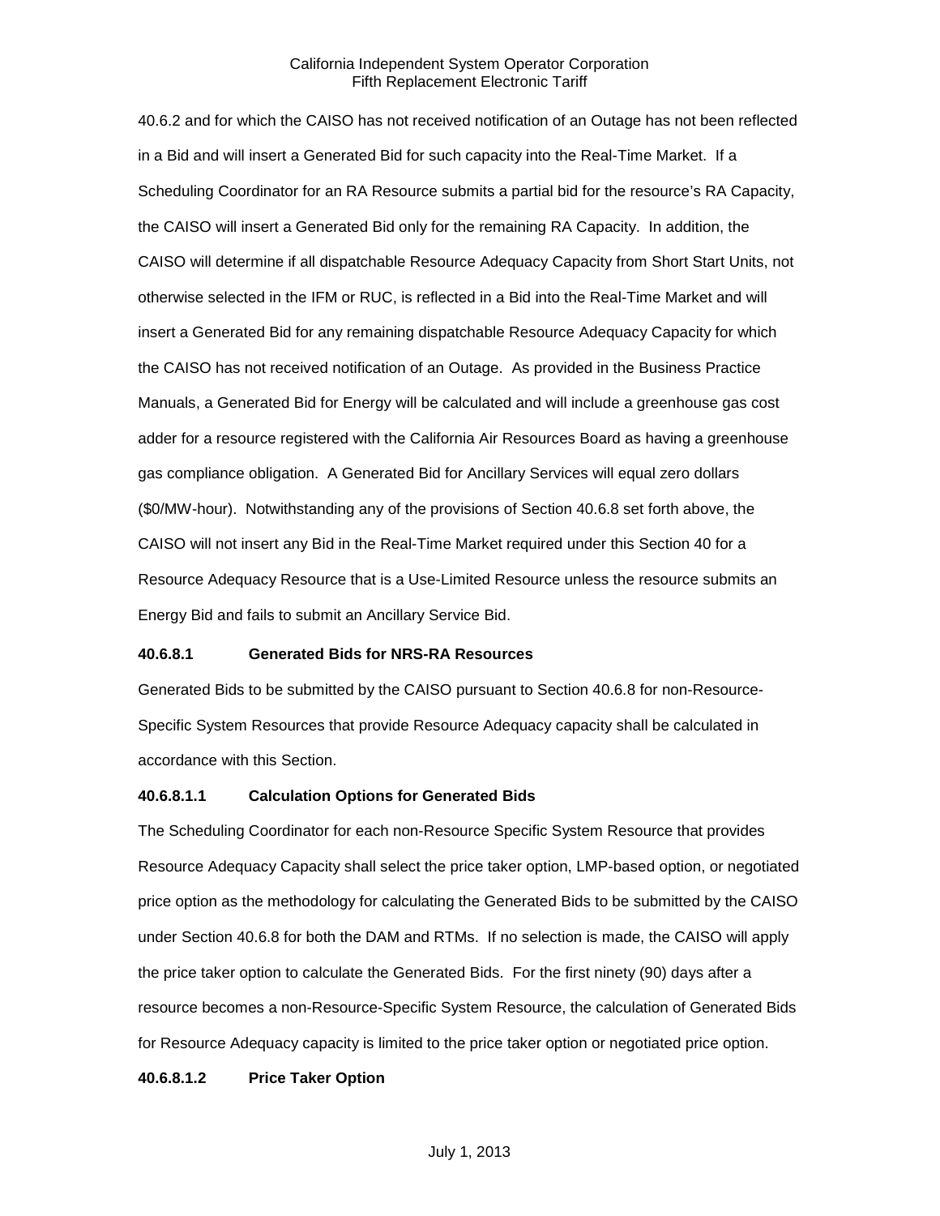40.6.2 and for which the CAISO has not received notification of an Outage has not been reflected in a Bid and will insert a Generated Bid for such capacity into the Real-Time Market. If a Scheduling Coordinator for an RA Resource submits a partial bid for the resource's RA Capacity, the CAISO will insert a Generated Bid only for the remaining RA Capacity. In addition, the CAISO will determine if all dispatchable Resource Adequacy Capacity from Short Start Units, not otherwise selected in the IFM or RUC, is reflected in a Bid into the Real-Time Market and will insert a Generated Bid for any remaining dispatchable Resource Adequacy Capacity for which the CAISO has not received notification of an Outage. As provided in the Business Practice Manuals, a Generated Bid for Energy will be calculated and will include a greenhouse gas cost adder for a resource registered with the California Air Resources Board as having a greenhouse gas compliance obligation. A Generated Bid for Ancillary Services will equal zero dollars ($0/MW-hour). Notwithstanding any of the provisions of Section 40.6.8 set forth above, the CAISO will not insert any Bid in the Real-Time Market required under this Section 40 for a Resource Adequacy Resource that is a Use-Limited Resource unless the resource submits an Energy Bid and fails to submit an Ancillary Service Bid.

#### 40.6.8.1 Generated Bids for NRS-RA Resources

Generated Bids to be submitted by the CAISO pursuant to Section 40.6.8 for non-Resource-Specific System Resources that provide Resource Adequacy capacity shall be calculated in accordance with this Section.

#### 40.6.8.1.1 Calculation Options for Generated Bids

The Scheduling Coordinator for each non-Resource Specific System Resource that provides Resource Adequacy Capacity shall select the price taker option, LMP-based option, or negotiated price option as the methodology for calculating the Generated Bids to be submitted by the CAISO under Section 40.6.8 for both the DAM and RTMs. If no selection is made, the CAISO will apply the price taker option to calculate the Generated Bids. For the first ninety (90) days after a resource becomes a non-Resource-Specific System Resource, the calculation of Generated Bids for Resource Adequacy capacity is limited to the price taker option or negotiated price option.

#### 40.6.8.1.2 Price Taker Option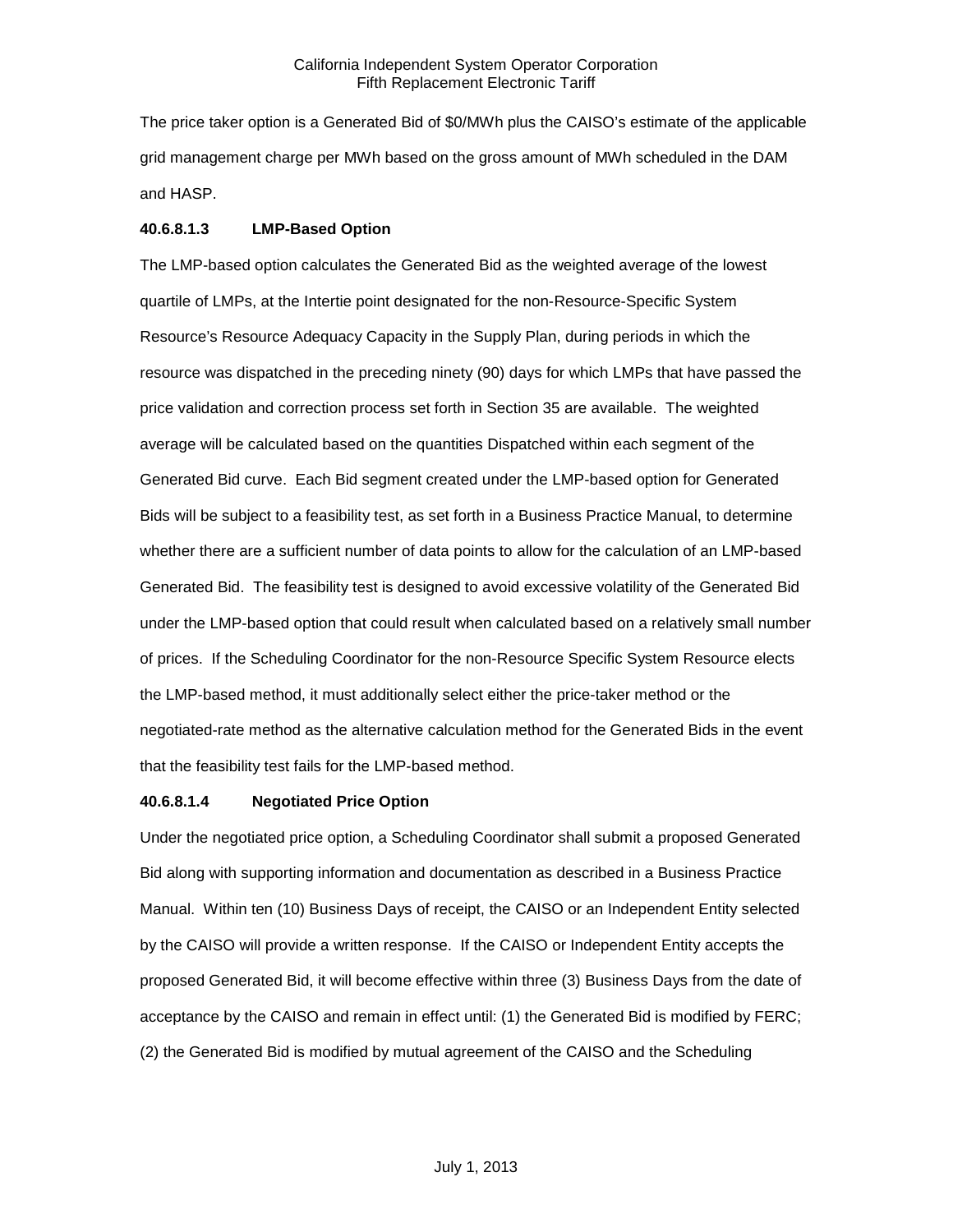The price taker option is a Generated Bid of $0/MWh plus the CAISO's estimate of the applicable grid management charge per MWh based on the gross amount of MWh scheduled in the DAM and HASP.

**40.6.8.1.3 LMP-Based Option**

The LMP-based option calculates the Generated Bid as the weighted average of the lowest quartile of LMPs, at the Intertie point designated for the non-Resource-Specific System Resource's Resource Adequacy Capacity in the Supply Plan, during periods in which the resource was dispatched in the preceding ninety (90) days for which LMPs that have passed the price validation and correction process set forth in Section 35 are available. The weighted average will be calculated based on the quantities Dispatched within each segment of the Generated Bid curve. Each Bid segment created under the LMP-based option for Generated Bids will be subject to a feasibility test, as set forth in a Business Practice Manual, to determine whether there are a sufficient number of data points to allow for the calculation of an LMP-based Generated Bid. The feasibility test is designed to avoid excessive volatility of the Generated Bid under the LMP-based option that could result when calculated based on a relatively small number of prices. If the Scheduling Coordinator for the non-Resource Specific System Resource elects the LMP-based method, it must additionally select either the price-taker method or the negotiated-rate method as the alternative calculation method for the Generated Bids in the event that the feasibility test fails for the LMP-based method.

**40.6.8.1.4 Negotiated Price Option**

Under the negotiated price option, a Scheduling Coordinator shall submit a proposed Generated Bid along with supporting information and documentation as described in a Business Practice Manual. Within ten (10) Business Days of receipt, the CAISO or an Independent Entity selected by the CAISO will provide a written response. If the CAISO or Independent Entity accepts the proposed Generated Bid, it will become effective within three (3) Business Days from the date of acceptance by the CAISO and remain in effect until: (1) the Generated Bid is modified by FERC; (2) the Generated Bid is modified by mutual agreement of the CAISO and the Scheduling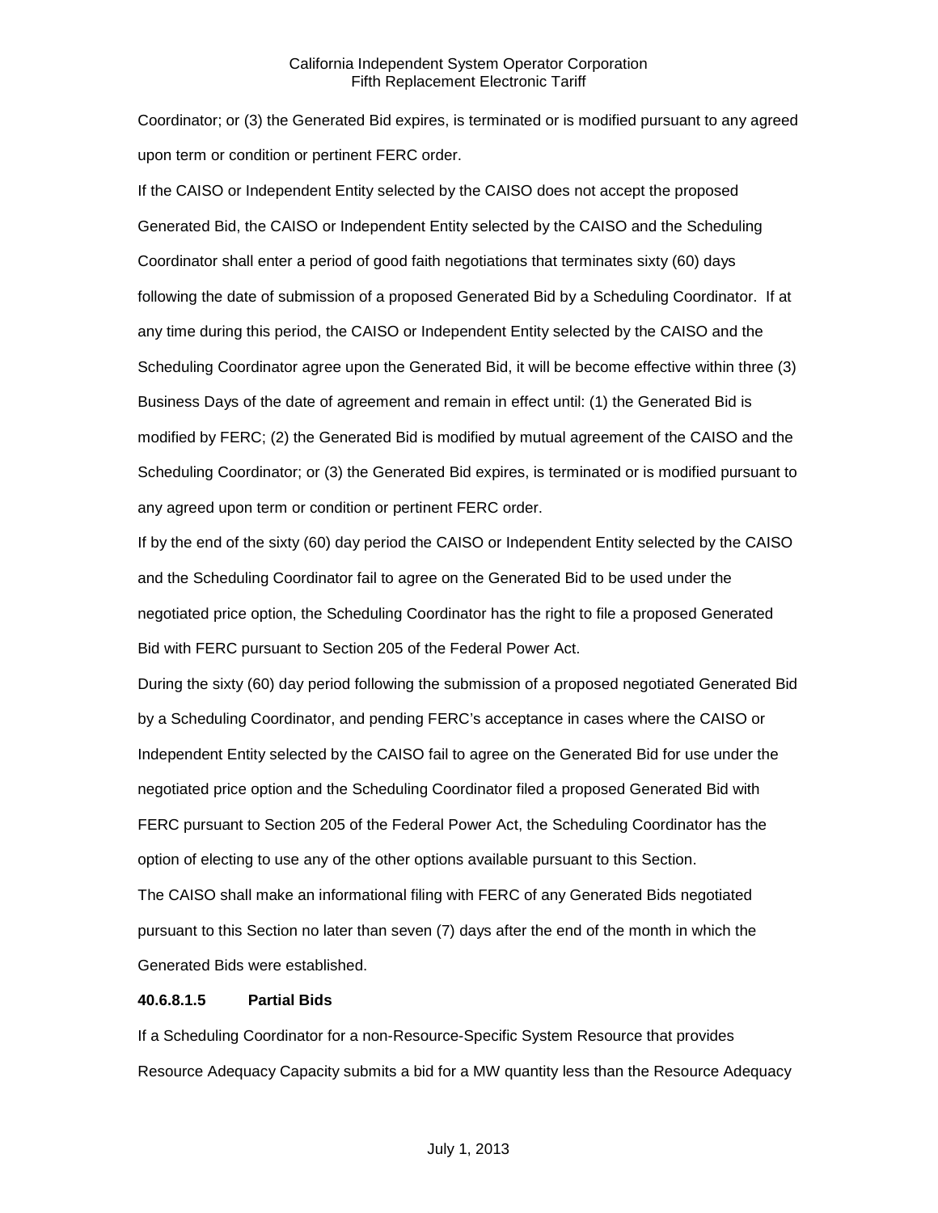Coordinator; or (3) the Generated Bid expires, is terminated or is modified pursuant to any agreed upon term or condition or pertinent FERC order.

If the CAISO or Independent Entity selected by the CAISO does not accept the proposed Generated Bid, the CAISO or Independent Entity selected by the CAISO and the Scheduling Coordinator shall enter a period of good faith negotiations that terminates sixty (60) days following the date of submission of a proposed Generated Bid by a Scheduling Coordinator. If at any time during this period, the CAISO or Independent Entity selected by the CAISO and the Scheduling Coordinator agree upon the Generated Bid, it will be become effective within three (3) Business Days of the date of agreement and remain in effect until: (1) the Generated Bid is modified by FERC; (2) the Generated Bid is modified by mutual agreement of the CAISO and the Scheduling Coordinator; or (3) the Generated Bid expires, is terminated or is modified pursuant to any agreed upon term or condition or pertinent FERC order.

If by the end of the sixty (60) day period the CAISO or Independent Entity selected by the CAISO and the Scheduling Coordinator fail to agree on the Generated Bid to be used under the negotiated price option, the Scheduling Coordinator has the right to file a proposed Generated Bid with FERC pursuant to Section 205 of the Federal Power Act.

During the sixty (60) day period following the submission of a proposed negotiated Generated Bid by a Scheduling Coordinator, and pending FERC's acceptance in cases where the CAISO or Independent Entity selected by the CAISO fail to agree on the Generated Bid for use under the negotiated price option and the Scheduling Coordinator filed a proposed Generated Bid with FERC pursuant to Section 205 of the Federal Power Act, the Scheduling Coordinator has the option of electing to use any of the other options available pursuant to this Section.

The CAISO shall make an informational filing with FERC of any Generated Bids negotiated pursuant to this Section no later than seven (7) days after the end of the month in which the Generated Bids were established.

**40.6.8.1.5 Partial Bids**

If a Scheduling Coordinator for a non-Resource-Specific System Resource that provides Resource Adequacy Capacity submits a bid for a MW quantity less than the Resource Adequacy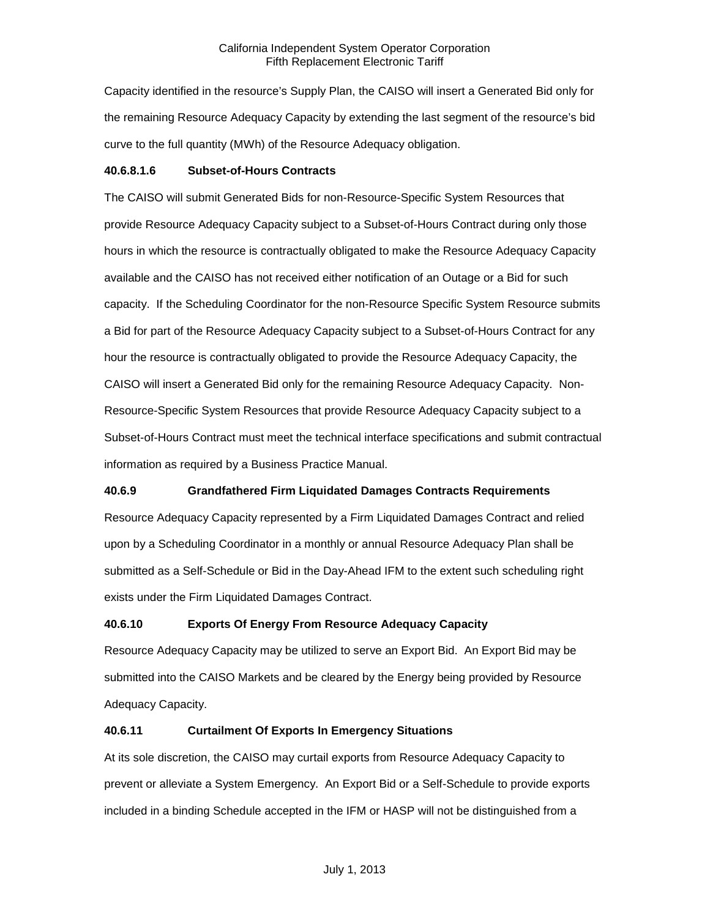Capacity identified in the resource's Supply Plan, the CAISO will insert a Generated Bid only for the remaining Resource Adequacy Capacity by extending the last segment of the resource's bid curve to the full quantity (MWh) of the Resource Adequacy obligation.

**40.6.8.1.6 Subset-of-Hours Contracts**

The CAISO will submit Generated Bids for non-Resource-Specific System Resources that provide Resource Adequacy Capacity subject to a Subset-of-Hours Contract during only those hours in which the resource is contractually obligated to make the Resource Adequacy Capacity available and the CAISO has not received either notification of an Outage or a Bid for such capacity. If the Scheduling Coordinator for the non-Resource Specific System Resource submits a Bid for part of the Resource Adequacy Capacity subject to a Subset-of-Hours Contract for any hour the resource is contractually obligated to provide the Resource Adequacy Capacity, the CAISO will insert a Generated Bid only for the remaining Resource Adequacy Capacity. Non-Resource-Specific System Resources that provide Resource Adequacy Capacity subject to a Subset-of-Hours Contract must meet the technical interface specifications and submit contractual information as required by a Business Practice Manual.

**40.6.9 Grandfathered Firm Liquidated Damages Contracts Requirements**

Resource Adequacy Capacity represented by a Firm Liquidated Damages Contract and relied upon by a Scheduling Coordinator in a monthly or annual Resource Adequacy Plan shall be submitted as a Self-Schedule or Bid in the Day-Ahead IFM to the extent such scheduling right exists under the Firm Liquidated Damages Contract.

**40.6.10 Exports Of Energy From Resource Adequacy Capacity**

Resource Adequacy Capacity may be utilized to serve an Export Bid. An Export Bid may be submitted into the CAISO Markets and be cleared by the Energy being provided by Resource Adequacy Capacity.

**40.6.11 Curtailment Of Exports In Emergency Situations**

At its sole discretion, the CAISO may curtail exports from Resource Adequacy Capacity to prevent or alleviate a System Emergency. An Export Bid or a Self-Schedule to provide exports included in a binding Schedule accepted in the IFM or HASP will not be distinguished from a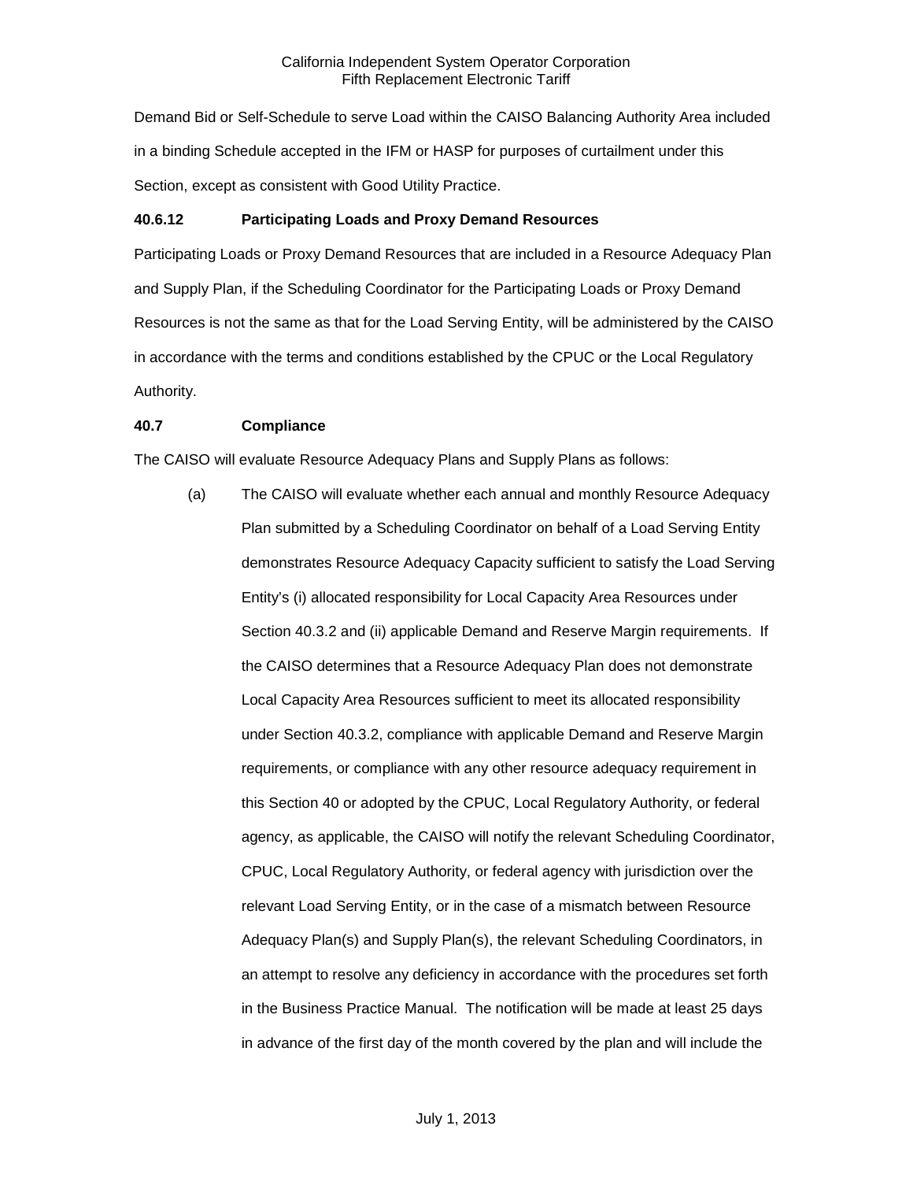Demand Bid or Self-Schedule to serve Load within the CAISO Balancing Authority Area included in a binding Schedule accepted in the IFM or HASP for purposes of curtailment under this Section, except as consistent with Good Utility Practice.

**40.6.12 Participating Loads and Proxy Demand Resources**

Participating Loads or Proxy Demand Resources that are included in a Resource Adequacy Plan and Supply Plan, if the Scheduling Coordinator for the Participating Loads or Proxy Demand Resources is not the same as that for the Load Serving Entity, will be administered by the CAISO in accordance with the terms and conditions established by the CPUC or the Local Regulatory Authority.

**40.7 Compliance**

The CAISO will evaluate Resource Adequacy Plans and Supply Plans as follows:

(a) The CAISO will evaluate whether each annual and monthly Resource Adequacy Plan submitted by a Scheduling Coordinator on behalf of a Load Serving Entity demonstrates Resource Adequacy Capacity sufficient to satisfy the Load Serving Entity's (i) allocated responsibility for Local Capacity Area Resources under Section 40.3.2 and (ii) applicable Demand and Reserve Margin requirements. If the CAISO determines that a Resource Adequacy Plan does not demonstrate Local Capacity Area Resources sufficient to meet its allocated responsibility under Section 40.3.2, compliance with applicable Demand and Reserve Margin requirements, or compliance with any other resource adequacy requirement in this Section 40 or adopted by the CPUC, Local Regulatory Authority, or federal agency, as applicable, the CAISO will notify the relevant Scheduling Coordinator, CPUC, Local Regulatory Authority, or federal agency with jurisdiction over the relevant Load Serving Entity, or in the case of a mismatch between Resource Adequacy Plan(s) and Supply Plan(s), the relevant Scheduling Coordinators, in an attempt to resolve any deficiency in accordance with the procedures set forth in the Business Practice Manual. The notification will be made at least 25 days in advance of the first day of the month covered by the plan and will include the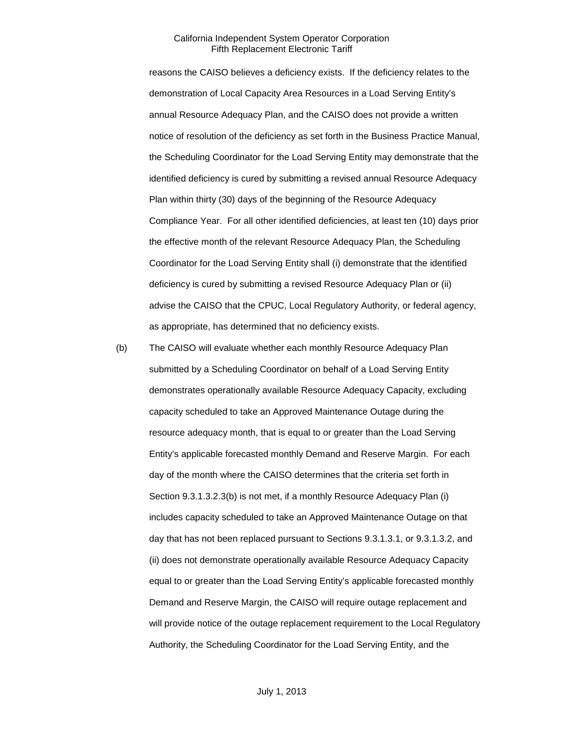reasons the CAISO believes a deficiency exists. If the deficiency relates to the demonstration of Local Capacity Area Resources in a Load Serving Entity's annual Resource Adequacy Plan, and the CAISO does not provide a written notice of resolution of the deficiency as set forth in the Business Practice Manual, the Scheduling Coordinator for the Load Serving Entity may demonstrate that the identified deficiency is cured by submitting a revised annual Resource Adequacy Plan within thirty (30) days of the beginning of the Resource Adequacy Compliance Year. For all other identified deficiencies, at least ten (10) days prior the effective month of the relevant Resource Adequacy Plan, the Scheduling Coordinator for the Load Serving Entity shall (i) demonstrate that the identified deficiency is cured by submitting a revised Resource Adequacy Plan or (ii) advise the CAISO that the CPUC, Local Regulatory Authority, or federal agency, as appropriate, has determined that no deficiency exists.

(b) The CAISO will evaluate whether each monthly Resource Adequacy Plan submitted by a Scheduling Coordinator on behalf of a Load Serving Entity demonstrates operationally available Resource Adequacy Capacity, excluding capacity scheduled to take an Approved Maintenance Outage during the resource adequacy month, that is equal to or greater than the Load Serving Entity's applicable forecasted monthly Demand and Reserve Margin. For each day of the month where the CAISO determines that the criteria set forth in Section 9.3.1.3.2.3(b) is not met, if a monthly Resource Adequacy Plan (i) includes capacity scheduled to take an Approved Maintenance Outage on that day that has not been replaced pursuant to Sections 9.3.1.3.1, or 9.3.1.3.2, and (ii) does not demonstrate operationally available Resource Adequacy Capacity equal to or greater than the Load Serving Entity's applicable forecasted monthly Demand and Reserve Margin, the CAISO will require outage replacement and will provide notice of the outage replacement requirement to the Local Regulatory Authority, the Scheduling Coordinator for the Load Serving Entity, and the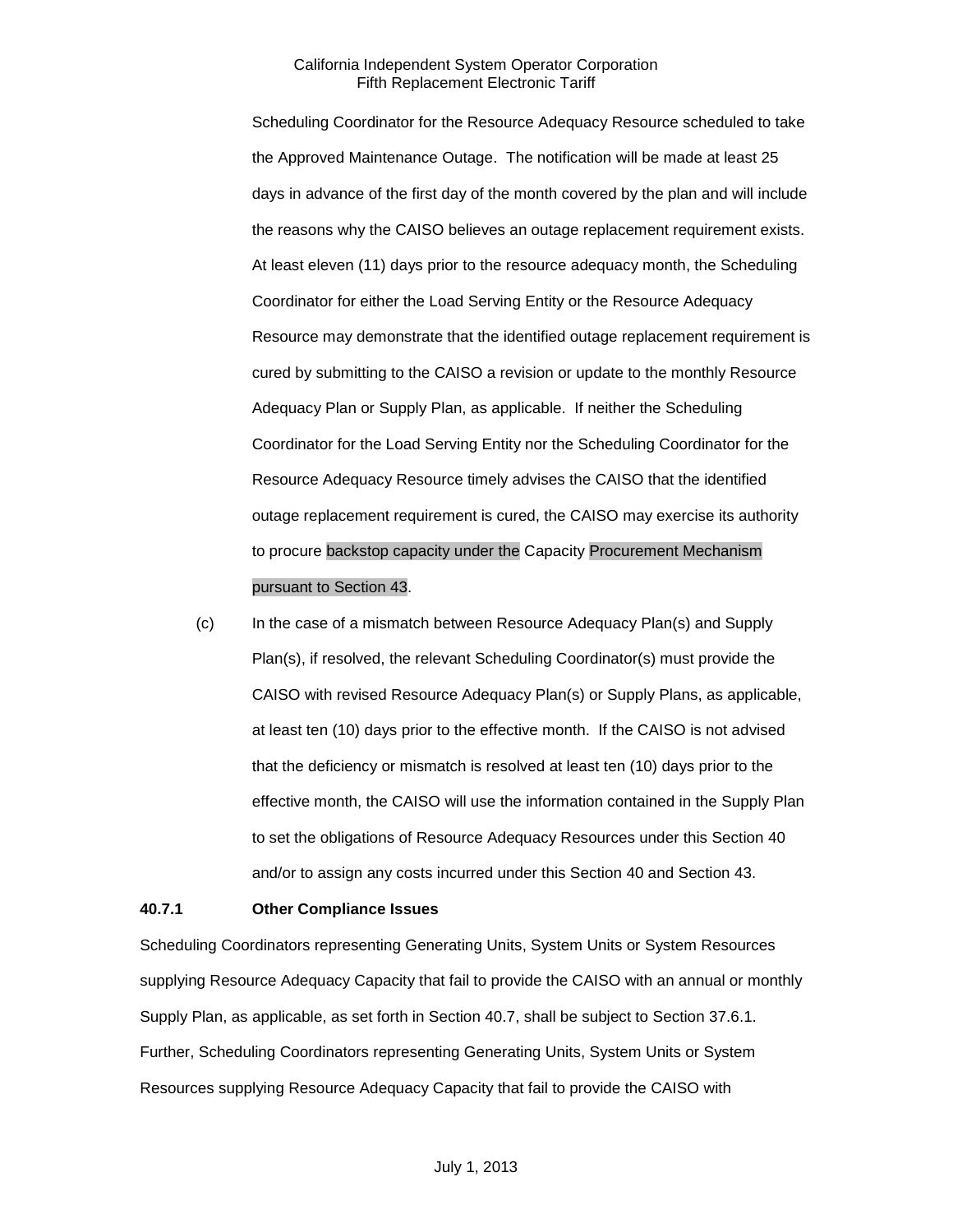Scheduling Coordinator for the Resource Adequacy Resource scheduled to take the Approved Maintenance Outage. The notification will be made at least 25 days in advance of the first day of the month covered by the plan and will include the reasons why the CAISO believes an outage replacement requirement exists. At least eleven (11) days prior to the resource adequacy month, the Scheduling Coordinator for either the Load Serving Entity or the Resource Adequacy Resource may demonstrate that the identified outage replacement requirement is cured by submitting to the CAISO a revision or update to the monthly Resource Adequacy Plan or Supply Plan, as applicable. If neither the Scheduling Coordinator for the Load Serving Entity nor the Scheduling Coordinator for the Resource Adequacy Resource timely advises the CAISO that the identified outage replacement requirement is cured, the CAISO may exercise its authority to procure backstop capacity under the Capacity Procurement Mechanism pursuant to Section 43.

(c) In the case of a mismatch between Resource Adequacy Plan(s) and Supply Plan(s), if resolved, the relevant Scheduling Coordinator(s) must provide the CAISO with revised Resource Adequacy Plan(s) or Supply Plans, as applicable, at least ten (10) days prior to the effective month. If the CAISO is not advised that the deficiency or mismatch is resolved at least ten (10) days prior to the effective month, the CAISO will use the information contained in the Supply Plan to set the obligations of Resource Adequacy Resources under this Section 40 and/or to assign any costs incurred under this Section 40 and Section 43.

**40.7.1 Other Compliance Issues**

Scheduling Coordinators representing Generating Units, System Units or System Resources supplying Resource Adequacy Capacity that fail to provide the CAISO with an annual or monthly Supply Plan, as applicable, as set forth in Section 40.7, shall be subject to Section 37.6.1. Further, Scheduling Coordinators representing Generating Units, System Units or System Resources supplying Resource Adequacy Capacity that fail to provide the CAISO with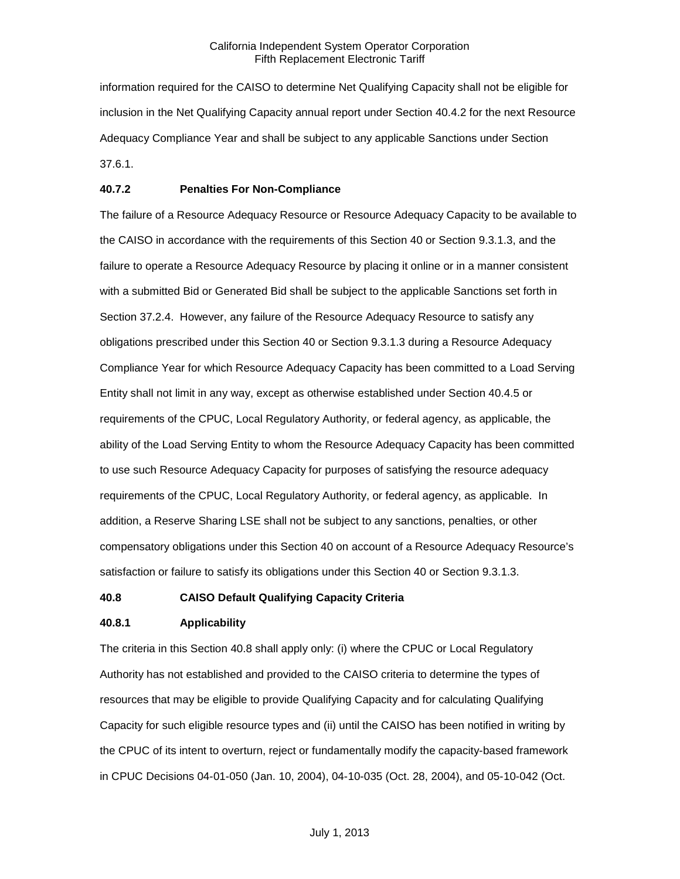information required for the CAISO to determine Net Qualifying Capacity shall not be eligible for inclusion in the Net Qualifying Capacity annual report under Section 40.4.2 for the next Resource Adequacy Compliance Year and shall be subject to any applicable Sanctions under Section 37.6.1.

### 40.7.2 Penalties For Non-Compliance

The failure of a Resource Adequacy Resource or Resource Adequacy Capacity to be available to the CAISO in accordance with the requirements of this Section 40 or Section 9.3.1.3, and the failure to operate a Resource Adequacy Resource by placing it online or in a manner consistent with a submitted Bid or Generated Bid shall be subject to the applicable Sanctions set forth in Section 37.2.4. However, any failure of the Resource Adequacy Resource to satisfy any obligations prescribed under this Section 40 or Section 9.3.1.3 during a Resource Adequacy Compliance Year for which Resource Adequacy Capacity has been committed to a Load Serving Entity shall not limit in any way, except as otherwise established under Section 40.4.5 or requirements of the CPUC, Local Regulatory Authority, or federal agency, as applicable, the ability of the Load Serving Entity to whom the Resource Adequacy Capacity has been committed to use such Resource Adequacy Capacity for purposes of satisfying the resource adequacy requirements of the CPUC, Local Regulatory Authority, or federal agency, as applicable. In addition, a Reserve Sharing LSE shall not be subject to any sanctions, penalties, or other compensatory obligations under this Section 40 on account of a Resource Adequacy Resource's satisfaction or failure to satisfy its obligations under this Section 40 or Section 9.3.1.3.

## 40.8 CAISO Default Qualifying Capacity Criteria

### 40.8.1 Applicability

The criteria in this Section 40.8 shall apply only: (i) where the CPUC or Local Regulatory Authority has not established and provided to the CAISO criteria to determine the types of resources that may be eligible to provide Qualifying Capacity and for calculating Qualifying Capacity for such eligible resource types and (ii) until the CAISO has been notified in writing by the CPUC of its intent to overturn, reject or fundamentally modify the capacity-based framework in CPUC Decisions 04-01-050 (Jan. 10, 2004), 04-10-035 (Oct. 28, 2004), and 05-10-042 (Oct.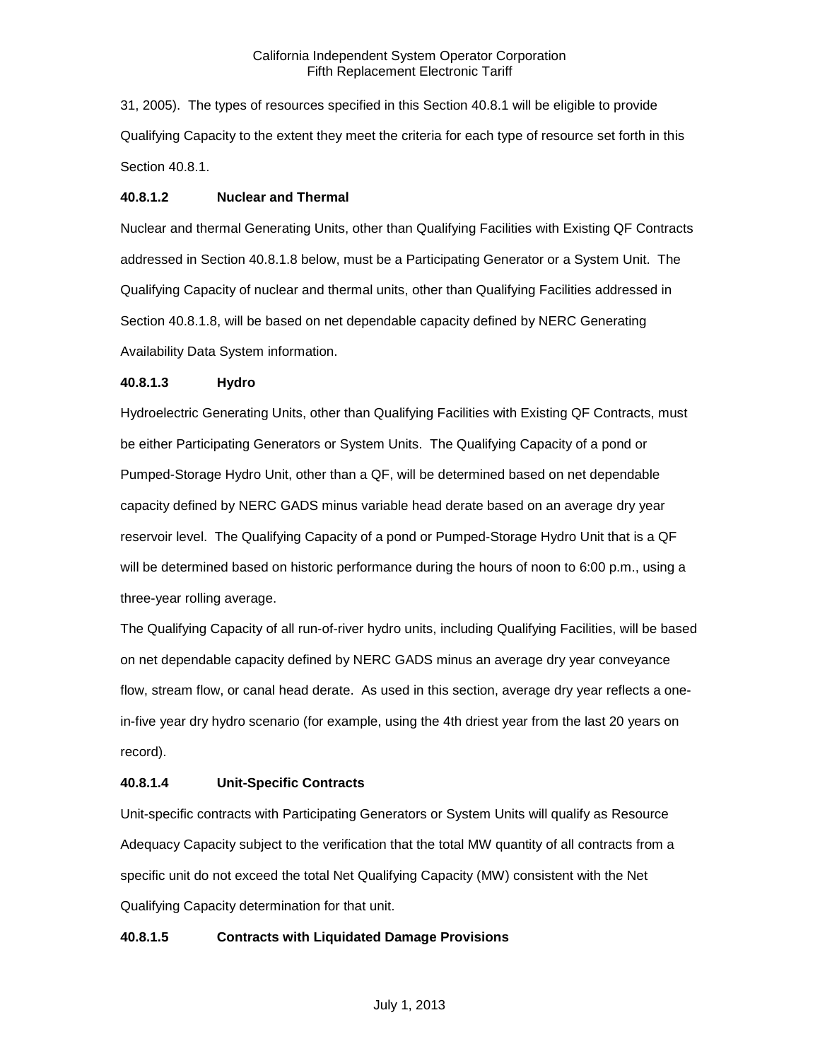31, 2005). The types of resources specified in this Section 40.8.1 will be eligible to provide Qualifying Capacity to the extent they meet the criteria for each type of resource set forth in this Section 40.8.1.

**40.8.1.2 Nuclear and Thermal**

Nuclear and thermal Generating Units, other than Qualifying Facilities with Existing QF Contracts addressed in Section 40.8.1.8 below, must be a Participating Generator or a System Unit. The Qualifying Capacity of nuclear and thermal units, other than Qualifying Facilities addressed in Section 40.8.1.8, will be based on net dependable capacity defined by NERC Generating Availability Data System information.

**40.8.1.3 Hydro**

Hydroelectric Generating Units, other than Qualifying Facilities with Existing QF Contracts, must be either Participating Generators or System Units. The Qualifying Capacity of a pond or Pumped-Storage Hydro Unit, other than a QF, will be determined based on net dependable capacity defined by NERC GADS minus variable head derate based on an average dry year reservoir level. The Qualifying Capacity of a pond or Pumped-Storage Hydro Unit that is a QF will be determined based on historic performance during the hours of noon to 6:00 p.m., using a three-year rolling average.

The Qualifying Capacity of all run-of-river hydro units, including Qualifying Facilities, will be based on net dependable capacity defined by NERC GADS minus an average dry year conveyance flow, stream flow, or canal head derate. As used in this section, average dry year reflects a one-in-five year dry hydro scenario (for example, using the 4th driest year from the last 20 years on record).

**40.8.1.4 Unit-Specific Contracts**

Unit-specific contracts with Participating Generators or System Units will qualify as Resource Adequacy Capacity subject to the verification that the total MW quantity of all contracts from a specific unit do not exceed the total Net Qualifying Capacity (MW) consistent with the Net Qualifying Capacity determination for that unit.

**40.8.1.5 Contracts with Liquidated Damage Provisions**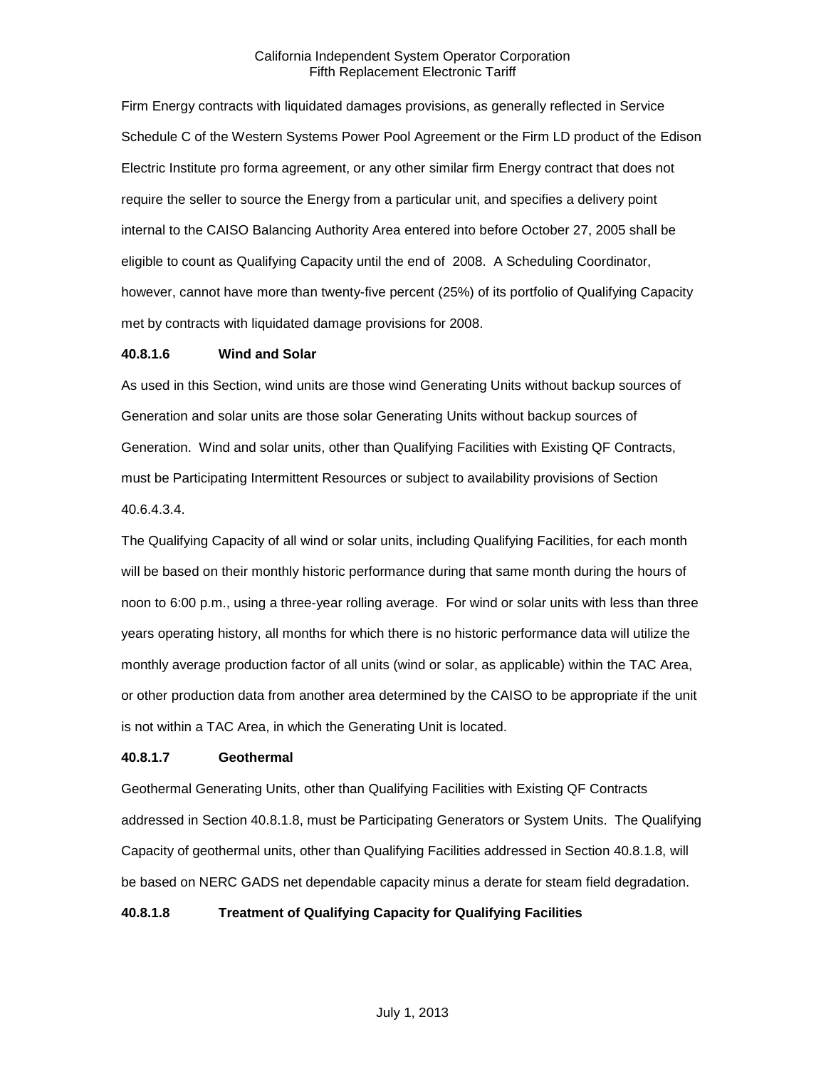Firm Energy contracts with liquidated damages provisions, as generally reflected in Service Schedule C of the Western Systems Power Pool Agreement or the Firm LD product of the Edison Electric Institute pro forma agreement, or any other similar firm Energy contract that does not require the seller to source the Energy from a particular unit, and specifies a delivery point internal to the CAISO Balancing Authority Area entered into before October 27, 2005 shall be eligible to count as Qualifying Capacity until the end of 2008. A Scheduling Coordinator, however, cannot have more than twenty-five percent (25%) of its portfolio of Qualifying Capacity met by contracts with liquidated damage provisions for 2008.

**40.8.1.6 Wind and Solar**

As used in this Section, wind units are those wind Generating Units without backup sources of Generation and solar units are those solar Generating Units without backup sources of Generation. Wind and solar units, other than Qualifying Facilities with Existing QF Contracts, must be Participating Intermittent Resources or subject to availability provisions of Section 40.6.4.3.4.

The Qualifying Capacity of all wind or solar units, including Qualifying Facilities, for each month will be based on their monthly historic performance during that same month during the hours of noon to 6:00 p.m., using a three-year rolling average. For wind or solar units with less than three years operating history, all months for which there is no historic performance data will utilize the monthly average production factor of all units (wind or solar, as applicable) within the TAC Area, or other production data from another area determined by the CAISO to be appropriate if the unit is not within a TAC Area, in which the Generating Unit is located.

**40.8.1.7 Geothermal**

Geothermal Generating Units, other than Qualifying Facilities with Existing QF Contracts addressed in Section 40.8.1.8, must be Participating Generators or System Units. The Qualifying Capacity of geothermal units, other than Qualifying Facilities addressed in Section 40.8.1.8, will be based on NERC GADS net dependable capacity minus a derate for steam field degradation.

**40.8.1.8 Treatment of Qualifying Capacity for Qualifying Facilities**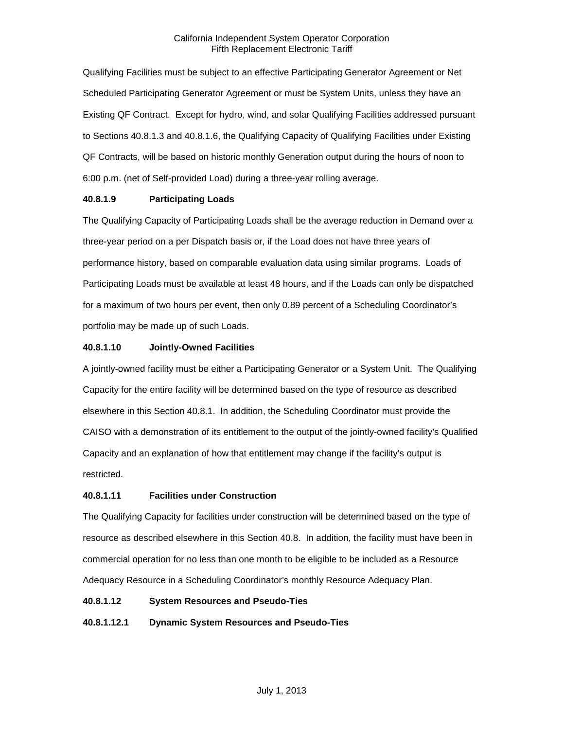Qualifying Facilities must be subject to an effective Participating Generator Agreement or Net Scheduled Participating Generator Agreement or must be System Units, unless they have an Existing QF Contract. Except for hydro, wind, and solar Qualifying Facilities addressed pursuant to Sections 40.8.1.3 and 40.8.1.6, the Qualifying Capacity of Qualifying Facilities under Existing QF Contracts, will be based on historic monthly Generation output during the hours of noon to 6:00 p.m. (net of Self-provided Load) during a three-year rolling average.

**40.8.1.9 Participating Loads**

The Qualifying Capacity of Participating Loads shall be the average reduction in Demand over a three-year period on a per Dispatch basis or, if the Load does not have three years of performance history, based on comparable evaluation data using similar programs. Loads of Participating Loads must be available at least 48 hours, and if the Loads can only be dispatched for a maximum of two hours per event, then only 0.89 percent of a Scheduling Coordinator's portfolio may be made up of such Loads.

**40.8.1.10 Jointly-Owned Facilities**

A jointly-owned facility must be either a Participating Generator or a System Unit. The Qualifying Capacity for the entire facility will be determined based on the type of resource as described elsewhere in this Section 40.8.1. In addition, the Scheduling Coordinator must provide the CAISO with a demonstration of its entitlement to the output of the jointly-owned facility's Qualified Capacity and an explanation of how that entitlement may change if the facility's output is restricted.

**40.8.1.11 Facilities under Construction**

The Qualifying Capacity for facilities under construction will be determined based on the type of resource as described elsewhere in this Section 40.8. In addition, the facility must have been in commercial operation for no less than one month to be eligible to be included as a Resource Adequacy Resource in a Scheduling Coordinator's monthly Resource Adequacy Plan.

**40.8.1.12 System Resources and Pseudo-Ties**

**40.8.1.12.1 Dynamic System Resources and Pseudo-Ties**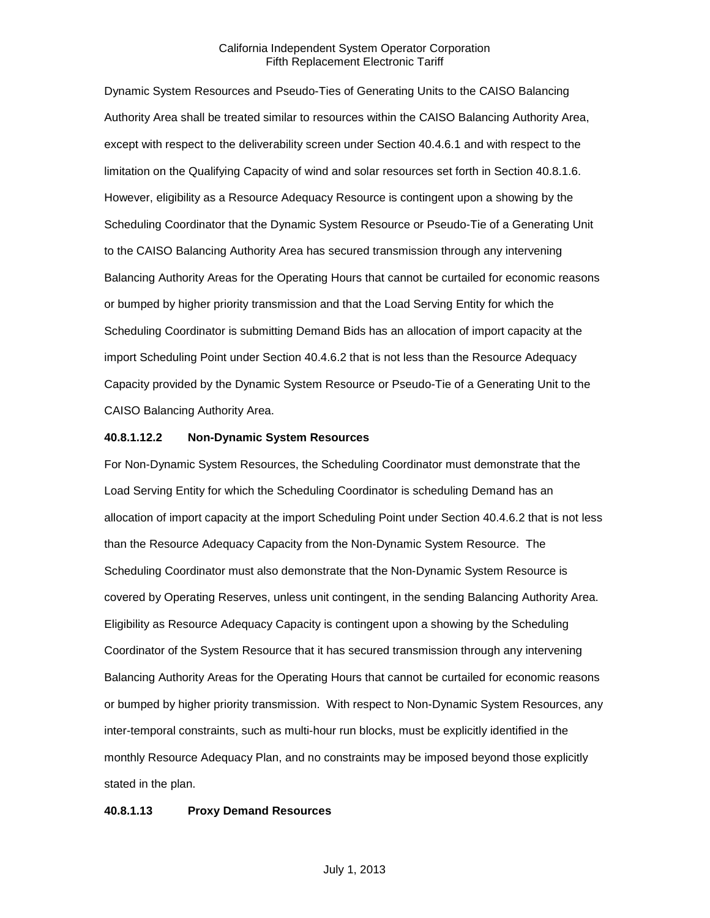Dynamic System Resources and Pseudo-Ties of Generating Units to the CAISO Balancing Authority Area shall be treated similar to resources within the CAISO Balancing Authority Area, except with respect to the deliverability screen under Section 40.4.6.1 and with respect to the limitation on the Qualifying Capacity of wind and solar resources set forth in Section 40.8.1.6. However, eligibility as a Resource Adequacy Resource is contingent upon a showing by the Scheduling Coordinator that the Dynamic System Resource or Pseudo-Tie of a Generating Unit to the CAISO Balancing Authority Area has secured transmission through any intervening Balancing Authority Areas for the Operating Hours that cannot be curtailed for economic reasons or bumped by higher priority transmission and that the Load Serving Entity for which the Scheduling Coordinator is submitting Demand Bids has an allocation of import capacity at the import Scheduling Point under Section 40.4.6.2 that is not less than the Resource Adequacy Capacity provided by the Dynamic System Resource or Pseudo-Tie of a Generating Unit to the CAISO Balancing Authority Area.

**40.8.1.12.2 Non-Dynamic System Resources**

For Non-Dynamic System Resources, the Scheduling Coordinator must demonstrate that the Load Serving Entity for which the Scheduling Coordinator is scheduling Demand has an allocation of import capacity at the import Scheduling Point under Section 40.4.6.2 that is not less than the Resource Adequacy Capacity from the Non-Dynamic System Resource. The Scheduling Coordinator must also demonstrate that the Non-Dynamic System Resource is covered by Operating Reserves, unless unit contingent, in the sending Balancing Authority Area. Eligibility as Resource Adequacy Capacity is contingent upon a showing by the Scheduling Coordinator of the System Resource that it has secured transmission through any intervening Balancing Authority Areas for the Operating Hours that cannot be curtailed for economic reasons or bumped by higher priority transmission. With respect to Non-Dynamic System Resources, any inter-temporal constraints, such as multi-hour run blocks, must be explicitly identified in the monthly Resource Adequacy Plan, and no constraints may be imposed beyond those explicitly stated in the plan.

**40.8.1.13 Proxy Demand Resources**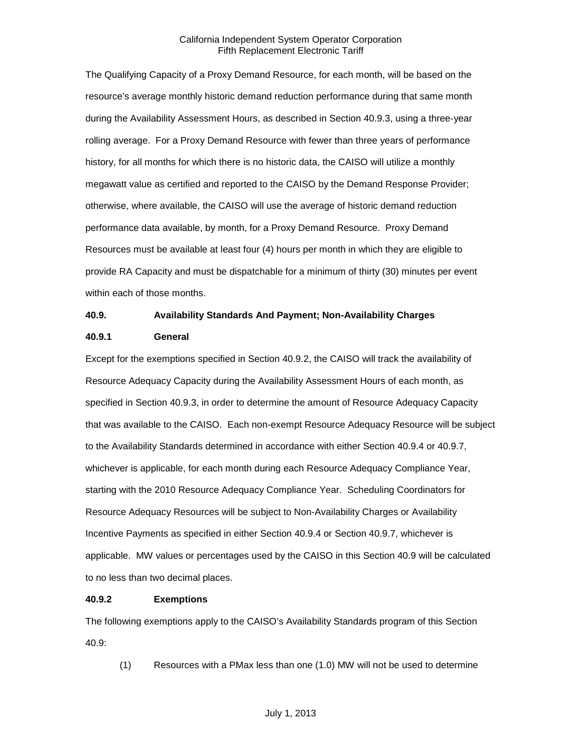The Qualifying Capacity of a Proxy Demand Resource, for each month, will be based on the resource's average monthly historic demand reduction performance during that same month during the Availability Assessment Hours, as described in Section 40.9.3, using a three-year rolling average. For a Proxy Demand Resource with fewer than three years of performance history, for all months for which there is no historic data, the CAISO will utilize a monthly megawatt value as certified and reported to the CAISO by the Demand Response Provider; otherwise, where available, the CAISO will use the average of historic demand reduction performance data available, by month, for a Proxy Demand Resource. Proxy Demand Resources must be available at least four (4) hours per month in which they are eligible to provide RA Capacity and must be dispatchable for a minimum of thirty (30) minutes per event within each of those months.

### 40.9. Availability Standards And Payment; Non-Availability Charges

#### 40.9.1 General

Except for the exemptions specified in Section 40.9.2, the CAISO will track the availability of Resource Adequacy Capacity during the Availability Assessment Hours of each month, as specified in Section 40.9.3, in order to determine the amount of Resource Adequacy Capacity that was available to the CAISO. Each non-exempt Resource Adequacy Resource will be subject to the Availability Standards determined in accordance with either Section 40.9.4 or 40.9.7, whichever is applicable, for each month during each Resource Adequacy Compliance Year, starting with the 2010 Resource Adequacy Compliance Year. Scheduling Coordinators for Resource Adequacy Resources will be subject to Non-Availability Charges or Availability Incentive Payments as specified in either Section 40.9.4 or Section 40.9.7, whichever is applicable. MW values or percentages used by the CAISO in this Section 40.9 will be calculated to no less than two decimal places.

#### 40.9.2 Exemptions

The following exemptions apply to the CAISO's Availability Standards program of this Section 40.9:

(1) Resources with a PMax less than one (1.0) MW will not be used to determine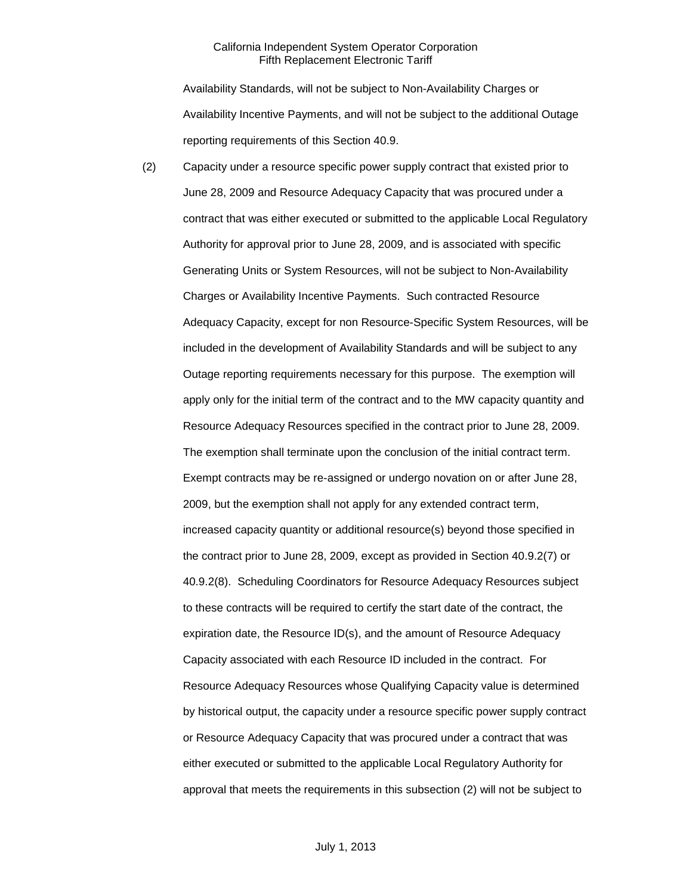Availability Standards, will not be subject to Non-Availability Charges or Availability Incentive Payments, and will not be subject to the additional Outage reporting requirements of this Section 40.9.

(2) Capacity under a resource specific power supply contract that existed prior to June 28, 2009 and Resource Adequacy Capacity that was procured under a contract that was either executed or submitted to the applicable Local Regulatory Authority for approval prior to June 28, 2009, and is associated with specific Generating Units or System Resources, will not be subject to Non-Availability Charges or Availability Incentive Payments. Such contracted Resource Adequacy Capacity, except for non Resource-Specific System Resources, will be included in the development of Availability Standards and will be subject to any Outage reporting requirements necessary for this purpose. The exemption will apply only for the initial term of the contract and to the MW capacity quantity and Resource Adequacy Resources specified in the contract prior to June 28, 2009. The exemption shall terminate upon the conclusion of the initial contract term. Exempt contracts may be re-assigned or undergo novation on or after June 28, 2009, but the exemption shall not apply for any extended contract term, increased capacity quantity or additional resource(s) beyond those specified in the contract prior to June 28, 2009, except as provided in Section 40.9.2(7) or 40.9.2(8). Scheduling Coordinators for Resource Adequacy Resources subject to these contracts will be required to certify the start date of the contract, the expiration date, the Resource ID(s), and the amount of Resource Adequacy Capacity associated with each Resource ID included in the contract. For Resource Adequacy Resources whose Qualifying Capacity value is determined by historical output, the capacity under a resource specific power supply contract or Resource Adequacy Capacity that was procured under a contract that was either executed or submitted to the applicable Local Regulatory Authority for approval that meets the requirements in this subsection (2) will not be subject to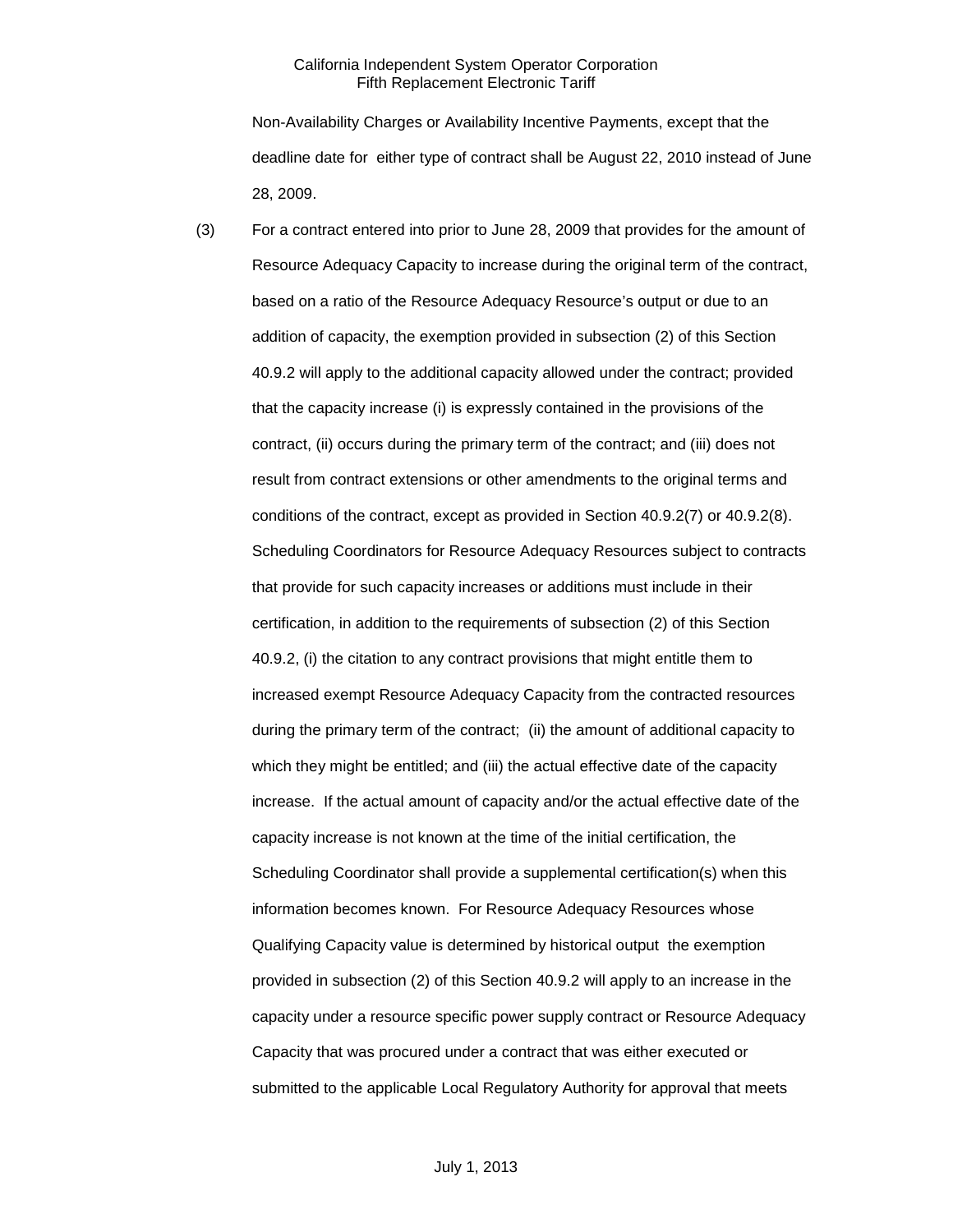Non-Availability Charges or Availability Incentive Payments, except that the deadline date for either type of contract shall be August 22, 2010 instead of June 28, 2009.

(3) For a contract entered into prior to June 28, 2009 that provides for the amount of Resource Adequacy Capacity to increase during the original term of the contract, based on a ratio of the Resource Adequacy Resource's output or due to an addition of capacity, the exemption provided in subsection (2) of this Section 40.9.2 will apply to the additional capacity allowed under the contract; provided that the capacity increase (i) is expressly contained in the provisions of the contract, (ii) occurs during the primary term of the contract; and (iii) does not result from contract extensions or other amendments to the original terms and conditions of the contract, except as provided in Section 40.9.2(7) or 40.9.2(8). Scheduling Coordinators for Resource Adequacy Resources subject to contracts that provide for such capacity increases or additions must include in their certification, in addition to the requirements of subsection (2) of this Section 40.9.2, (i) the citation to any contract provisions that might entitle them to increased exempt Resource Adequacy Capacity from the contracted resources during the primary term of the contract; (ii) the amount of additional capacity to which they might be entitled; and (iii) the actual effective date of the capacity increase. If the actual amount of capacity and/or the actual effective date of the capacity increase is not known at the time of the initial certification, the Scheduling Coordinator shall provide a supplemental certification(s) when this information becomes known. For Resource Adequacy Resources whose Qualifying Capacity value is determined by historical output the exemption provided in subsection (2) of this Section 40.9.2 will apply to an increase in the capacity under a resource specific power supply contract or Resource Adequacy Capacity that was procured under a contract that was either executed or submitted to the applicable Local Regulatory Authority for approval that meets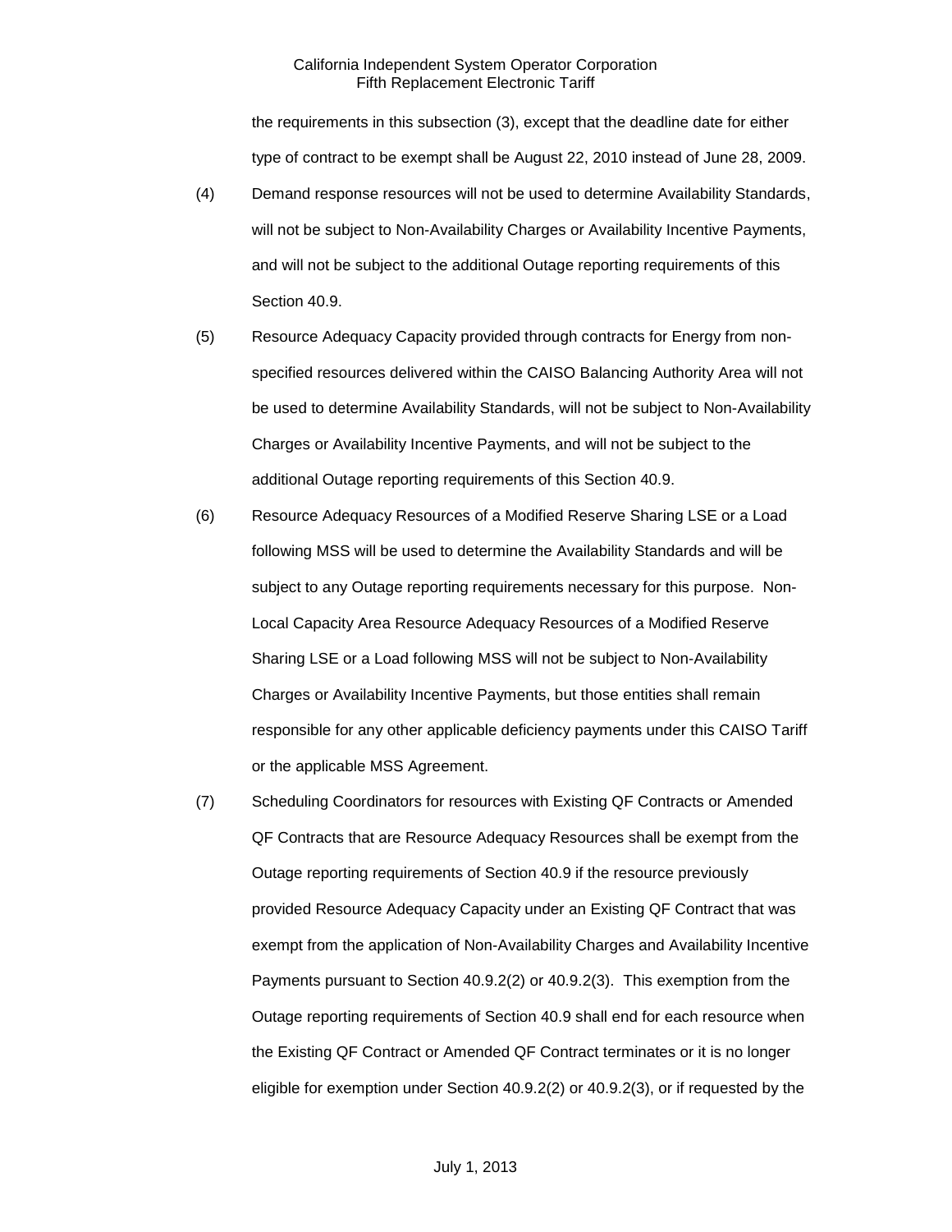the requirements in this subsection (3), except that the deadline date for either type of contract to be exempt shall be August 22, 2010 instead of June 28, 2009.

(4) Demand response resources will not be used to determine Availability Standards, will not be subject to Non-Availability Charges or Availability Incentive Payments, and will not be subject to the additional Outage reporting requirements of this Section 40.9.

(5) Resource Adequacy Capacity provided through contracts for Energy from non-specified resources delivered within the CAISO Balancing Authority Area will not be used to determine Availability Standards, will not be subject to Non-Availability Charges or Availability Incentive Payments, and will not be subject to the additional Outage reporting requirements of this Section 40.9.

(6) Resource Adequacy Resources of a Modified Reserve Sharing LSE or a Load following MSS will be used to determine the Availability Standards and will be subject to any Outage reporting requirements necessary for this purpose. Non-Local Capacity Area Resource Adequacy Resources of a Modified Reserve Sharing LSE or a Load following MSS will not be subject to Non-Availability Charges or Availability Incentive Payments, but those entities shall remain responsible for any other applicable deficiency payments under this CAISO Tariff or the applicable MSS Agreement.

(7) Scheduling Coordinators for resources with Existing QF Contracts or Amended QF Contracts that are Resource Adequacy Resources shall be exempt from the Outage reporting requirements of Section 40.9 if the resource previously provided Resource Adequacy Capacity under an Existing QF Contract that was exempt from the application of Non-Availability Charges and Availability Incentive Payments pursuant to Section 40.9.2(2) or 40.9.2(3). This exemption from the Outage reporting requirements of Section 40.9 shall end for each resource when the Existing QF Contract or Amended QF Contract terminates or it is no longer eligible for exemption under Section 40.9.2(2) or 40.9.2(3), or if requested by the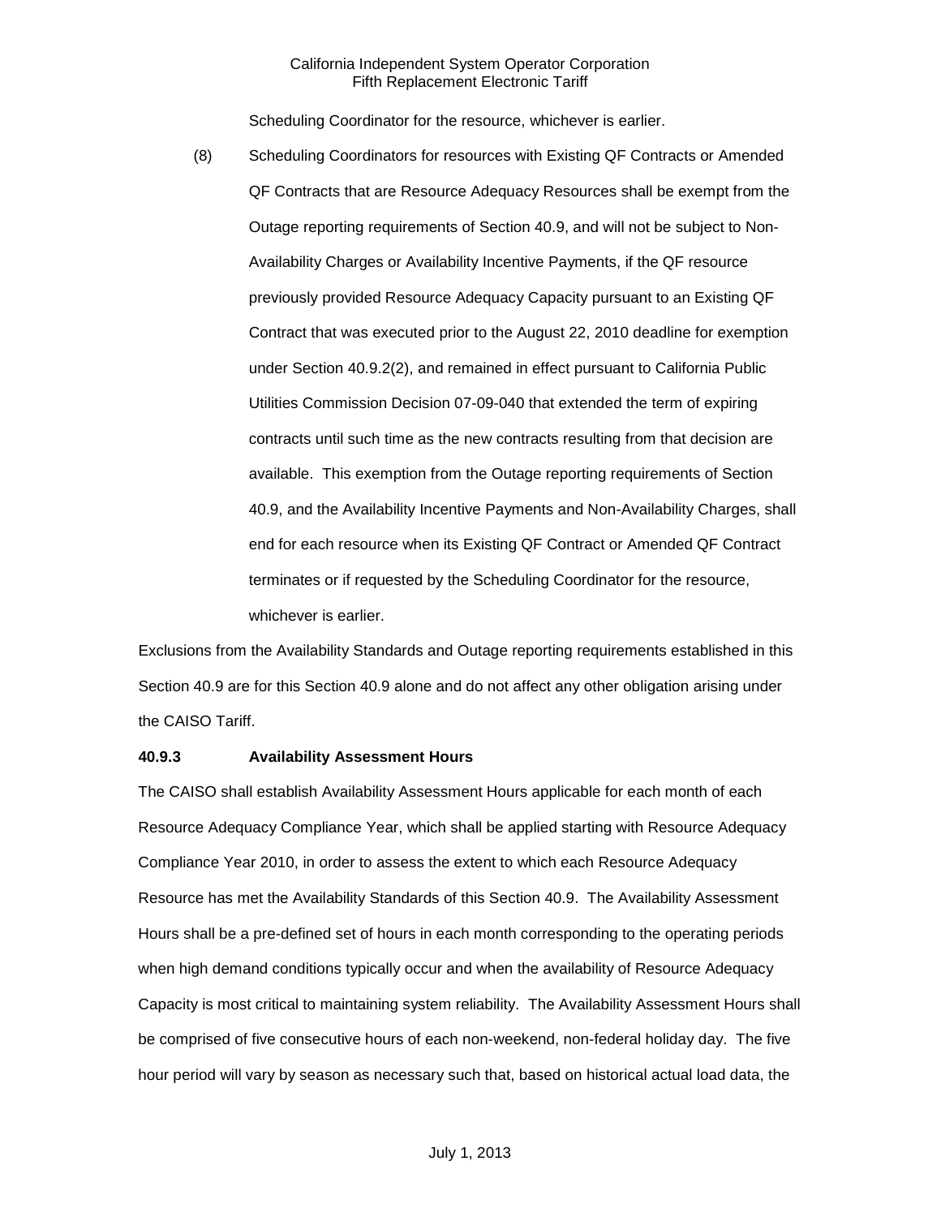Scheduling Coordinator for the resource, whichever is earlier.

(8) Scheduling Coordinators for resources with Existing QF Contracts or Amended QF Contracts that are Resource Adequacy Resources shall be exempt from the Outage reporting requirements of Section 40.9, and will not be subject to Non-Availability Charges or Availability Incentive Payments, if the QF resource previously provided Resource Adequacy Capacity pursuant to an Existing QF Contract that was executed prior to the August 22, 2010 deadline for exemption under Section 40.9.2(2), and remained in effect pursuant to California Public Utilities Commission Decision 07-09-040 that extended the term of expiring contracts until such time as the new contracts resulting from that decision are available. This exemption from the Outage reporting requirements of Section 40.9, and the Availability Incentive Payments and Non-Availability Charges, shall end for each resource when its Existing QF Contract or Amended QF Contract terminates or if requested by the Scheduling Coordinator for the resource, whichever is earlier.

Exclusions from the Availability Standards and Outage reporting requirements established in this Section 40.9 are for this Section 40.9 alone and do not affect any other obligation arising under the CAISO Tariff.

**40.9.3 Availability Assessment Hours**

The CAISO shall establish Availability Assessment Hours applicable for each month of each Resource Adequacy Compliance Year, which shall be applied starting with Resource Adequacy Compliance Year 2010, in order to assess the extent to which each Resource Adequacy Resource has met the Availability Standards of this Section 40.9. The Availability Assessment Hours shall be a pre-defined set of hours in each month corresponding to the operating periods when high demand conditions typically occur and when the availability of Resource Adequacy Capacity is most critical to maintaining system reliability. The Availability Assessment Hours shall be comprised of five consecutive hours of each non-weekend, non-federal holiday day. The five hour period will vary by season as necessary such that, based on historical actual load data, the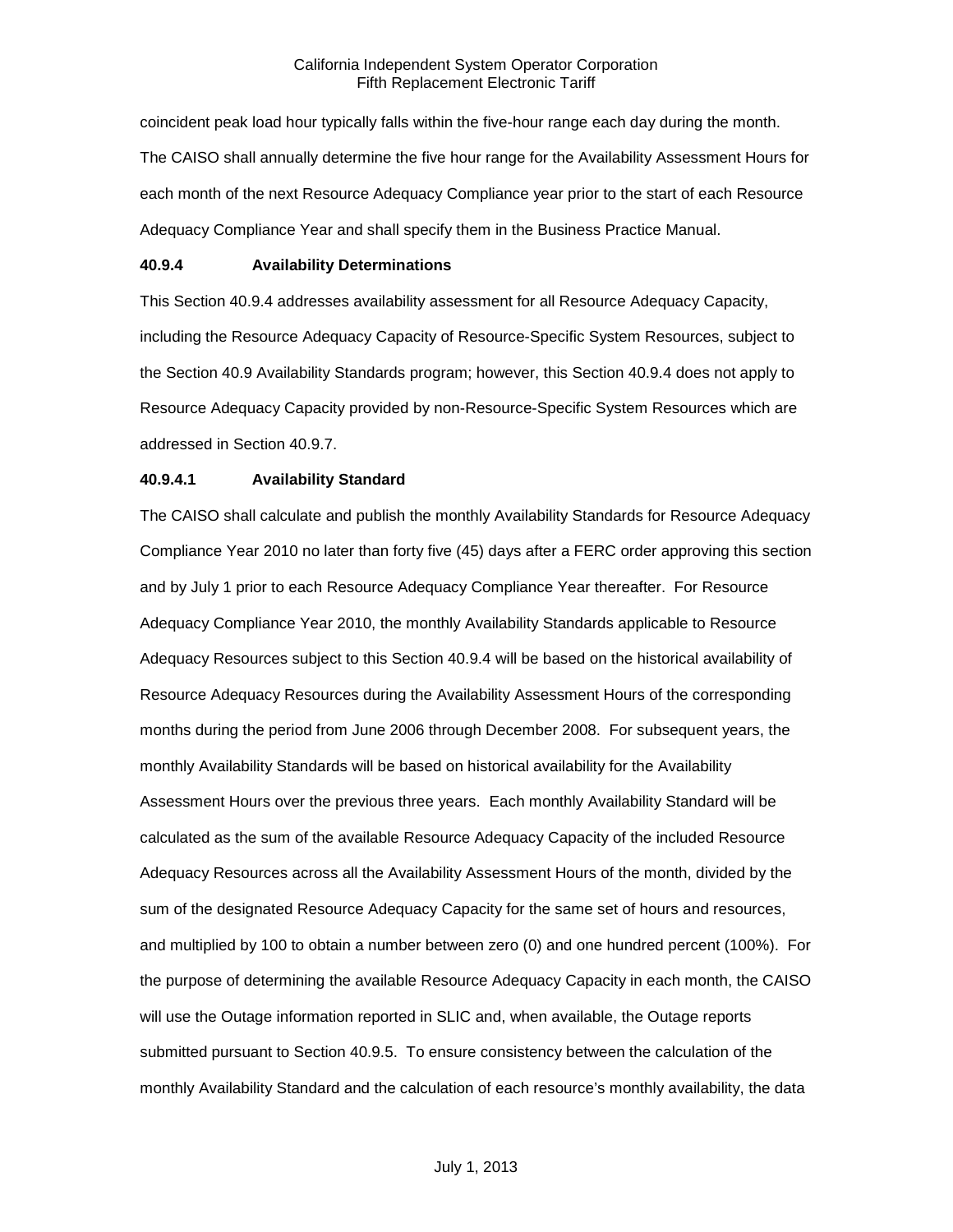coincident peak load hour typically falls within the five-hour range each day during the month. The CAISO shall annually determine the five hour range for the Availability Assessment Hours for each month of the next Resource Adequacy Compliance year prior to the start of each Resource Adequacy Compliance Year and shall specify them in the Business Practice Manual.

### 40.9.4 Availability Determinations

This Section 40.9.4 addresses availability assessment for all Resource Adequacy Capacity, including the Resource Adequacy Capacity of Resource-Specific System Resources, subject to the Section 40.9 Availability Standards program; however, this Section 40.9.4 does not apply to Resource Adequacy Capacity provided by non-Resource-Specific System Resources which are addressed in Section 40.9.7.

#### 40.9.4.1 Availability Standard

The CAISO shall calculate and publish the monthly Availability Standards for Resource Adequacy Compliance Year 2010 no later than forty five (45) days after a FERC order approving this section and by July 1 prior to each Resource Adequacy Compliance Year thereafter. For Resource Adequacy Compliance Year 2010, the monthly Availability Standards applicable to Resource Adequacy Resources subject to this Section 40.9.4 will be based on the historical availability of Resource Adequacy Resources during the Availability Assessment Hours of the corresponding months during the period from June 2006 through December 2008. For subsequent years, the monthly Availability Standards will be based on historical availability for the Availability Assessment Hours over the previous three years. Each monthly Availability Standard will be calculated as the sum of the available Resource Adequacy Capacity of the included Resource Adequacy Resources across all the Availability Assessment Hours of the month, divided by the sum of the designated Resource Adequacy Capacity for the same set of hours and resources, and multiplied by 100 to obtain a number between zero (0) and one hundred percent (100%). For the purpose of determining the available Resource Adequacy Capacity in each month, the CAISO will use the Outage information reported in SLIC and, when available, the Outage reports submitted pursuant to Section 40.9.5. To ensure consistency between the calculation of the monthly Availability Standard and the calculation of each resource's monthly availability, the data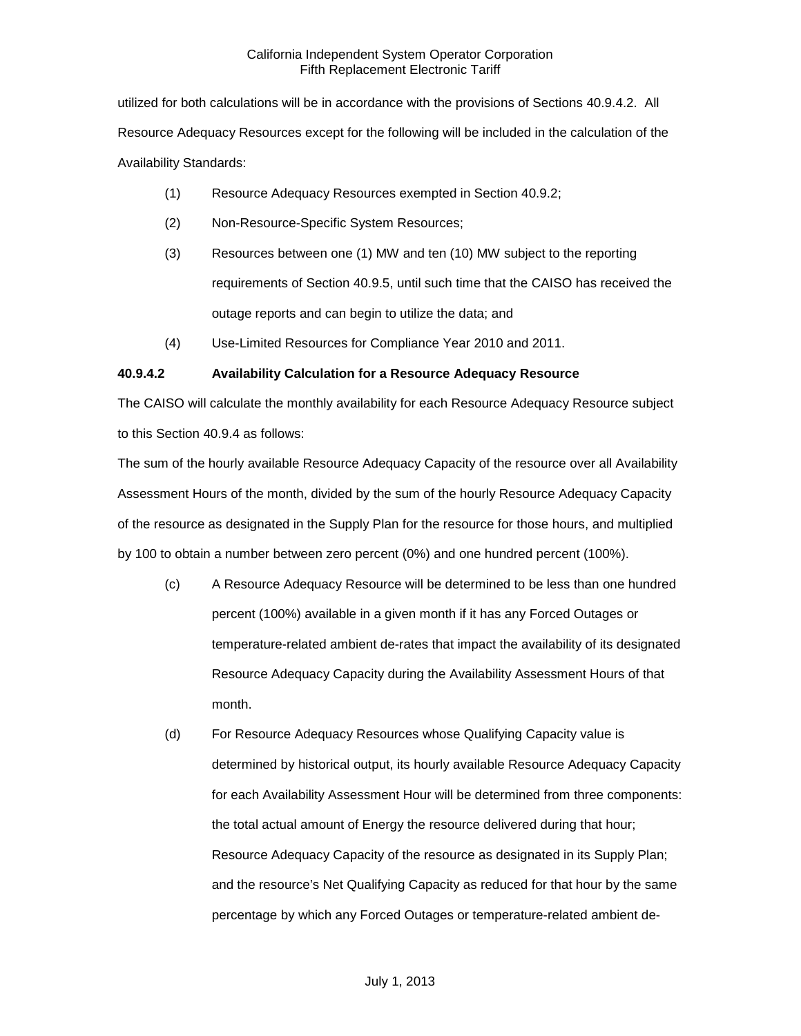utilized for both calculations will be in accordance with the provisions of Sections 40.9.4.2. All Resource Adequacy Resources except for the following will be included in the calculation of the Availability Standards:

(1) Resource Adequacy Resources exempted in Section 40.9.2;

(2) Non-Resource-Specific System Resources;

(3) Resources between one (1) MW and ten (10) MW subject to the reporting requirements of Section 40.9.5, until such time that the CAISO has received the outage reports and can begin to utilize the data; and

(4) Use-Limited Resources for Compliance Year 2010 and 2011.

**40.9.4.2 Availability Calculation for a Resource Adequacy Resource**

The CAISO will calculate the monthly availability for each Resource Adequacy Resource subject to this Section 40.9.4 as follows:

The sum of the hourly available Resource Adequacy Capacity of the resource over all Availability Assessment Hours of the month, divided by the sum of the hourly Resource Adequacy Capacity of the resource as designated in the Supply Plan for the resource for those hours, and multiplied by 100 to obtain a number between zero percent (0%) and one hundred percent (100%).

(c) A Resource Adequacy Resource will be determined to be less than one hundred percent (100%) available in a given month if it has any Forced Outages or temperature-related ambient de-rates that impact the availability of its designated Resource Adequacy Capacity during the Availability Assessment Hours of that month.

(d) For Resource Adequacy Resources whose Qualifying Capacity value is determined by historical output, its hourly available Resource Adequacy Capacity for each Availability Assessment Hour will be determined from three components: the total actual amount of Energy the resource delivered during that hour; Resource Adequacy Capacity of the resource as designated in its Supply Plan; and the resource's Net Qualifying Capacity as reduced for that hour by the same percentage by which any Forced Outages or temperature-related ambient de-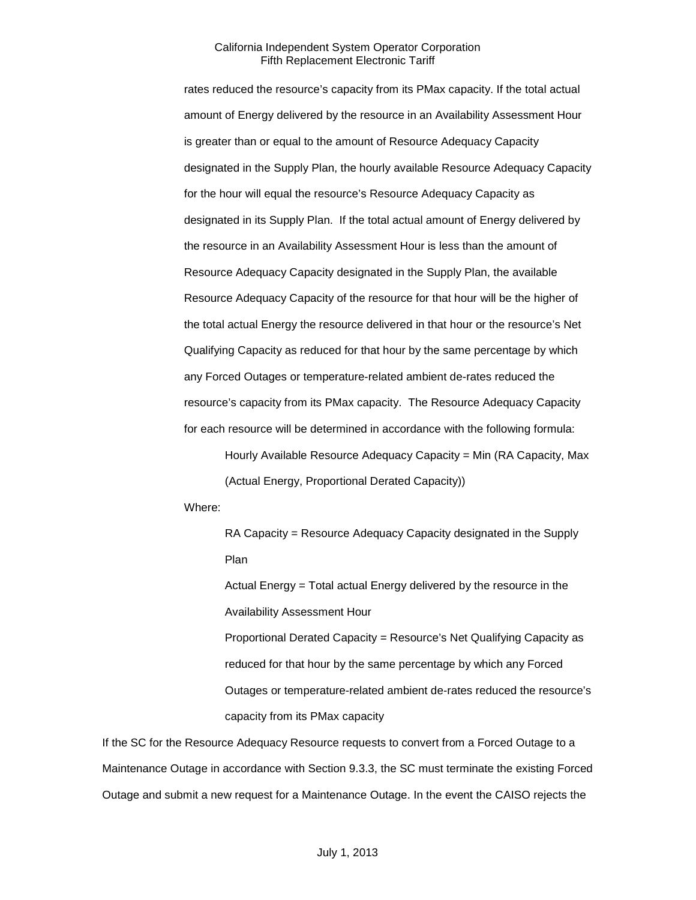rates reduced the resource's capacity from its PMax capacity. If the total actual amount of Energy delivered by the resource in an Availability Assessment Hour is greater than or equal to the amount of Resource Adequacy Capacity designated in the Supply Plan, the hourly available Resource Adequacy Capacity for the hour will equal the resource's Resource Adequacy Capacity as designated in its Supply Plan. If the total actual amount of Energy delivered by the resource in an Availability Assessment Hour is less than the amount of Resource Adequacy Capacity designated in the Supply Plan, the available Resource Adequacy Capacity of the resource for that hour will be the higher of the total actual Energy the resource delivered in that hour or the resource's Net Qualifying Capacity as reduced for that hour by the same percentage by which any Forced Outages or temperature-related ambient de-rates reduced the resource's capacity from its PMax capacity. The Resource Adequacy Capacity for each resource will be determined in accordance with the following formula:

Hourly Available Resource Adequacy Capacity = Min (RA Capacity, Max (Actual Energy, Proportional Derated Capacity))

Where:

RA Capacity = Resource Adequacy Capacity designated in the Supply Plan

Actual Energy = Total actual Energy delivered by the resource in the Availability Assessment Hour

Proportional Derated Capacity = Resource's Net Qualifying Capacity as reduced for that hour by the same percentage by which any Forced Outages or temperature-related ambient de-rates reduced the resource's capacity from its PMax capacity

If the SC for the Resource Adequacy Resource requests to convert from a Forced Outage to a Maintenance Outage in accordance with Section 9.3.3, the SC must terminate the existing Forced Outage and submit a new request for a Maintenance Outage. In the event the CAISO rejects the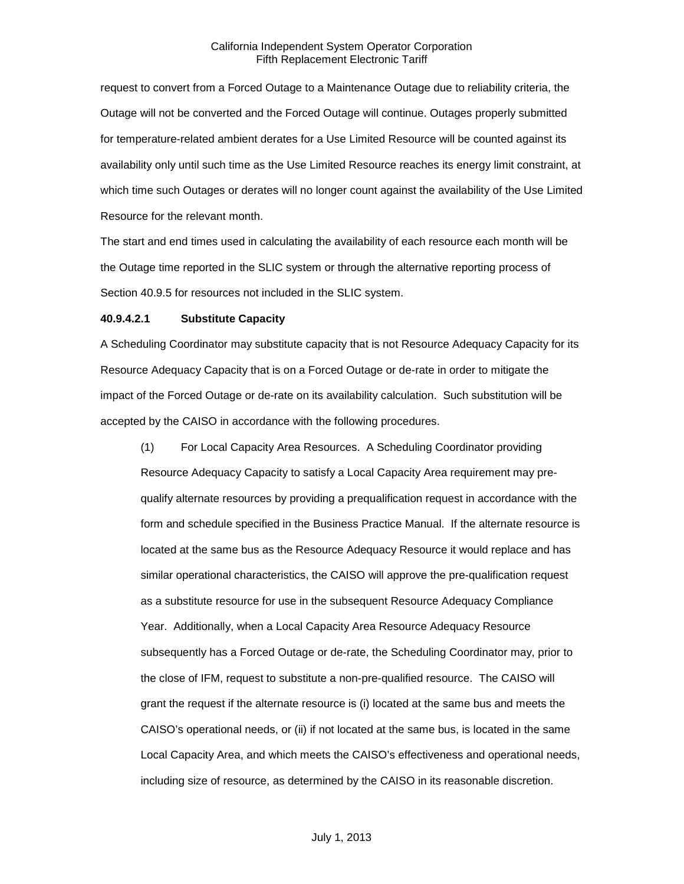request to convert from a Forced Outage to a Maintenance Outage due to reliability criteria, the Outage will not be converted and the Forced Outage will continue. Outages properly submitted for temperature-related ambient derates for a Use Limited Resource will be counted against its availability only until such time as the Use Limited Resource reaches its energy limit constraint, at which time such Outages or derates will no longer count against the availability of the Use Limited Resource for the relevant month.

The start and end times used in calculating the availability of each resource each month will be the Outage time reported in the SLIC system or through the alternative reporting process of Section 40.9.5 for resources not included in the SLIC system.

**40.9.4.2.1 Substitute Capacity**

A Scheduling Coordinator may substitute capacity that is not Resource Adequacy Capacity for its Resource Adequacy Capacity that is on a Forced Outage or de-rate in order to mitigate the impact of the Forced Outage or de-rate on its availability calculation. Such substitution will be accepted by the CAISO in accordance with the following procedures.

(1) For Local Capacity Area Resources. A Scheduling Coordinator providing Resource Adequacy Capacity to satisfy a Local Capacity Area requirement may pre-qualify alternate resources by providing a prequalification request in accordance with the form and schedule specified in the Business Practice Manual. If the alternate resource is located at the same bus as the Resource Adequacy Resource it would replace and has similar operational characteristics, the CAISO will approve the pre-qualification request as a substitute resource for use in the subsequent Resource Adequacy Compliance Year. Additionally, when a Local Capacity Area Resource Adequacy Resource subsequently has a Forced Outage or de-rate, the Scheduling Coordinator may, prior to the close of IFM, request to substitute a non-pre-qualified resource. The CAISO will grant the request if the alternate resource is (i) located at the same bus and meets the CAISO's operational needs, or (ii) if not located at the same bus, is located in the same Local Capacity Area, and which meets the CAISO's effectiveness and operational needs, including size of resource, as determined by the CAISO in its reasonable discretion.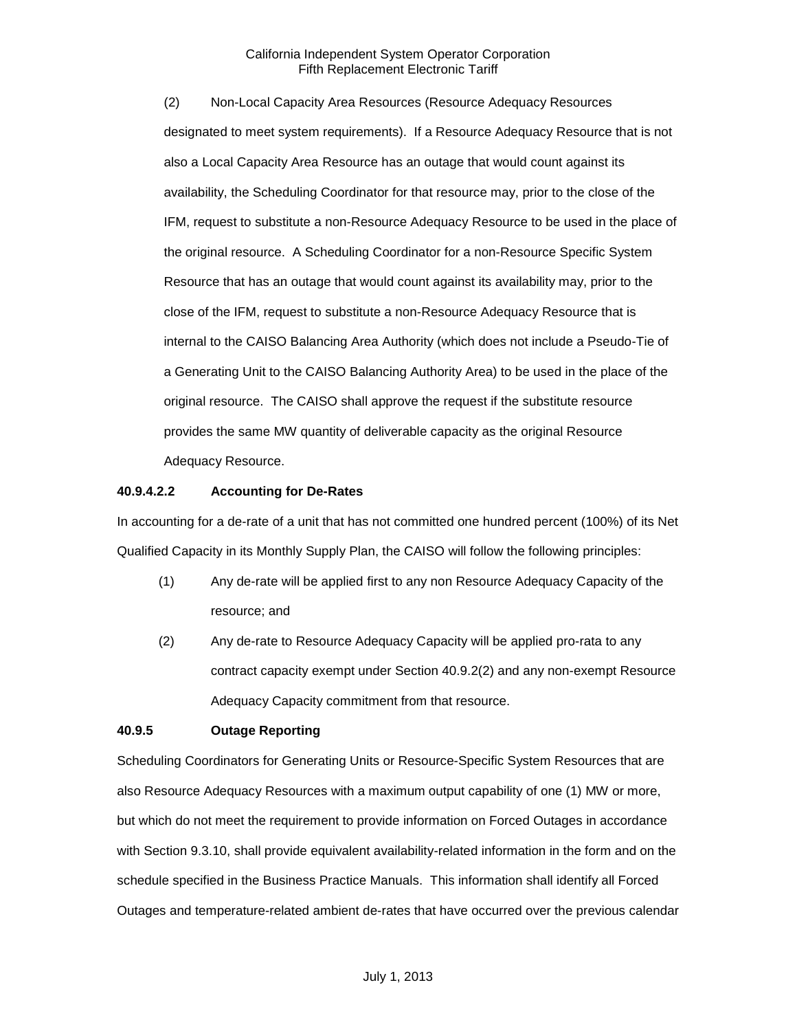(2) Non-Local Capacity Area Resources (Resource Adequacy Resources designated to meet system requirements). If a Resource Adequacy Resource that is not also a Local Capacity Area Resource has an outage that would count against its availability, the Scheduling Coordinator for that resource may, prior to the close of the IFM, request to substitute a non-Resource Adequacy Resource to be used in the place of the original resource. A Scheduling Coordinator for a non-Resource Specific System Resource that has an outage that would count against its availability may, prior to the close of the IFM, request to substitute a non-Resource Adequacy Resource that is internal to the CAISO Balancing Area Authority (which does not include a Pseudo-Tie of a Generating Unit to the CAISO Balancing Authority Area) to be used in the place of the original resource. The CAISO shall approve the request if the substitute resource provides the same MW quantity of deliverable capacity as the original Resource Adequacy Resource.

**40.9.4.2.2 Accounting for De-Rates**

In accounting for a de-rate of a unit that has not committed one hundred percent (100%) of its Net Qualified Capacity in its Monthly Supply Plan, the CAISO will follow the following principles:

(1) Any de-rate will be applied first to any non Resource Adequacy Capacity of the resource; and

(2) Any de-rate to Resource Adequacy Capacity will be applied pro-rata to any contract capacity exempt under Section 40.9.2(2) and any non-exempt Resource Adequacy Capacity commitment from that resource.

**40.9.5 Outage Reporting**

Scheduling Coordinators for Generating Units or Resource-Specific System Resources that are also Resource Adequacy Resources with a maximum output capability of one (1) MW or more, but which do not meet the requirement to provide information on Forced Outages in accordance with Section 9.3.10, shall provide equivalent availability-related information in the form and on the schedule specified in the Business Practice Manuals. This information shall identify all Forced Outages and temperature-related ambient de-rates that have occurred over the previous calendar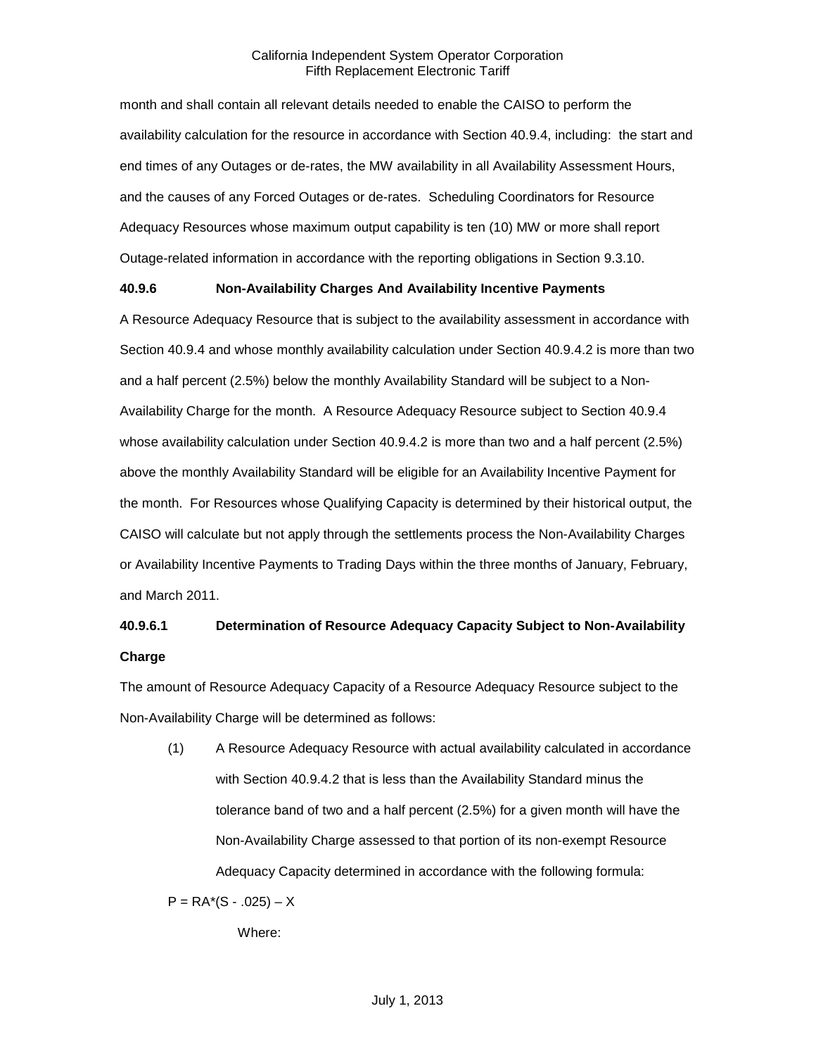month and shall contain all relevant details needed to enable the CAISO to perform the availability calculation for the resource in accordance with Section 40.9.4, including: the start and end times of any Outages or de-rates, the MW availability in all Availability Assessment Hours, and the causes of any Forced Outages or de-rates. Scheduling Coordinators for Resource Adequacy Resources whose maximum output capability is ten (10) MW or more shall report Outage-related information in accordance with the reporting obligations in Section 9.3.10.

**40.9.6 Non-Availability Charges And Availability Incentive Payments**

A Resource Adequacy Resource that is subject to the availability assessment in accordance with Section 40.9.4 and whose monthly availability calculation under Section 40.9.4.2 is more than two and a half percent (2.5%) below the monthly Availability Standard will be subject to a Non-Availability Charge for the month. A Resource Adequacy Resource subject to Section 40.9.4 whose availability calculation under Section 40.9.4.2 is more than two and a half percent (2.5%) above the monthly Availability Standard will be eligible for an Availability Incentive Payment for the month. For Resources whose Qualifying Capacity is determined by their historical output, the CAISO will calculate but not apply through the settlements process the Non-Availability Charges or Availability Incentive Payments to Trading Days within the three months of January, February, and March 2011.

**40.9.6.1 Determination of Resource Adequacy Capacity Subject to Non-Availability Charge**

The amount of Resource Adequacy Capacity of a Resource Adequacy Resource subject to the Non-Availability Charge will be determined as follows:

(1) A Resource Adequacy Resource with actual availability calculated in accordance with Section 40.9.4.2 that is less than the Availability Standard minus the tolerance band of two and a half percent (2.5%) for a given month will have the Non-Availability Charge assessed to that portion of its non-exempt Resource Adequacy Capacity determined in accordance with the following formula:

$P = RA*(S - .025) – X$

Where: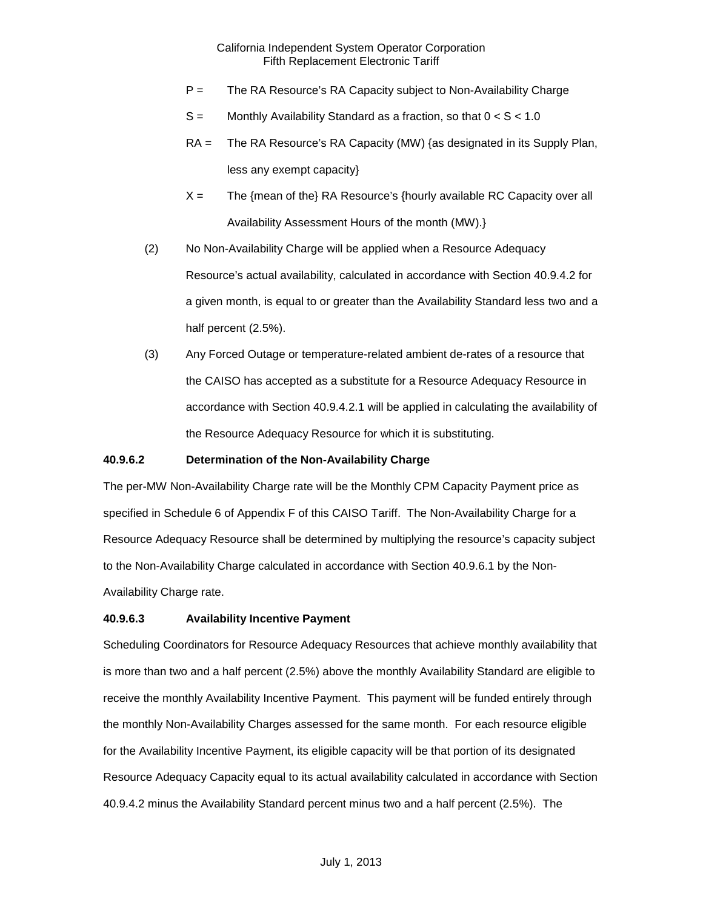P = The RA Resource's RA Capacity subject to Non-Availability Charge

S = Monthly Availability Standard as a fraction, so that $0 < S < 1.0$

RA = The RA Resource's RA Capacity (MW) {as designated in its Supply Plan, less any exempt capacity}

X = The {mean of the} RA Resource's {hourly available RC Capacity over all Availability Assessment Hours of the month (MW).}

(2) No Non-Availability Charge will be applied when a Resource Adequacy Resource's actual availability, calculated in accordance with Section 40.9.4.2 for a given month, is equal to or greater than the Availability Standard less two and a half percent (2.5%).

(3) Any Forced Outage or temperature-related ambient de-rates of a resource that the CAISO has accepted as a substitute for a Resource Adequacy Resource in accordance with Section 40.9.4.2.1 will be applied in calculating the availability of the Resource Adequacy Resource for which it is substituting.

**40.9.6.2 Determination of the Non-Availability Charge**

The per-MW Non-Availability Charge rate will be the Monthly CPM Capacity Payment price as specified in Schedule 6 of Appendix F of this CAISO Tariff. The Non-Availability Charge for a Resource Adequacy Resource shall be determined by multiplying the resource's capacity subject to the Non-Availability Charge calculated in accordance with Section 40.9.6.1 by the Non-Availability Charge rate.

**40.9.6.3 Availability Incentive Payment**

Scheduling Coordinators for Resource Adequacy Resources that achieve monthly availability that is more than two and a half percent (2.5%) above the monthly Availability Standard are eligible to receive the monthly Availability Incentive Payment. This payment will be funded entirely through the monthly Non-Availability Charges assessed for the same month. For each resource eligible for the Availability Incentive Payment, its eligible capacity will be that portion of its designated Resource Adequacy Capacity equal to its actual availability calculated in accordance with Section 40.9.4.2 minus the Availability Standard percent minus two and a half percent (2.5%). The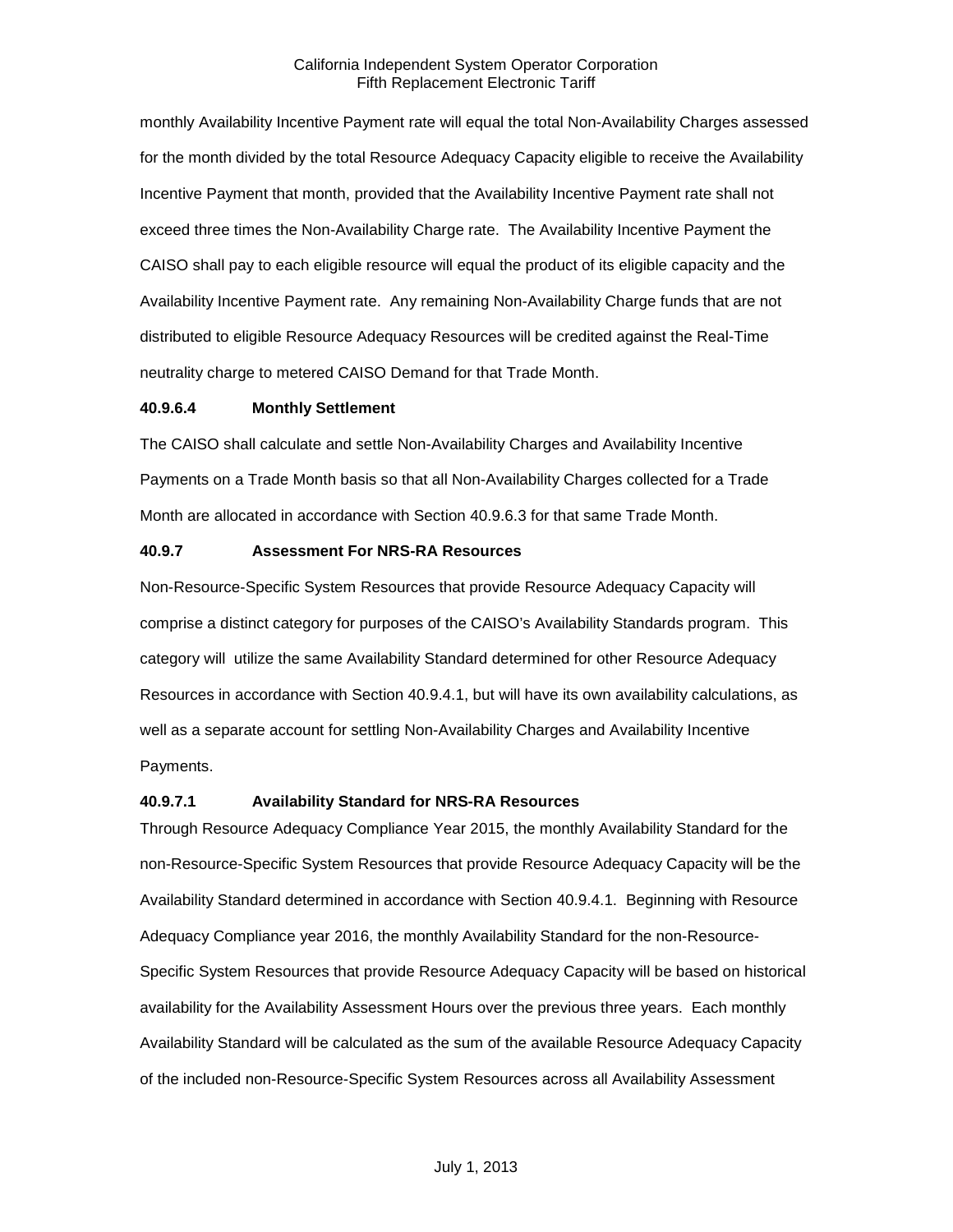monthly Availability Incentive Payment rate will equal the total Non-Availability Charges assessed for the month divided by the total Resource Adequacy Capacity eligible to receive the Availability Incentive Payment that month, provided that the Availability Incentive Payment rate shall not exceed three times the Non-Availability Charge rate. The Availability Incentive Payment the CAISO shall pay to each eligible resource will equal the product of its eligible capacity and the Availability Incentive Payment rate. Any remaining Non-Availability Charge funds that are not distributed to eligible Resource Adequacy Resources will be credited against the Real-Time neutrality charge to metered CAISO Demand for that Trade Month.

**40.9.6.4 Monthly Settlement**

The CAISO shall calculate and settle Non-Availability Charges and Availability Incentive Payments on a Trade Month basis so that all Non-Availability Charges collected for a Trade Month are allocated in accordance with Section 40.9.6.3 for that same Trade Month.

**40.9.7 Assessment For NRS-RA Resources**

Non-Resource-Specific System Resources that provide Resource Adequacy Capacity will comprise a distinct category for purposes of the CAISO's Availability Standards program. This category will utilize the same Availability Standard determined for other Resource Adequacy Resources in accordance with Section 40.9.4.1, but will have its own availability calculations, as well as a separate account for settling Non-Availability Charges and Availability Incentive Payments.

**40.9.7.1 Availability Standard for NRS-RA Resources**

Through Resource Adequacy Compliance Year 2015, the monthly Availability Standard for the non-Resource-Specific System Resources that provide Resource Adequacy Capacity will be the Availability Standard determined in accordance with Section 40.9.4.1. Beginning with Resource Adequacy Compliance year 2016, the monthly Availability Standard for the non-Resource-Specific System Resources that provide Resource Adequacy Capacity will be based on historical availability for the Availability Assessment Hours over the previous three years. Each monthly Availability Standard will be calculated as the sum of the available Resource Adequacy Capacity of the included non-Resource-Specific System Resources across all Availability Assessment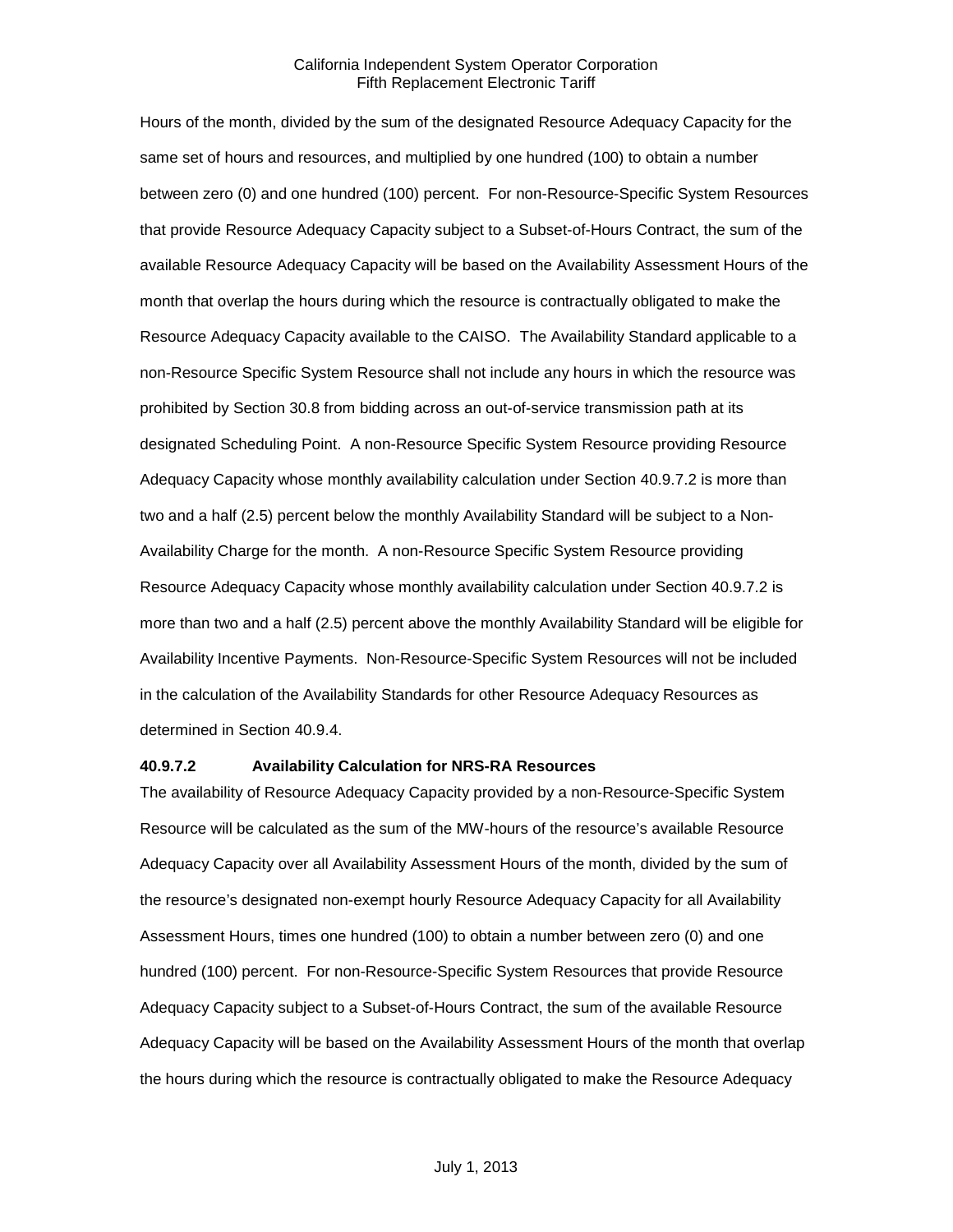Hours of the month, divided by the sum of the designated Resource Adequacy Capacity for the same set of hours and resources, and multiplied by one hundred (100) to obtain a number between zero (0) and one hundred (100) percent. For non-Resource-Specific System Resources that provide Resource Adequacy Capacity subject to a Subset-of-Hours Contract, the sum of the available Resource Adequacy Capacity will be based on the Availability Assessment Hours of the month that overlap the hours during which the resource is contractually obligated to make the Resource Adequacy Capacity available to the CAISO. The Availability Standard applicable to a non-Resource Specific System Resource shall not include any hours in which the resource was prohibited by Section 30.8 from bidding across an out-of-service transmission path at its designated Scheduling Point. A non-Resource Specific System Resource providing Resource Adequacy Capacity whose monthly availability calculation under Section 40.9.7.2 is more than two and a half (2.5) percent below the monthly Availability Standard will be subject to a Non-Availability Charge for the month. A non-Resource Specific System Resource providing Resource Adequacy Capacity whose monthly availability calculation under Section 40.9.7.2 is more than two and a half (2.5) percent above the monthly Availability Standard will be eligible for Availability Incentive Payments. Non-Resource-Specific System Resources will not be included in the calculation of the Availability Standards for other Resource Adequacy Resources as determined in Section 40.9.4.

**40.9.7.2 Availability Calculation for NRS-RA Resources**

The availability of Resource Adequacy Capacity provided by a non-Resource-Specific System Resource will be calculated as the sum of the MW-hours of the resource's available Resource Adequacy Capacity over all Availability Assessment Hours of the month, divided by the sum of the resource's designated non-exempt hourly Resource Adequacy Capacity for all Availability Assessment Hours, times one hundred (100) to obtain a number between zero (0) and one hundred (100) percent. For non-Resource-Specific System Resources that provide Resource Adequacy Capacity subject to a Subset-of-Hours Contract, the sum of the available Resource Adequacy Capacity will be based on the Availability Assessment Hours of the month that overlap the hours during which the resource is contractually obligated to make the Resource Adequacy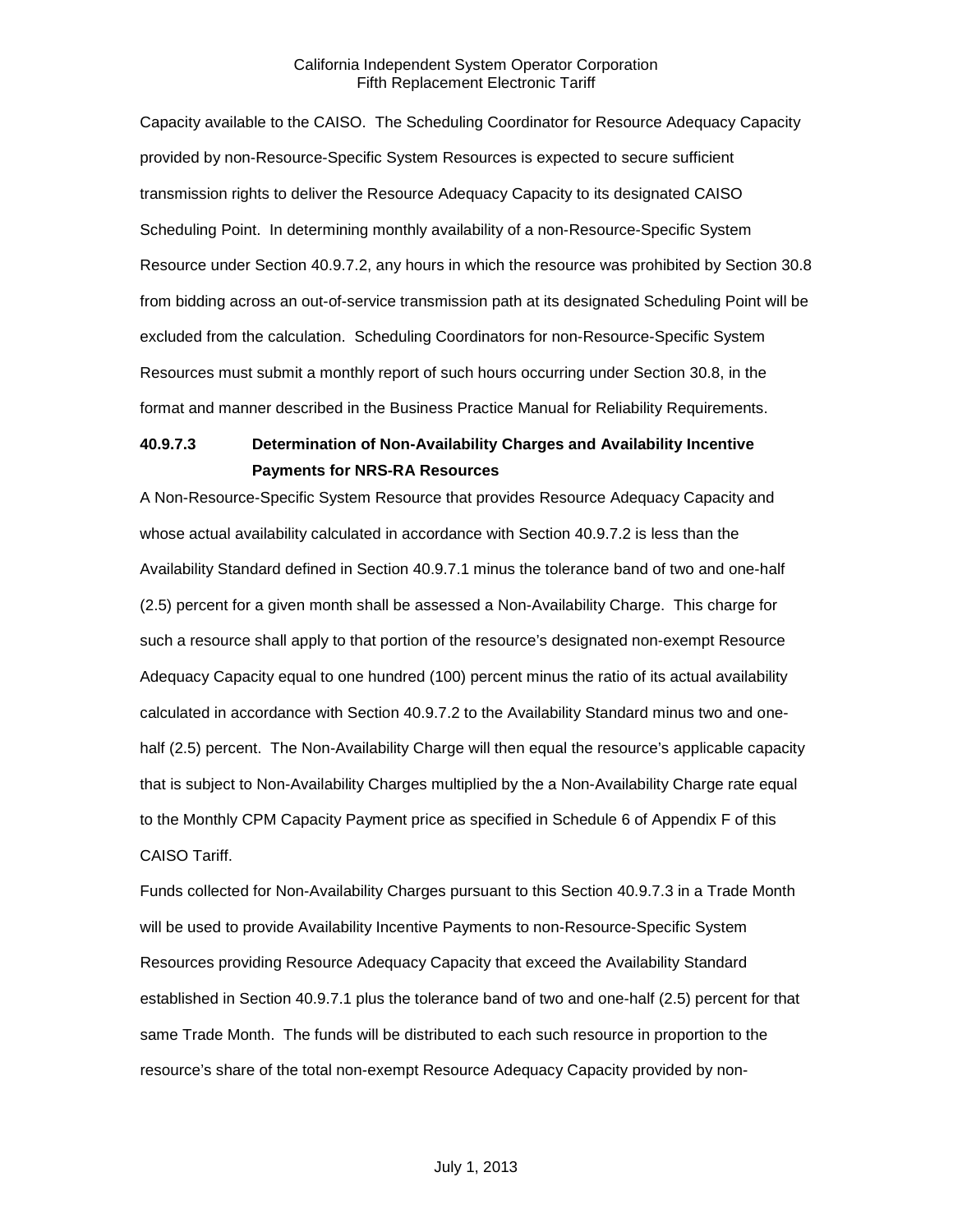Capacity available to the CAISO. The Scheduling Coordinator for Resource Adequacy Capacity provided by non-Resource-Specific System Resources is expected to secure sufficient transmission rights to deliver the Resource Adequacy Capacity to its designated CAISO Scheduling Point. In determining monthly availability of a non-Resource-Specific System Resource under Section 40.9.7.2, any hours in which the resource was prohibited by Section 30.8 from bidding across an out-of-service transmission path at its designated Scheduling Point will be excluded from the calculation. Scheduling Coordinators for non-Resource-Specific System Resources must submit a monthly report of such hours occurring under Section 30.8, in the format and manner described in the Business Practice Manual for Reliability Requirements.

### 40.9.7.3 Determination of Non-Availability Charges and Availability Incentive Payments for NRS-RA Resources

A Non-Resource-Specific System Resource that provides Resource Adequacy Capacity and whose actual availability calculated in accordance with Section 40.9.7.2 is less than the Availability Standard defined in Section 40.9.7.1 minus the tolerance band of two and one-half (2.5) percent for a given month shall be assessed a Non-Availability Charge. This charge for such a resource shall apply to that portion of the resource's designated non-exempt Resource Adequacy Capacity equal to one hundred (100) percent minus the ratio of its actual availability calculated in accordance with Section 40.9.7.2 to the Availability Standard minus two and one-half (2.5) percent. The Non-Availability Charge will then equal the resource's applicable capacity that is subject to Non-Availability Charges multiplied by the a Non-Availability Charge rate equal to the Monthly CPM Capacity Payment price as specified in Schedule 6 of Appendix F of this CAISO Tariff.

Funds collected for Non-Availability Charges pursuant to this Section 40.9.7.3 in a Trade Month will be used to provide Availability Incentive Payments to non-Resource-Specific System Resources providing Resource Adequacy Capacity that exceed the Availability Standard established in Section 40.9.7.1 plus the tolerance band of two and one-half (2.5) percent for that same Trade Month. The funds will be distributed to each such resource in proportion to the resource's share of the total non-exempt Resource Adequacy Capacity provided by non-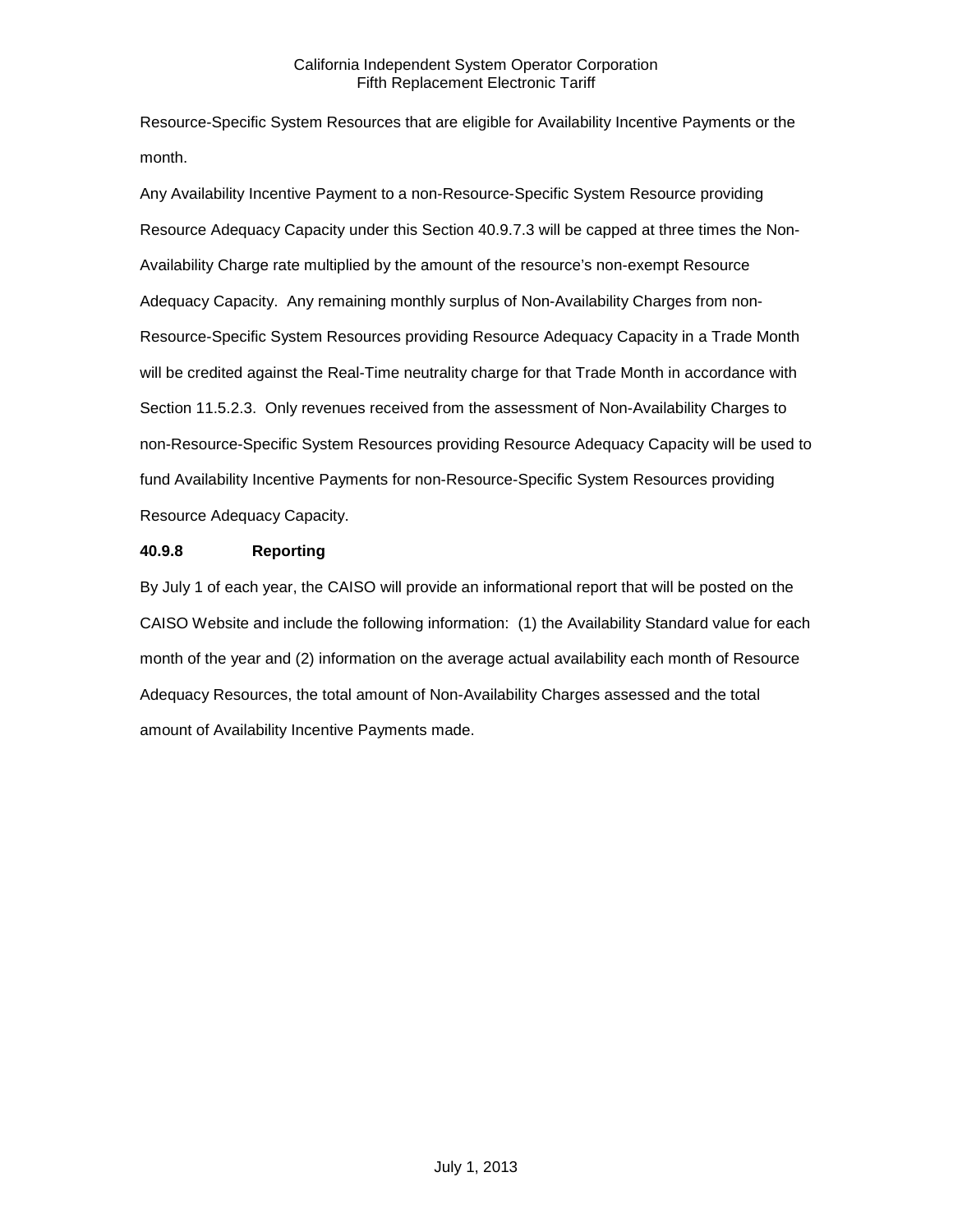Resource-Specific System Resources that are eligible for Availability Incentive Payments or the month.

Any Availability Incentive Payment to a non-Resource-Specific System Resource providing Resource Adequacy Capacity under this Section 40.9.7.3 will be capped at three times the Non-Availability Charge rate multiplied by the amount of the resource's non-exempt Resource Adequacy Capacity. Any remaining monthly surplus of Non-Availability Charges from non-Resource-Specific System Resources providing Resource Adequacy Capacity in a Trade Month will be credited against the Real-Time neutrality charge for that Trade Month in accordance with Section 11.5.2.3. Only revenues received from the assessment of Non-Availability Charges to non-Resource-Specific System Resources providing Resource Adequacy Capacity will be used to fund Availability Incentive Payments for non-Resource-Specific System Resources providing Resource Adequacy Capacity.

**40.9.8 Reporting**

By July 1 of each year, the CAISO will provide an informational report that will be posted on the CAISO Website and include the following information: (1) the Availability Standard value for each month of the year and (2) information on the average actual availability each month of Resource Adequacy Resources, the total amount of Non-Availability Charges assessed and the total amount of Availability Incentive Payments made.